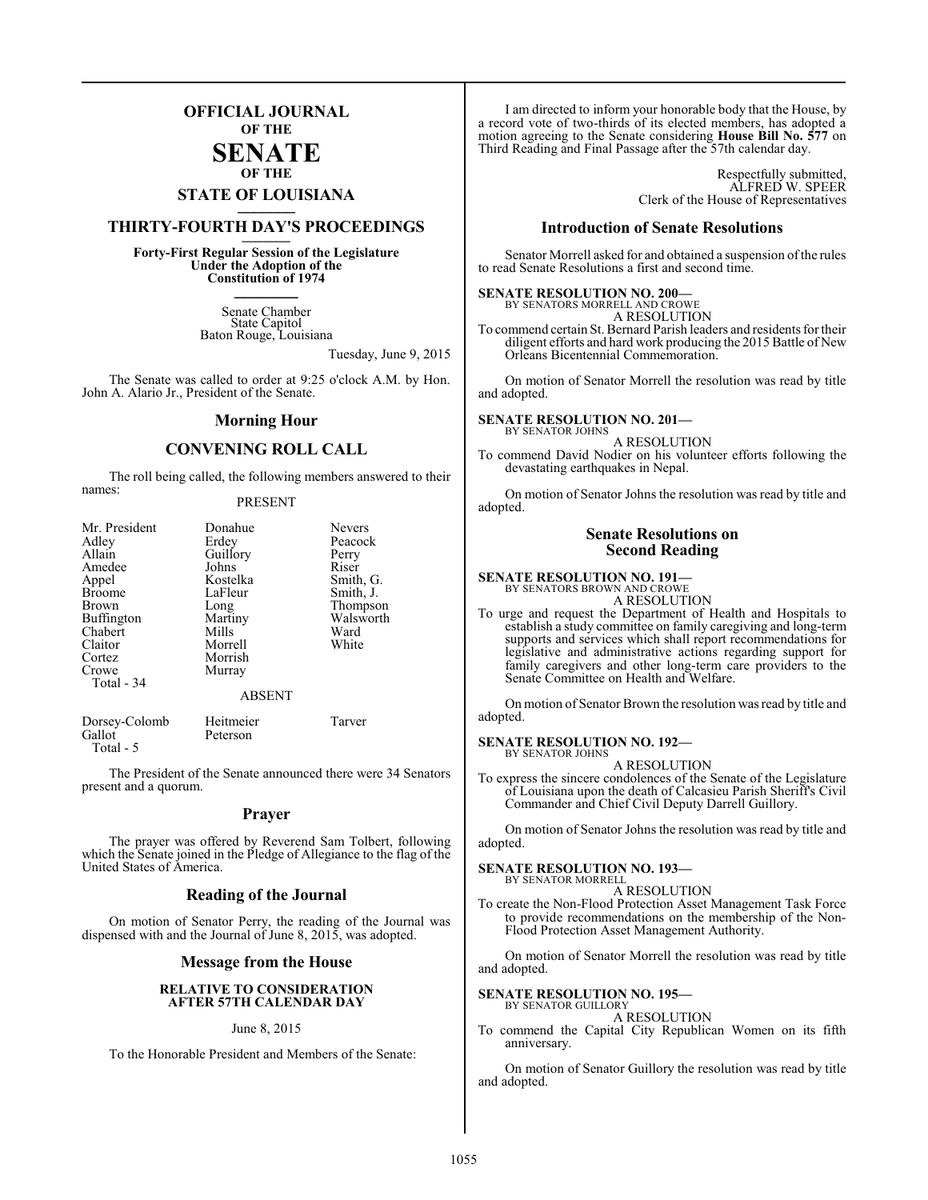# OFFICIAL JOURNAL OF THE SENATE OF THE STATE OF LOUISIANA

## THIRTY-FOURTH DAY'S PROCEEDINGS

**Forty-First Regular Session of the Legislature Under the Adoption of the Constitution of 1974**

Senate Chamber
State Capitol
Baton Rouge, Louisiana

Tuesday, June 9, 2015

The Senate was called to order at 9:25 o'clock A.M. by Hon. John A. Alario Jr., President of the Senate.

## Morning Hour

## CONVENING ROLL CALL

The roll being called, the following members answered to their names:

PRESENT

| | | |
|---|---|---|
| Mr. President | Donahue | Nevers |
| Adley | Erdey | Peacock |
| Allain | Guillory | Perry |
| Amedee | Johns | Riser |
| Appel | Kostelka | Smith, G. |
| Broome | LaFleur | Smith, J. |
| Brown | Long | Thompson |
| Buffington | Martiny | Walsworth |
| Chabert | Mills | Ward |
| Claitor | Morrell | White |
| Cortez | Morrish | |
| Crowe | Murray | |

Total - 34

ABSENT

| | | |
|---|---|---|
| Dorsey-Colomb | Heitmeier | Tarver |
| Gallot | Peterson | |

Total - 5

The President of the Senate announced there were 34 Senators present and a quorum.

## Prayer

The prayer was offered by Reverend Sam Tolbert, following which the Senate joined in the Pledge of Allegiance to the flag of the United States of America.

## Reading of the Journal

On motion of Senator Perry, the reading of the Journal was dispensed with and the Journal of June 8, 2015, was adopted.

## Message from the House

### RELATIVE TO CONSIDERATION AFTER 57TH CALENDAR DAY

June 8, 2015

To the Honorable President and Members of the Senate:

I am directed to inform your honorable body that the House, by a record vote of two-thirds of its elected members, has adopted a motion agreeing to the Senate considering **House Bill No. 577** on Third Reading and Final Passage after the 57th calendar day.

Respectfully submitted,
ALFRED W. SPEER
Clerk of the House of Representatives

## Introduction of Senate Resolutions

Senator Morrell asked for and obtained a suspension of the rules to read Senate Resolutions a first and second time.

**SENATE RESOLUTION NO. 200—**
BY SENATORS MORRELL AND CROWE
A RESOLUTION
To commend certain St. Bernard Parish leaders and residents for their diligent efforts and hard work producing the 2015 Battle of New Orleans Bicentennial Commemoration.

On motion of Senator Morrell the resolution was read by title and adopted.

**SENATE RESOLUTION NO. 201—**
BY SENATOR JOHNS
A RESOLUTION
To commend David Nodier on his volunteer efforts following the devastating earthquakes in Nepal.

On motion of Senator Johns the resolution was read by title and adopted.

## Senate Resolutions on Second Reading

**SENATE RESOLUTION NO. 191—**
BY SENATORS BROWN AND CROWE
A RESOLUTION
To urge and request the Department of Health and Hospitals to establish a study committee on family caregiving and long-term supports and services which shall report recommendations for legislative and administrative actions regarding support for family caregivers and other long-term care providers to the Senate Committee on Health and Welfare.

On motion of Senator Brown the resolution was read by title and adopted.

**SENATE RESOLUTION NO. 192—**
BY SENATOR JOHNS
A RESOLUTION
To express the sincere condolences of the Senate of the Legislature of Louisiana upon the death of Calcasieu Parish Sheriff's Civil Commander and Chief Civil Deputy Darrell Guillory.

On motion of Senator Johns the resolution was read by title and adopted.

**SENATE RESOLUTION NO. 193—**
BY SENATOR MORRELL
A RESOLUTION
To create the Non-Flood Protection Asset Management Task Force to provide recommendations on the membership of the Non-Flood Protection Asset Management Authority.

On motion of Senator Morrell the resolution was read by title and adopted.

**SENATE RESOLUTION NO. 195—**
BY SENATOR GUILLORY
A RESOLUTION
To commend the Capital City Republican Women on its fifth anniversary.

On motion of Senator Guillory the resolution was read by title and adopted.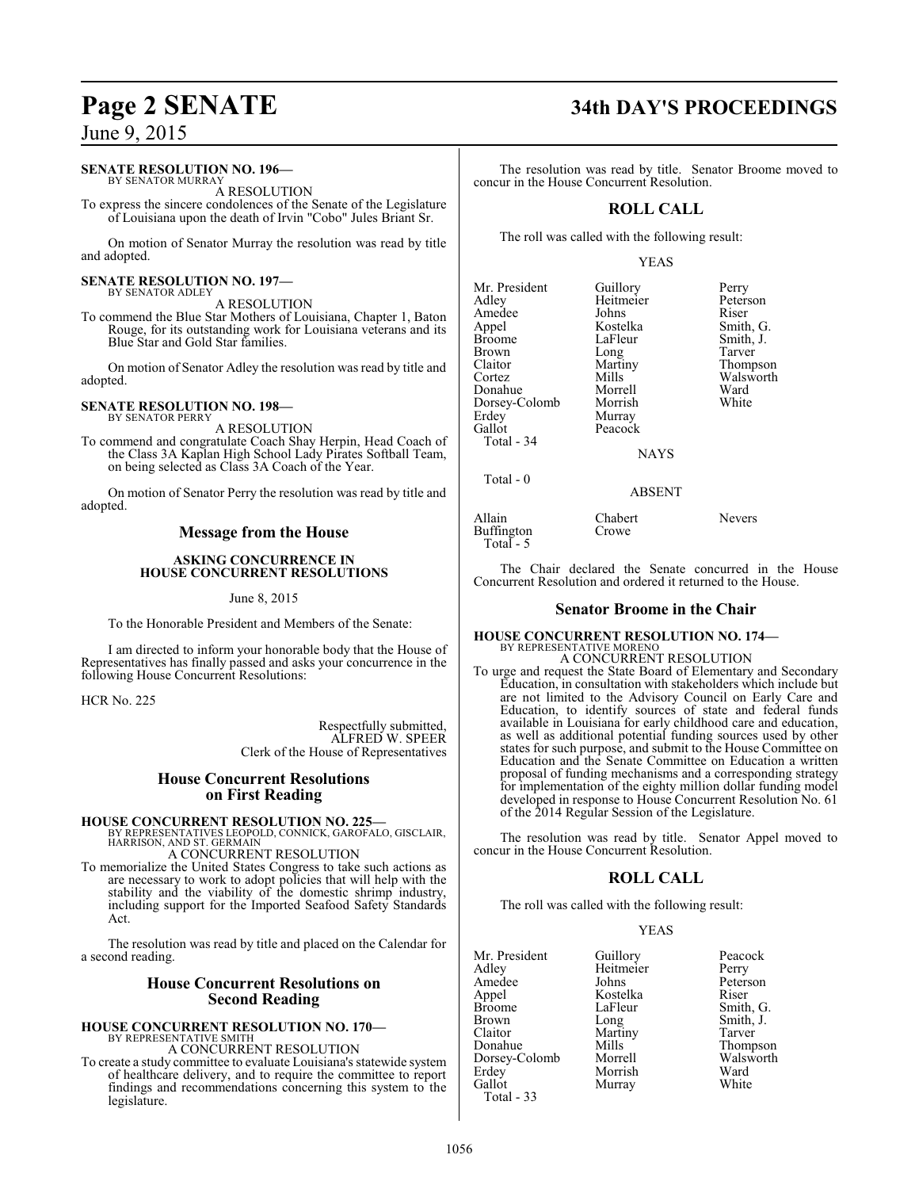**SENATE RESOLUTION NO. 196—**
BY SENATOR MURRAY

A RESOLUTION

To express the sincere condolences of the Senate of the Legislature of Louisiana upon the death of Irvin "Cobo" Jules Briant Sr.

On motion of Senator Murray the resolution was read by title and adopted.

**SENATE RESOLUTION NO. 197—**
BY SENATOR ADLEY

A RESOLUTION

To commend the Blue Star Mothers of Louisiana, Chapter 1, Baton Rouge, for its outstanding work for Louisiana veterans and its Blue Star and Gold Star families.

On motion of Senator Adley the resolution was read by title and adopted.

**SENATE RESOLUTION NO. 198—**
BY SENATOR PERRY

A RESOLUTION

To commend and congratulate Coach Shay Herpin, Head Coach of the Class 3A Kaplan High School Lady Pirates Softball Team, on being selected as Class 3A Coach of the Year.

On motion of Senator Perry the resolution was read by title and adopted.

## Message from the House

**ASKING CONCURRENCE IN HOUSE CONCURRENT RESOLUTIONS**

June 8, 2015

To the Honorable President and Members of the Senate:

I am directed to inform your honorable body that the House of Representatives has finally passed and asks your concurrence in the following House Concurrent Resolutions:

HCR No. 225

Respectfully submitted,
ALFRED W. SPEER
Clerk of the House of Representatives

## House Concurrent Resolutions on First Reading

**HOUSE CONCURRENT RESOLUTION NO. 225—**
BY REPRESENTATIVES LEOPOLD, CONNICK, GAROFALO, GISCLAIR, HARRISON, AND ST. GERMAIN

A CONCURRENT RESOLUTION

To memorialize the United States Congress to take such actions as are necessary to work to adopt policies that will help with the stability and the viability of the domestic shrimp industry, including support for the Imported Seafood Safety Standards Act.

The resolution was read by title and placed on the Calendar for a second reading.

## House Concurrent Resolutions on Second Reading

**HOUSE CONCURRENT RESOLUTION NO. 170—**
BY REPRESENTATIVE SMITH

A CONCURRENT RESOLUTION

To create a study committee to evaluate Louisiana's statewide system of healthcare delivery, and to require the committee to report findings and recommendations concerning this system to the legislature.

The resolution was read by title. Senator Broome moved to concur in the House Concurrent Resolution.

## ROLL CALL

The roll was called with the following result:

YEAS

| | | |
|---|---|---|
| Mr. President | Guillory | Perry |
| Adley | Heitmeier | Peterson |
| Amedee | Johns | Riser |
| Appel | Kostelka | Smith, G. |
| Broome | LaFleur | Smith, J. |
| Brown | Long | Tarver |
| Claitor | Martiny | Thompson |
| Cortez | Mills | Walsworth |
| Donahue | Morrell | Ward |
| Dorsey-Colomb | Morrish | White |
| Erdey | Murray | |
| Gallot | Peacock | |

Total - 34

NAYS

Total - 0

ABSENT

| | | |
|---|---|---|
| Allain | Chabert | Nevers |
| Buffington | Crowe | |

Total - 5

The Chair declared the Senate concurred in the House Concurrent Resolution and ordered it returned to the House.

## Senator Broome in the Chair

**HOUSE CONCURRENT RESOLUTION NO. 174—**
BY REPRESENTATIVE MORENO

A CONCURRENT RESOLUTION

To urge and request the State Board of Elementary and Secondary Education, in consultation with stakeholders which include but are not limited to the Advisory Council on Early Care and Education, to identify sources of state and federal funds available in Louisiana for early childhood care and education, as well as additional potential funding sources used by other states for such purpose, and submit to the House Committee on Education and the Senate Committee on Education a written proposal of funding mechanisms and a corresponding strategy for implementation of the eighty million dollar funding model developed in response to House Concurrent Resolution No. 61 of the 2014 Regular Session of the Legislature.

The resolution was read by title. Senator Appel moved to concur in the House Concurrent Resolution.

## ROLL CALL

The roll was called with the following result:

YEAS

| | | |
|---|---|---|
| Mr. President | Guillory | Peacock |
| Adley | Heitmeier | Perry |
| Amedee | Johns | Peterson |
| Appel | Kostelka | Riser |
| Broome | LaFleur | Smith, G. |
| Brown | Long | Smith, J. |
| Claitor | Martiny | Tarver |
| Donahue | Mills | Thompson |
| Dorsey-Colomb | Morrell | Walsworth |
| Erdey | Morrish | Ward |
| Gallot | Murray | White |

Total - 33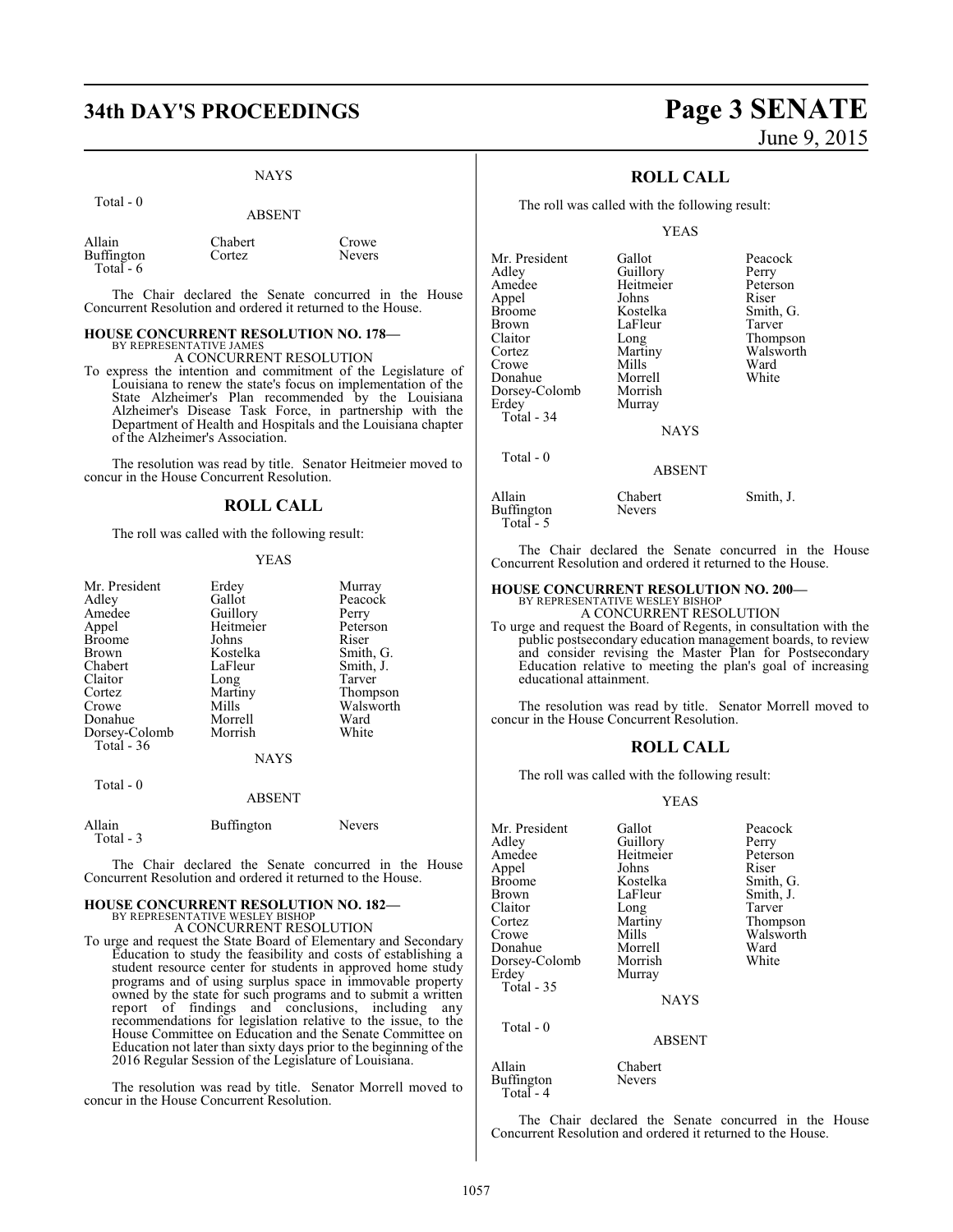NAYS

Total - 0

ABSENT

| | | |
|---|---|---|
| Allain | Chabert | Crowe |
| Buffington | Cortez | Nevers |
| Total - 6 | | |

The Chair declared the Senate concurred in the House Concurrent Resolution and ordered it returned to the House.

**HOUSE CONCURRENT RESOLUTION NO. 178—**
BY REPRESENTATIVE JAMES
A CONCURRENT RESOLUTION

To express the intention and commitment of the Legislature of Louisiana to renew the state's focus on implementation of the State Alzheimer's Plan recommended by the Louisiana Alzheimer's Disease Task Force, in partnership with the Department of Health and Hospitals and the Louisiana chapter of the Alzheimer's Association.

The resolution was read by title. Senator Heitmeier moved to concur in the House Concurrent Resolution.

## ROLL CALL

The roll was called with the following result:

YEAS

| | | |
|---|---|---|
| Mr. President | Erdey | Murray |
| Adley | Gallot | Peacock |
| Amedee | Guillory | Perry |
| Appel | Heitmeier | Peterson |
| Broome | Johns | Riser |
| Brown | Kostelka | Smith, G. |
| Chabert | LaFleur | Smith, J. |
| Claitor | Long | Tarver |
| Cortez | Martiny | Thompson |
| Crowe | Mills | Walsworth |
| Donahue | Morrell | Ward |
| Dorsey-Colomb | Morrish | White |
| Total - 36 | | |

NAYS

Total - 0

ABSENT

| | | |
|---|---|---|
| Allain | Buffington | Nevers |
| Total - 3 | | |

The Chair declared the Senate concurred in the House Concurrent Resolution and ordered it returned to the House.

**HOUSE CONCURRENT RESOLUTION NO. 182—**
BY REPRESENTATIVE WESLEY BISHOP
A CONCURRENT RESOLUTION

To urge and request the State Board of Elementary and Secondary Education to study the feasibility and costs of establishing a student resource center for students in approved home study programs and of using surplus space in immovable property owned by the state for such programs and to submit a written report of findings and conclusions, including any recommendations for legislation relative to the issue, to the House Committee on Education and the Senate Committee on Education not later than sixty days prior to the beginning of the 2016 Regular Session of the Legislature of Louisiana.

The resolution was read by title. Senator Morrell moved to concur in the House Concurrent Resolution.

## ROLL CALL

The roll was called with the following result:

YEAS

| | | |
|---|---|---|
| Mr. President | Gallot | Peacock |
| Adley | Guillory | Perry |
| Amedee | Heitmeier | Peterson |
| Appel | Johns | Riser |
| Broome | Kostelka | Smith, G. |
| Brown | LaFleur | Tarver |
| Claitor | Long | Thompson |
| Cortez | Martiny | Walsworth |
| Crowe | Mills | Ward |
| Donahue | Morrell | White |
| Dorsey-Colomb | Morrish | |
| Erdey | Murray | |
| Total - 34 | | |

NAYS

Total - 0

ABSENT

| | | |
|---|---|---|
| Allain | Chabert | Smith, J. |
| Buffington | Nevers | |
| Total - 5 | | |

The Chair declared the Senate concurred in the House Concurrent Resolution and ordered it returned to the House.

**HOUSE CONCURRENT RESOLUTION NO. 200—**
BY REPRESENTATIVE WESLEY BISHOP
A CONCURRENT RESOLUTION

To urge and request the Board of Regents, in consultation with the public postsecondary education management boards, to review and consider revising the Master Plan for Postsecondary Education relative to meeting the plan's goal of increasing educational attainment.

The resolution was read by title. Senator Morrell moved to concur in the House Concurrent Resolution.

## ROLL CALL

The roll was called with the following result:

YEAS

| | | |
|---|---|---|
| Mr. President | Gallot | Peacock |
| Adley | Guillory | Perry |
| Amedee | Heitmeier | Peterson |
| Appel | Johns | Riser |
| Broome | Kostelka | Smith, G. |
| Brown | LaFleur | Smith, J. |
| Claitor | Long | Tarver |
| Cortez | Martiny | Thompson |
| Crowe | Mills | Walsworth |
| Donahue | Morrell | Ward |
| Dorsey-Colomb | Morrish | White |
| Erdey | Murray | |
| Total - 35 | | |

NAYS

Total - 0

ABSENT

| | |
|---|---|
| Allain | Chabert |
| Buffington | Nevers |
| Total - 4 | |

The Chair declared the Senate concurred in the House Concurrent Resolution and ordered it returned to the House.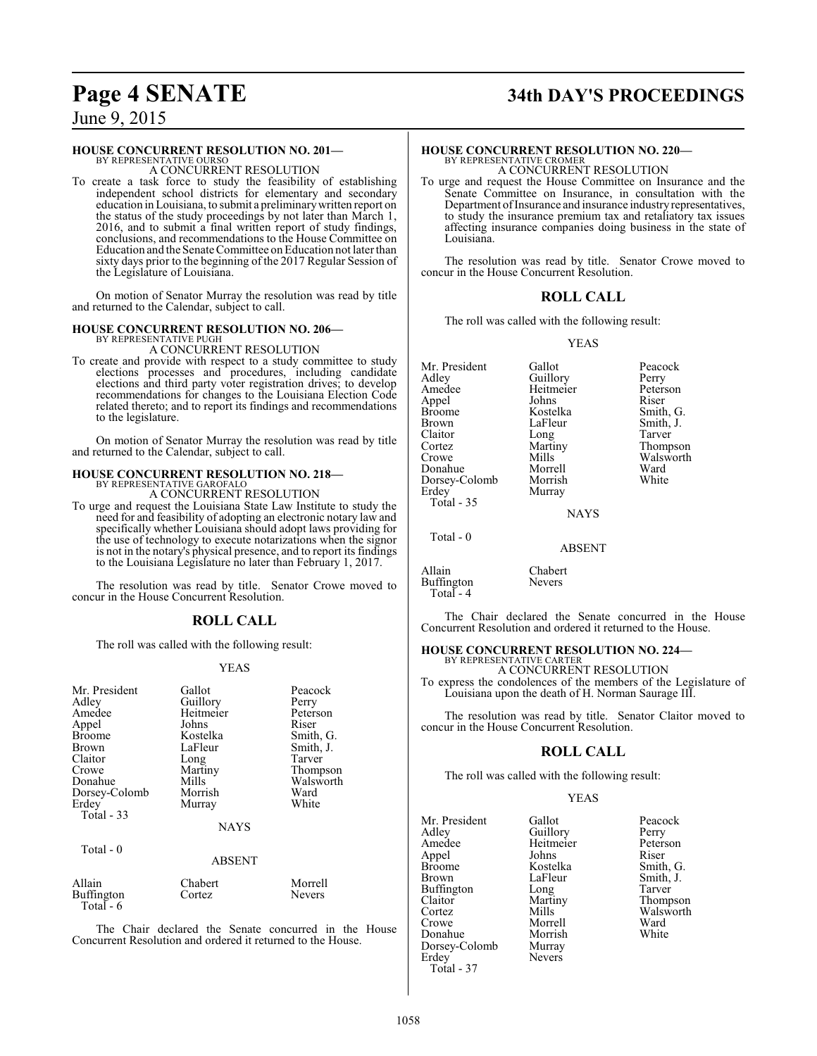### HOUSE CONCURRENT RESOLUTION NO. 201—
BY REPRESENTATIVE OURSO

A CONCURRENT RESOLUTION

To create a task force to study the feasibility of establishing independent school districts for elementary and secondary education in Louisiana, to submit a preliminary written report on the status of the study proceedings by not later than March 1, 2016, and to submit a final written report of study findings, conclusions, and recommendations to the House Committee on Education and the Senate Committee on Education not later than sixty days prior to the beginning of the 2017 Regular Session of the Legislature of Louisiana.

On motion of Senator Murray the resolution was read by title and returned to the Calendar, subject to call.

### HOUSE CONCURRENT RESOLUTION NO. 206—
BY REPRESENTATIVE PUGH

A CONCURRENT RESOLUTION

To create and provide with respect to a study committee to study elections processes and procedures, including candidate elections and third party voter registration drives; to develop recommendations for changes to the Louisiana Election Code related thereto; and to report its findings and recommendations to the legislature.

On motion of Senator Murray the resolution was read by title and returned to the Calendar, subject to call.

### HOUSE CONCURRENT RESOLUTION NO. 218—
BY REPRESENTATIVE GAROFALO

A CONCURRENT RESOLUTION

To urge and request the Louisiana State Law Institute to study the need for and feasibility of adopting an electronic notary law and specifically whether Louisiana should adopt laws providing for the use of technology to execute notarizations when the signor is not in the notary's physical presence, and to report its findings to the Louisiana Legislature no later than February 1, 2017.

The resolution was read by title. Senator Crowe moved to concur in the House Concurrent Resolution.

## ROLL CALL

The roll was called with the following result:

YEAS

| | | |
|---|---|---|
| Mr. President | Gallot | Peacock |
| Adley | Guillory | Perry |
| Amedee | Heitmeier | Peterson |
| Appel | Johns | Riser |
| Broome | Kostelka | Smith, G. |
| Brown | LaFleur | Smith, J. |
| Claitor | Long | Tarver |
| Crowe | Martiny | Thompson |
| Donahue | Mills | Walsworth |
| Dorsey-Colomb | Morrish | Ward |
| Erdey | Murray | White |

Total - 33

NAYS

Total - 0

ABSENT

| | | |
|---|---|---|
| Allain | Chabert | Morrell |
| Buffington | Cortez | Nevers |

Total - 6

The Chair declared the Senate concurred in the House Concurrent Resolution and ordered it returned to the House.

### HOUSE CONCURRENT RESOLUTION NO. 220—
BY REPRESENTATIVE CROMER

A CONCURRENT RESOLUTION

To urge and request the House Committee on Insurance and the Senate Committee on Insurance, in consultation with the Department of Insurance and insurance industry representatives, to study the insurance premium tax and retaliatory tax issues affecting insurance companies doing business in the state of Louisiana.

The resolution was read by title. Senator Crowe moved to concur in the House Concurrent Resolution.

## ROLL CALL

The roll was called with the following result:

YEAS

| | | |
|---|---|---|
| Mr. President | Gallot | Peacock |
| Adley | Guillory | Perry |
| Amedee | Heitmeier | Peterson |
| Appel | Johns | Riser |
| Broome | Kostelka | Smith, G. |
| Brown | LaFleur | Smith, J. |
| Claitor | Long | Tarver |
| Cortez | Martiny | Thompson |
| Crowe | Mills | Walsworth |
| Donahue | Morrell | Ward |
| Dorsey-Colomb | Morrish | White |
| Erdey | Murray | |

Total - 35

NAYS

Total - 0

ABSENT

| | |
|---|---|
| Allain | Chabert |
| Buffington | Nevers |

Total - 4

The Chair declared the Senate concurred in the House Concurrent Resolution and ordered it returned to the House.

### HOUSE CONCURRENT RESOLUTION NO. 224—
BY REPRESENTATIVE CARTER

A CONCURRENT RESOLUTION

To express the condolences of the members of the Legislature of Louisiana upon the death of H. Norman Saurage III.

The resolution was read by title. Senator Claitor moved to concur in the House Concurrent Resolution.

## ROLL CALL

The roll was called with the following result:

YEAS

| | | |
|---|---|---|
| Mr. President | Gallot | Peacock |
| Adley | Guillory | Perry |
| Amedee | Heitmeier | Peterson |
| Appel | Johns | Riser |
| Broome | Kostelka | Smith, G. |
| Brown | LaFleur | Smith, J. |
| Buffington | Long | Tarver |
| Claitor | Martiny | Thompson |
| Cortez | Mills | Walsworth |
| Crowe | Morrell | Ward |
| Donahue | Morrish | White |
| Dorsey-Colomb | Murray | |
| Erdey | Nevers | |

Total - 37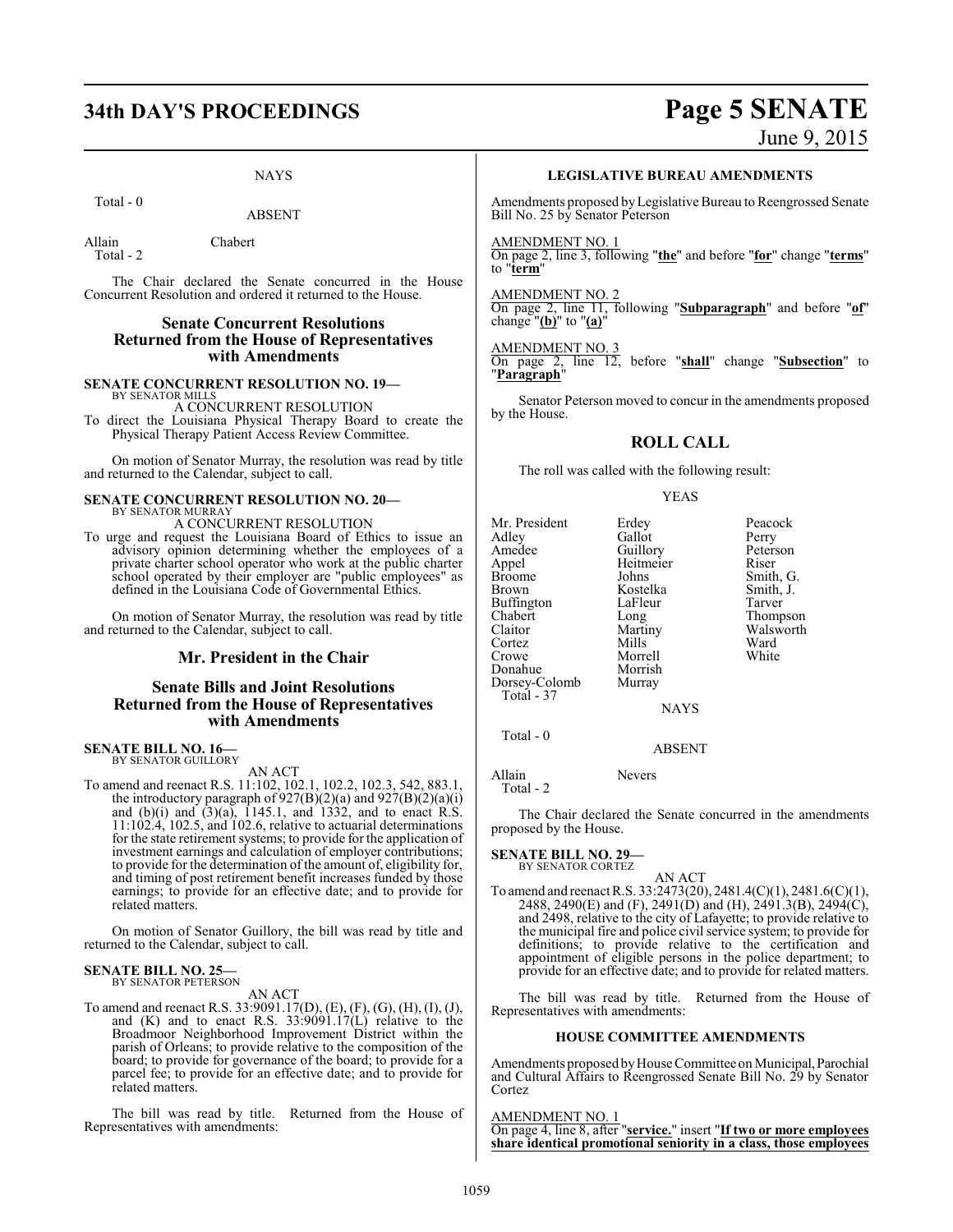NAYS

Total - 0

ABSENT

Allain Chabert
Total - 2

The Chair declared the Senate concurred in the House Concurrent Resolution and ordered it returned to the House.

## Senate Concurrent Resolutions Returned from the House of Representatives with Amendments

**SENATE CONCURRENT RESOLUTION NO. 19—**
BY SENATOR MILLS
A CONCURRENT RESOLUTION
To direct the Louisiana Physical Therapy Board to create the Physical Therapy Patient Access Review Committee.

On motion of Senator Murray, the resolution was read by title and returned to the Calendar, subject to call.

**SENATE CONCURRENT RESOLUTION NO. 20—**
BY SENATOR MURRAY
A CONCURRENT RESOLUTION
To urge and request the Louisiana Board of Ethics to issue an advisory opinion determining whether the employees of a private charter school operator who work at the public charter school operated by their employer are "public employees" as defined in the Louisiana Code of Governmental Ethics.

On motion of Senator Murray, the resolution was read by title and returned to the Calendar, subject to call.

## Mr. President in the Chair

## Senate Bills and Joint Resolutions Returned from the House of Representatives with Amendments

**SENATE BILL NO. 16—**
BY SENATOR GUILLORY
AN ACT
To amend and reenact R.S. 11:102, 102.1, 102.2, 102.3, 542, 883.1, the introductory paragraph of 927(B)(2)(a) and 927(B)(2)(a)(i) and (b)(i) and (3)(a), 1145.1, and 1332, and to enact R.S. 11:102.4, 102.5, and 102.6, relative to actuarial determinations for the state retirement systems; to provide for the application of investment earnings and calculation of employer contributions; to provide for the determination of the amount of, eligibility for, and timing of post retirement benefit increases funded by those earnings; to provide for an effective date; and to provide for related matters.

On motion of Senator Guillory, the bill was read by title and returned to the Calendar, subject to call.

**SENATE BILL NO. 25—**
BY SENATOR PETERSON
AN ACT
To amend and reenact R.S. 33:9091.17(D), (E), (F), (G), (H), (I), (J), and (K) and to enact R.S. 33:9091.17(L) relative to the Broadmoor Neighborhood Improvement District within the parish of Orleans; to provide relative to the composition of the board; to provide for governance of the board; to provide for a parcel fee; to provide for an effective date; and to provide for related matters.

The bill was read by title. Returned from the House of Representatives with amendments:

**LEGISLATIVE BUREAU AMENDMENTS**

Amendments proposed by Legislative Bureau to Reengrossed Senate Bill No. 25 by Senator Peterson

AMENDMENT NO. 1
On page 2, line 3, following "**the**" and before "**for**" change "**terms**" to "**term**"

AMENDMENT NO. 2
On page 2, line 11, following "**Subparagraph**" and before "**of**" change "**(b)**" to "**(a)**"

AMENDMENT NO. 3
On page 2, line 12, before "**shall**" change "**Subsection**" to "**Paragraph**"

Senator Peterson moved to concur in the amendments proposed by the House.

## ROLL CALL

The roll was called with the following result:

YEAS

| | | |
|---|---|---|
| Mr. President | Erdey | Peacock |
| Adley | Gallot | Perry |
| Amedee | Guillory | Peterson |
| Appel | Heitmeier | Riser |
| Broome | Johns | Smith, G. |
| Brown | Kostelka | Smith, J. |
| Buffington | LaFleur | Tarver |
| Chabert | Long | Thompson |
| Claitor | Martiny | Walsworth |
| Cortez | Mills | Ward |
| Crowe | Morrell | White |
| Donahue | Morrish | |
| Dorsey-Colomb | Murray | |

Total - 37

NAYS

Total - 0

ABSENT

Allain Nevers
Total - 2

The Chair declared the Senate concurred in the amendments proposed by the House.

**SENATE BILL NO. 29—**
BY SENATOR CORTEZ
AN ACT
To amend and reenact R.S. 33:2473(20), 2481.4(C)(1), 2481.6(C)(1), 2488, 2490(E) and (F), 2491(D) and (H), 2491.3(B), 2494(C), and 2498, relative to the city of Lafayette; to provide relative to the municipal fire and police civil service system; to provide for definitions; to provide relative to the certification and appointment of eligible persons in the police department; to provide for an effective date; and to provide for related matters.

The bill was read by title. Returned from the House of Representatives with amendments:

**HOUSE COMMITTEE AMENDMENTS**

Amendments proposed by House Committee on Municipal, Parochial and Cultural Affairs to Reengrossed Senate Bill No. 29 by Senator Cortez

AMENDMENT NO. 1
On page 4, line 8, after "**service.**" insert "**If two or more employees share identical promotional seniority in a class, those employees**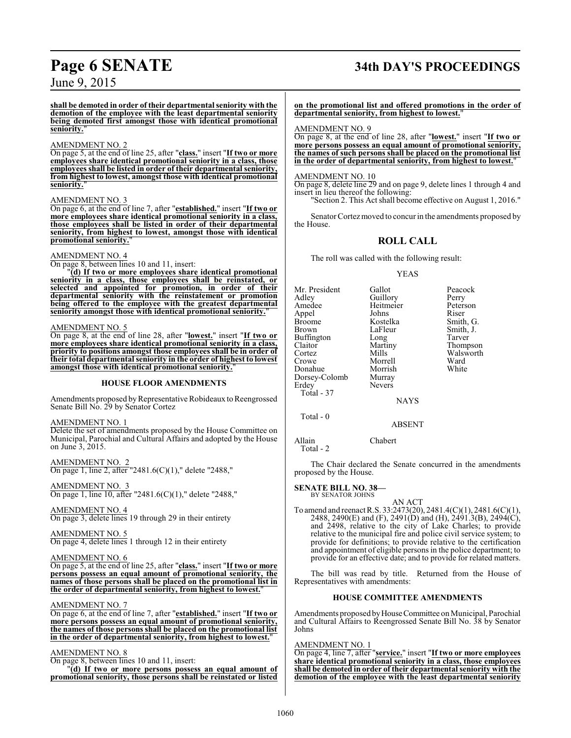**shall be demoted in order of their departmental seniority with the demotion of the employee with the least departmental seniority being demoted first amongst those with identical promotional seniority.**"

AMENDMENT NO. 2

On page 5, at the end of line 25, after "**class.**" insert "**If two or more employees share identical promotional seniority in a class, those employees shall be listed in order of their departmental seniority, from highest to lowest, amongst those with identical promotional seniority.**"

AMENDMENT NO. 3

On page 6, at the end of line 7, after "**established.**" insert "**If two or more employees share identical promotional seniority in a class, those employees shall be listed in order of their departmental seniority, from highest to lowest, amongst those with identical promotional seniority.**"

AMENDMENT NO. 4

On page 8, between lines 10 and 11, insert:

"**(d) If two or more employees share identical promotional seniority in a class, those employees shall be reinstated, or selected and appointed for promotion, in order of their departmental seniority with the reinstatement or promotion being offered to the employee with the greatest departmental seniority amongst those with identical promotional seniority.**"

AMENDMENT NO. 5

On page 8, at the end of line 28, after "**lowest.**" insert "**If two or more employees share identical promotional seniority in a class, priority to positions amongst those employees shall be in order of their total departmental seniority in the order of highest to lowest amongst those with identical promotional seniority.**"

### HOUSE FLOOR AMENDMENTS

Amendments proposed by Representative Robideaux to Reengrossed Senate Bill No. 29 by Senator Cortez

AMENDMENT NO. 1

Delete the set of amendments proposed by the House Committee on Municipal, Parochial and Cultural Affairs and adopted by the House on June 3, 2015.

AMENDMENT NO. 2

On page 1, line 2, after "2481.6(C)(1)," delete "2488,"

AMENDMENT NO. 3

On page 1, line 10, after "2481.6(C)(1)," delete "2488,"

AMENDMENT NO. 4

On page 3, delete lines 19 through 29 in their entirety

AMENDMENT NO. 5

On page 4, delete lines 1 through 12 in their entirety

AMENDMENT NO. 6

On page 5, at the end of line 25, after "**class.**" insert "**If two or more persons possess an equal amount of promotional seniority, the names of those persons shall be placed on the promotional list in the order of departmental seniority, from highest to lowest.**"

AMENDMENT NO. 7

On page 6, at the end of line 7, after "**established.**" insert "**If two or more persons possess an equal amount of promotional seniority, the names of those persons shall be placed on the promotional list in the order of departmental seniority, from highest to lowest.**"

AMENDMENT NO. 8

On page 8, between lines 10 and 11, insert:

"**(d) If two or more persons possess an equal amount of promotional seniority, those persons shall be reinstated or listed on the promotional list and offered promotions in the order of departmental seniority, from highest to lowest.**"

AMENDMENT NO. 9

On page 8, at the end of line 28, after "**lowest.**" insert "**If two or more persons possess an equal amount of promotional seniority, the names of such persons shall be placed on the promotional list in the order of departmental seniority, from highest to lowest.**"

AMENDMENT NO. 10

On page 8, delete line 29 and on page 9, delete lines 1 through 4 and insert in lieu thereof the following:

"Section 2. This Act shall become effective on August 1, 2016."

Senator Cortez moved to concur in the amendments proposed by the House.

## ROLL CALL

The roll was called with the following result:

YEAS

| | | |
|---|---|---|
| Mr. President | Gallot | Peacock |
| Adley | Guillory | Perry |
| Amedee | Heitmeier | Peterson |
| Appel | Johns | Riser |
| Broome | Kostelka | Smith, G. |
| Brown | LaFleur | Smith, J. |
| Buffington | Long | Tarver |
| Claitor | Martiny | Thompson |
| Cortez | Mills | Walsworth |
| Crowe | Morrell | Ward |
| Donahue | Morrish | White |
| Dorsey-Colomb | Murray | |
| Erdey | Nevers | |

Total - 37

NAYS

Total - 0

ABSENT

| | |
|---|---|
| Allain | Chabert |

Total - 2

The Chair declared the Senate concurred in the amendments proposed by the House.

**SENATE BILL NO. 38—**
BY SENATOR JOHNS

AN ACT

To amend and reenact R.S. 33:2473(20), 2481.4(C)(1), 2481.6(C)(1), 2488, 2490(E) and (F), 2491(D) and (H), 2491.3(B), 2494(C), and 2498, relative to the city of Lake Charles; to provide relative to the municipal fire and police civil service system; to provide for definitions; to provide relative to the certification and appointment of eligible persons in the police department; to provide for an effective date; and to provide for related matters.

The bill was read by title. Returned from the House of Representatives with amendments:

### HOUSE COMMITTEE AMENDMENTS

Amendments proposed by House Committee on Municipal, Parochial and Cultural Affairs to Reengrossed Senate Bill No. 38 by Senator Johns

AMENDMENT NO. 1

On page 4, line 7, after "**service.**" insert "**If two or more employees share identical promotional seniority in a class, those employees shall be demoted in order of their departmental seniority with the demotion of the employee with the least departmental seniority**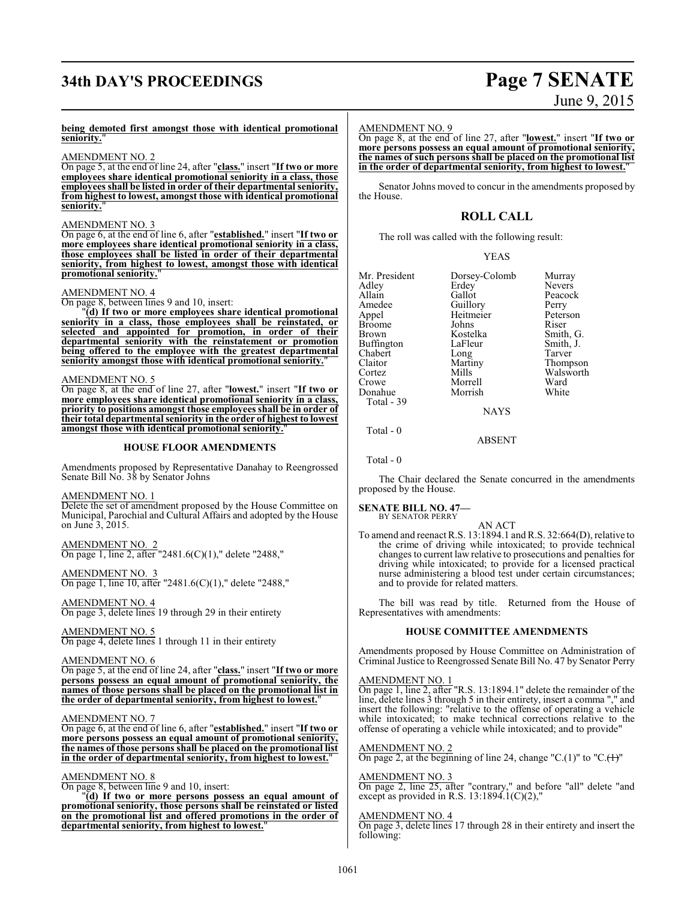**being demoted first amongst those with identical promotional seniority.**"

AMENDMENT NO. 2
On page 5, at the end of line 24, after "**class.**" insert "**If two or more employees share identical promotional seniority in a class, those employees shall be listed in order of their departmental seniority, from highest to lowest, amongst those with identical promotional seniority.**"

AMENDMENT NO. 3
On page 6, at the end of line 6, after "**established.**" insert "**If two or more employees share identical promotional seniority in a class, those employees shall be listed in order of their departmental seniority, from highest to lowest, amongst those with identical promotional seniority.**"

AMENDMENT NO. 4
On page 8, between lines 9 and 10, insert:

"**(d) If two or more employees share identical promotional seniority in a class, those employees shall be reinstated, or selected and appointed for promotion, in order of their departmental seniority with the reinstatement or promotion being offered to the employee with the greatest departmental seniority amongst those with identical promotional seniority.**"

AMENDMENT NO. 5
On page 8, at the end of line 27, after "**lowest.**" insert "**If two or more employees share identical promotional seniority in a class, priority to positions amongst those employees shall be in order of their total departmental seniority in the order of highest to lowest amongst those with identical promotional seniority.**"

### HOUSE FLOOR AMENDMENTS

Amendments proposed by Representative Danahay to Reengrossed Senate Bill No. 38 by Senator Johns

AMENDMENT NO. 1
Delete the set of amendment proposed by the House Committee on Municipal, Parochial and Cultural Affairs and adopted by the House on June 3, 2015.

AMENDMENT NO. 2
On page 1, line 2, after "2481.6(C)(1)," delete "2488,"

AMENDMENT NO. 3
On page 1, line 10, after "2481.6(C)(1)," delete "2488,"

AMENDMENT NO. 4
On page 3, delete lines 19 through 29 in their entirety

AMENDMENT NO. 5
On page 4, delete lines 1 through 11 in their entirety

AMENDMENT NO. 6
On page 5, at the end of line 24, after "**class.**" insert "**If two or more persons possess an equal amount of promotional seniority, the names of those persons shall be placed on the promotional list in the order of departmental seniority, from highest to lowest.**"

AMENDMENT NO. 7
On page 6, at the end of line 6, after "**established.**" insert "**If two or more persons possess an equal amount of promotional seniority, the names of those persons shall be placed on the promotional list in the order of departmental seniority, from highest to lowest.**"

AMENDMENT NO. 8
On page 8, between line 9 and 10, insert:

"**(d) If two or more persons possess an equal amount of promotional seniority, those persons shall be reinstated or listed on the promotional list and offered promotions in the order of departmental seniority, from highest to lowest.**"

AMENDMENT NO. 9
On page 8, at the end of line 27, after "**lowest.**" insert "**If two or more persons possess an equal amount of promotional seniority, the names of such persons shall be placed on the promotional list in the order of departmental seniority, from highest to lowest.**"

Senator Johns moved to concur in the amendments proposed by the House.

## ROLL CALL

The roll was called with the following result:

YEAS

| | | |
|---|---|---|
| Mr. President | Dorsey-Colomb | Murray |
| Adley | Erdey | Nevers |
| Allain | Gallot | Peacock |
| Amedee | Guillory | Perry |
| Appel | Heitmeier | Peterson |
| Broome | Johns | Riser |
| Brown | Kostelka | Smith, G. |
| Buffington | LaFleur | Smith, J. |
| Chabert | Long | Tarver |
| Claitor | Martiny | Thompson |
| Cortez | Mills | Walsworth |
| Crowe | Morrell | Ward |
| Donahue | Morrish | White |

Total - 39

NAYS

Total - 0

ABSENT

Total - 0

The Chair declared the Senate concurred in the amendments proposed by the House.

**SENATE BILL NO. 47—**
BY SENATOR PERRY

AN ACT

To amend and reenact R.S. 13:1894.1 and R.S. 32:664(D), relative to the crime of driving while intoxicated; to provide technical changes to current law relative to prosecutions and penalties for driving while intoxicated; to provide for a licensed practical nurse administering a blood test under certain circumstances; and to provide for related matters.

The bill was read by title. Returned from the House of Representatives with amendments:

### HOUSE COMMITTEE AMENDMENTS

Amendments proposed by House Committee on Administration of Criminal Justice to Reengrossed Senate Bill No. 47 by Senator Perry

AMENDMENT NO. 1
On page 1, line 2, after "R.S. 13:1894.1" delete the remainder of the line, delete lines 3 through 5 in their entirety, insert a comma "," and insert the following: "relative to the offense of operating a vehicle while intoxicated; to make technical corrections relative to the offense of operating a vehicle while intoxicated; and to provide"

AMENDMENT NO. 2
On page 2, at the beginning of line 24, change "C.(1)" to "C.~~(1)~~"

AMENDMENT NO. 3
On page 2, line 25, after "contrary," and before "all" delete "and except as provided in R.S. 13:1894.1(C)(2),"

AMENDMENT NO. 4
On page 3, delete lines 17 through 28 in their entirety and insert the following: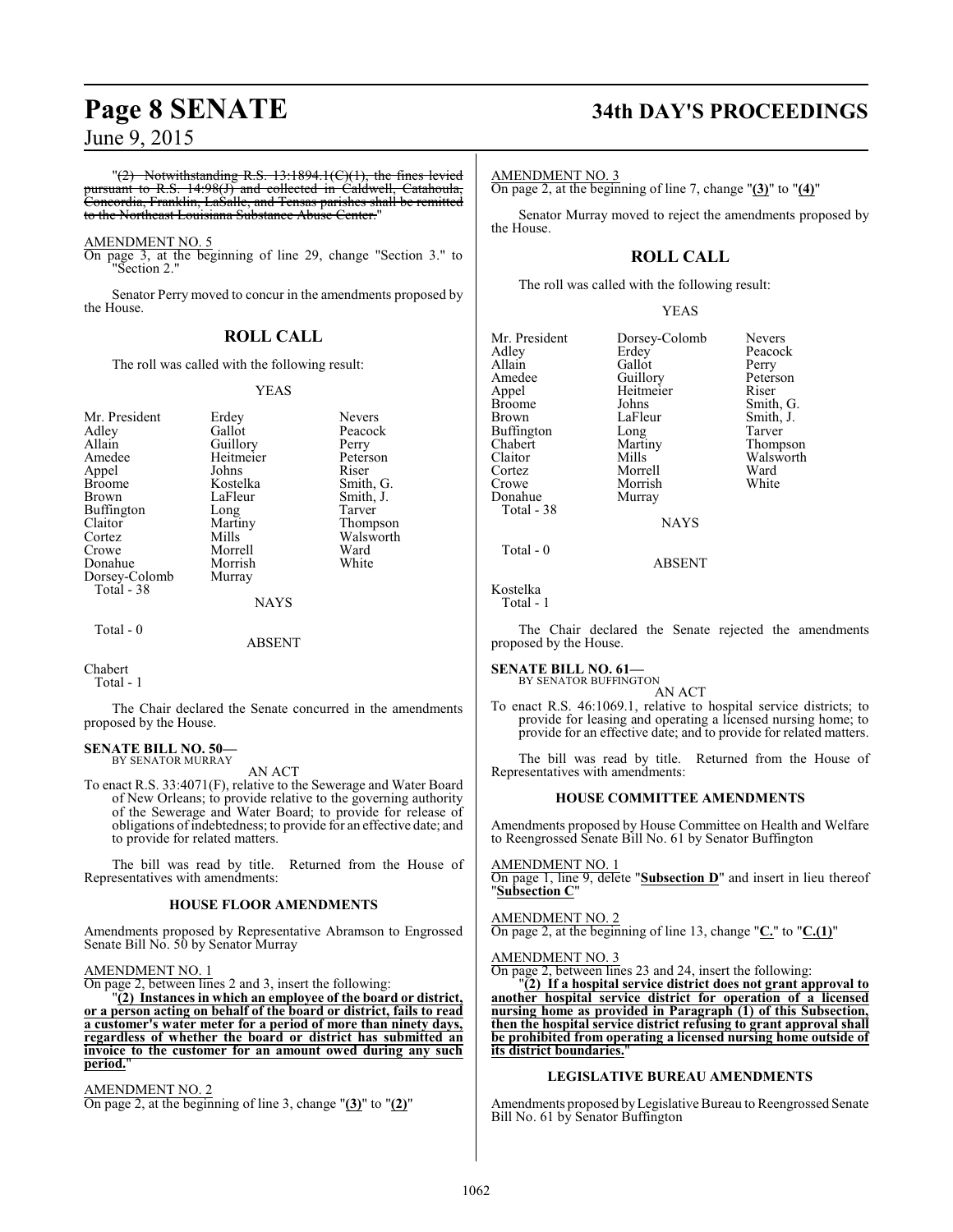"(2) Notwithstanding R.S. 13:1894.1(C)(1), the fines levied pursuant to R.S. 14:98(J) and collected in Caldwell, Catahoula, Concordia, Franklin, LaSalle, and Tensas parishes shall be remitted to the Northeast Louisiana Substance Abuse Center."

AMENDMENT NO. 5
On page 3, at the beginning of line 29, change "Section 3." to "Section 2."

Senator Perry moved to concur in the amendments proposed by the House.

## ROLL CALL

The roll was called with the following result:

YEAS

| | | |
|---|---|---|
| Mr. President | Erdey | Nevers |
| Adley | Gallot | Peacock |
| Allain | Guillory | Perry |
| Amedee | Heitmeier | Peterson |
| Appel | Johns | Riser |
| Broome | Kostelka | Smith, G. |
| Brown | LaFleur | Smith, J. |
| Buffington | Long | Tarver |
| Claitor | Martiny | Thompson |
| Cortez | Mills | Walsworth |
| Crowe | Morrell | Ward |
| Donahue | Morrish | White |
| Dorsey-Colomb | Murray | |

Total - 38

NAYS

Total - 0

ABSENT

Chabert

Total - 1

The Chair declared the Senate concurred in the amendments proposed by the House.

**SENATE BILL NO. 50—**
BY SENATOR MURRAY

AN ACT

To enact R.S. 33:4071(F), relative to the Sewerage and Water Board of New Orleans; to provide relative to the governing authority of the Sewerage and Water Board; to provide for release of obligations of indebtedness; to provide for an effective date; and to provide for related matters.

The bill was read by title. Returned from the House of Representatives with amendments:

### HOUSE FLOOR AMENDMENTS

Amendments proposed by Representative Abramson to Engrossed Senate Bill No. 50 by Senator Murray

AMENDMENT NO. 1
On page 2, between lines 2 and 3, insert the following:

"**(2) Instances in which an employee of the board or district, or a person acting on behalf of the board or district, fails to read a customer's water meter for a period of more than ninety days, regardless of whether the board or district has submitted an invoice to the customer for an amount owed during any such period.**"

AMENDMENT NO. 2
On page 2, at the beginning of line 3, change "**(3)**" to "**(2)**"

AMENDMENT NO. 3
On page 2, at the beginning of line 7, change "**(3)**" to "**(4)**"

Senator Murray moved to reject the amendments proposed by the House.

## ROLL CALL

The roll was called with the following result:

YEAS

| | | |
|---|---|---|
| Mr. President | Dorsey-Colomb | Nevers |
| Adley | Erdey | Peacock |
| Allain | Gallot | Perry |
| Amedee | Guillory | Peterson |
| Appel | Heitmeier | Riser |
| Broome | Johns | Smith, G. |
| Brown | LaFleur | Smith, J. |
| Buffington | Long | Tarver |
| Chabert | Martiny | Thompson |
| Claitor | Mills | Walsworth |
| Cortez | Morrell | Ward |
| Crowe | Morrish | White |
| Donahue | Murray | |

Total - 38

NAYS

Total - 0

ABSENT

Kostelka

Total - 1

The Chair declared the Senate rejected the amendments proposed by the House.

**SENATE BILL NO. 61—**
BY SENATOR BUFFINGTON

AN ACT

To enact R.S. 46:1069.1, relative to hospital service districts; to provide for leasing and operating a licensed nursing home; to provide for an effective date; and to provide for related matters.

The bill was read by title. Returned from the House of Representatives with amendments:

### HOUSE COMMITTEE AMENDMENTS

Amendments proposed by House Committee on Health and Welfare to Reengrossed Senate Bill No. 61 by Senator Buffington

AMENDMENT NO. 1
On page 1, line 9, delete "**Subsection D**" and insert in lieu thereof "**Subsection C**"

AMENDMENT NO. 2
On page 2, at the beginning of line 13, change "**C.**" to "**C.(1)**"

AMENDMENT NO. 3
On page 2, between lines 23 and 24, insert the following:

"**(2) If a hospital service district does not grant approval to another hospital service district for operation of a licensed nursing home as provided in Paragraph (1) of this Subsection, then the hospital service district refusing to grant approval shall be prohibited from operating a licensed nursing home outside of its district boundaries.**"

### LEGISLATIVE BUREAU AMENDMENTS

Amendments proposed by Legislative Bureau to Reengrossed Senate Bill No. 61 by Senator Buffington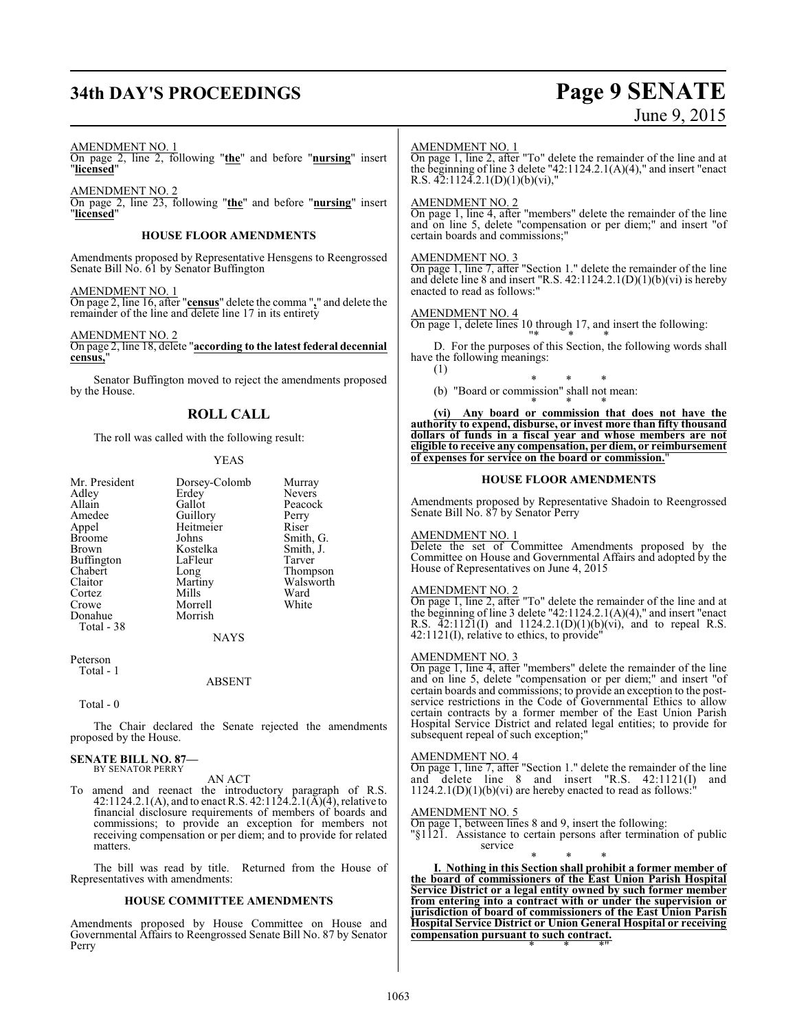AMENDMENT NO. 1

On page 2, line 2, following "**the**" and before "**nursing**" insert "**licensed**"

AMENDMENT NO. 2

On page 2, line 23, following "**the**" and before "**nursing**" insert "**licensed**"

### HOUSE FLOOR AMENDMENTS

Amendments proposed by Representative Hensgens to Reengrossed Senate Bill No. 61 by Senator Buffington

AMENDMENT NO. 1

On page 2, line 16, after "**census**" delete the comma "**,**" and delete the remainder of the line and delete line 17 in its entirety

AMENDMENT NO. 2

On page 2, line 18, delete "**according to the latest federal decennial census,**"

Senator Buffington moved to reject the amendments proposed by the House.

## ROLL CALL

The roll was called with the following result:

YEAS

| | | |
|---|---|---|
| Mr. President | Dorsey-Colomb | Murray |
| Adley | Erdey | Nevers |
| Allain | Gallot | Peacock |
| Amedee | Guillory | Perry |
| Appel | Heitmeier | Riser |
| Broome | Johns | Smith, G. |
| Brown | Kostelka | Smith, J. |
| Buffington | LaFleur | Tarver |
| Chabert | Long | Thompson |
| Claitor | Martiny | Walsworth |
| Cortez | Mills | Ward |
| Crowe | Morrell | White |
| Donahue | Morrish | |

Total - 38

NAYS

Peterson

Total - 1

ABSENT

Total - 0

The Chair declared the Senate rejected the amendments proposed by the House.

**SENATE BILL NO. 87—**
BY SENATOR PERRY

AN ACT

To amend and reenact the introductory paragraph of R.S. 42:1124.2.1(A), and to enact R.S. 42:1124.2.1(A)(4), relative to financial disclosure requirements of members of boards and commissions; to provide an exception for members not receiving compensation or per diem; and to provide for related matters.

The bill was read by title. Returned from the House of Representatives with amendments:

### HOUSE COMMITTEE AMENDMENTS

Amendments proposed by House Committee on House and Governmental Affairs to Reengrossed Senate Bill No. 87 by Senator Perry

AMENDMENT NO. 1

On page 1, line 2, after "To" delete the remainder of the line and at the beginning of line 3 delete "42:1124.2.1(A)(4)," and insert "enact R.S. 42:1124.2.1(D)(1)(b)(vi),"

AMENDMENT NO. 2

On page 1, line 4, after "members" delete the remainder of the line and on line 5, delete "compensation or per diem;" and insert "of certain boards and commissions;"

AMENDMENT NO. 3

On page 1, line 7, after "Section 1." delete the remainder of the line and delete line 8 and insert "R.S. 42:1124.2.1(D)(1)(b)(vi) is hereby enacted to read as follows:"

AMENDMENT NO. 4

On page 1, delete lines 10 through 17, and insert the following:

"* * *

D. For the purposes of this Section, the following words shall have the following meanings:

(1)

* * *

(b) "Board or commission" shall not mean:

* * *

**(vi) Any board or commission that does not have the authority to expend, disburse, or invest more than fifty thousand dollars of funds in a fiscal year and whose members are not eligible to receive any compensation, per diem, or reimbursement of expenses for service on the board or commission.**"

### HOUSE FLOOR AMENDMENTS

Amendments proposed by Representative Shadoin to Reengrossed Senate Bill No. 87 by Senator Perry

AMENDMENT NO. 1

Delete the set of Committee Amendments proposed by the Committee on House and Governmental Affairs and adopted by the House of Representatives on June 4, 2015

AMENDMENT NO. 2

On page 1, line 2, after "To" delete the remainder of the line and at the beginning of line 3 delete "42:1124.2.1(A)(4)," and insert "enact R.S. 42:1121(I) and 1124.2.1(D)(1)(b)(vi), and to repeal R.S. 42:1121(I), relative to ethics, to provide"

AMENDMENT NO. 3

On page 1, line 4, after "members" delete the remainder of the line and on line 5, delete "compensation or per diem;" and insert "of certain boards and commissions; to provide an exception to the post-service restrictions in the Code of Governmental Ethics to allow certain contracts by a former member of the East Union Parish Hospital Service District and related legal entities; to provide for subsequent repeal of such exception;"

AMENDMENT NO. 4

On page 1, line 7, after "Section 1." delete the remainder of the line and delete line 8 and insert "R.S. 42:1121(I) and 1124.2.1(D)(1)(b)(vi) are hereby enacted to read as follows:"

AMENDMENT NO. 5

On page 1, between lines 8 and 9, insert the following:

"§1121. Assistance to certain persons after termination of public service

* * *

**I. Nothing in this Section shall prohibit a former member of the board of commissioners of the East Union Parish Hospital Service District or a legal entity owned by such former member from entering into a contract with or under the supervision or jurisdiction of board of commissioners of the East Union Parish Hospital Service District or Union General Hospital or receiving compensation pursuant to such contract.**

* * *"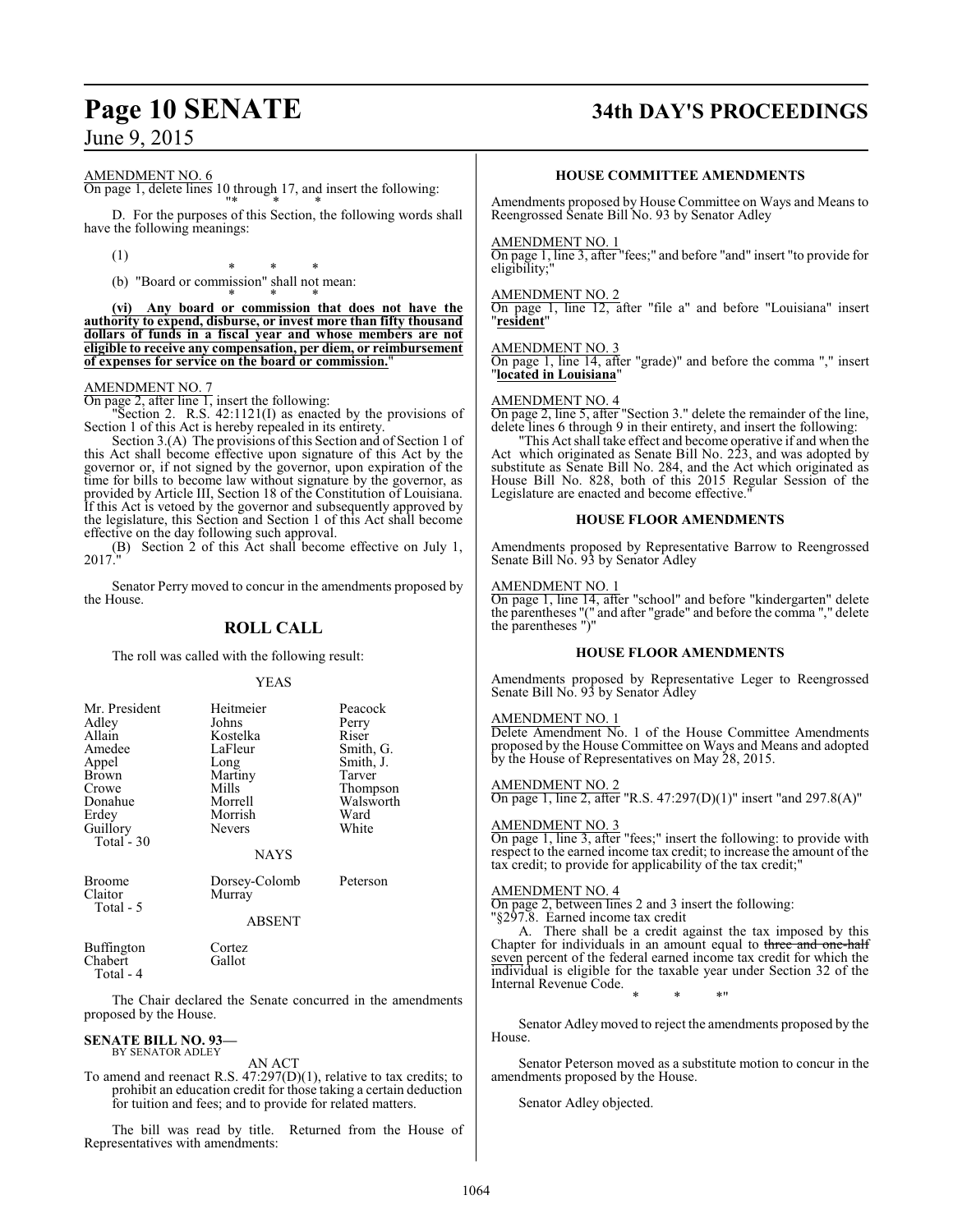AMENDMENT NO. 6

On page 1, delete lines 10 through 17, and insert the following:

"* * *

D. For the purposes of this Section, the following words shall have the following meanings:

(1)

* * *

(b) "Board or commission" shall not mean:

* * *

**(vi) Any board or commission that does not have the authority to expend, disburse, or invest more than fifty thousand dollars of funds in a fiscal year and whose members are not eligible to receive any compensation, per diem, or reimbursement of expenses for service on the board or commission.**"

AMENDMENT NO. 7

On page 2, after line 1, insert the following:

"Section 2. R.S. 42:1121(I) as enacted by the provisions of Section 1 of this Act is hereby repealed in its entirety.

Section 3.(A) The provisions of this Section and of Section 1 of this Act shall become effective upon signature of this Act by the governor or, if not signed by the governor, upon expiration of the time for bills to become law without signature by the governor, as provided by Article III, Section 18 of the Constitution of Louisiana. If this Act is vetoed by the governor and subsequently approved by the legislature, this Section and Section 1 of this Act shall become effective on the day following such approval.

(B) Section 2 of this Act shall become effective on July 1, 2017."

Senator Perry moved to concur in the amendments proposed by the House.

## ROLL CALL

The roll was called with the following result:

YEAS

| | | |
|---|---|---|
| Mr. President | Heitmeier | Peacock |
| Adley | Johns | Perry |
| Allain | Kostelka | Riser |
| Amedee | LaFleur | Smith, G. |
| Appel | Long | Smith, J. |
| Brown | Martiny | Tarver |
| Crowe | Mills | Thompson |
| Donahue | Morrell | Walsworth |
| Erdey | Morrish | Ward |
| Guillory | Nevers | White |
| Total - 30 | | |

NAYS

| | | |
|---|---|---|
| Broome | Dorsey-Colomb | Peterson |
| Claitor | Murray | |
| Total - 5 | | |

ABSENT

| | |
|---|---|
| Buffington | Cortez |
| Chabert | Gallot |
| Total - 4 | |

The Chair declared the Senate concurred in the amendments proposed by the House.

**SENATE BILL NO. 93—**
BY SENATOR ADLEY

AN ACT

To amend and reenact R.S. 47:297(D)(1), relative to tax credits; to prohibit an education credit for those taking a certain deduction for tuition and fees; and to provide for related matters.

The bill was read by title. Returned from the House of Representatives with amendments:

### HOUSE COMMITTEE AMENDMENTS

Amendments proposed by House Committee on Ways and Means to Reengrossed Senate Bill No. 93 by Senator Adley

AMENDMENT NO. 1

On page 1, line 3, after "fees;" and before "and" insert "to provide for eligibility;"

AMENDMENT NO. 2

On page 1, line 12, after "file a" and before "Louisiana" insert "**resident**"

AMENDMENT NO. 3

On page 1, line 14, after "grade)" and before the comma "," insert "**located in Louisiana**"

AMENDMENT NO. 4

On page 2, line 5, after "Section 3." delete the remainder of the line, delete lines 6 through 9 in their entirety, and insert the following:

"This Act shall take effect and become operative if and when the Act which originated as Senate Bill No. 223, and was adopted by substitute as Senate Bill No. 284, and the Act which originated as House Bill No. 828, both of this 2015 Regular Session of the Legislature are enacted and become effective."

### HOUSE FLOOR AMENDMENTS

Amendments proposed by Representative Barrow to Reengrossed Senate Bill No. 93 by Senator Adley

AMENDMENT NO. 1

On page 1, line 14, after "school" and before "kindergarten" delete the parentheses "(" and after "grade" and before the comma "," delete the parentheses ")"

### HOUSE FLOOR AMENDMENTS

Amendments proposed by Representative Leger to Reengrossed Senate Bill No. 93 by Senator Adley

AMENDMENT NO. 1

Delete Amendment No. 1 of the House Committee Amendments proposed by the House Committee on Ways and Means and adopted by the House of Representatives on May 28, 2015.

AMENDMENT NO. 2

On page 1, line 2, after "R.S. 47:297(D)(1)" insert "and 297.8(A)"

AMENDMENT NO. 3

On page 1, line 3, after "fees;" insert the following: to provide with respect to the earned income tax credit; to increase the amount of the tax credit; to provide for applicability of the tax credit;"

AMENDMENT NO. 4

On page 2, between lines 2 and 3 insert the following:

"§297.8. Earned income tax credit

A. There shall be a credit against the tax imposed by this Chapter for individuals in an amount equal to ~~three and one-half~~ seven percent of the federal earned income tax credit for which the individual is eligible for the taxable year under Section 32 of the Internal Revenue Code.

* * *"

Senator Adley moved to reject the amendments proposed by the House.

Senator Peterson moved as a substitute motion to concur in the amendments proposed by the House.

Senator Adley objected.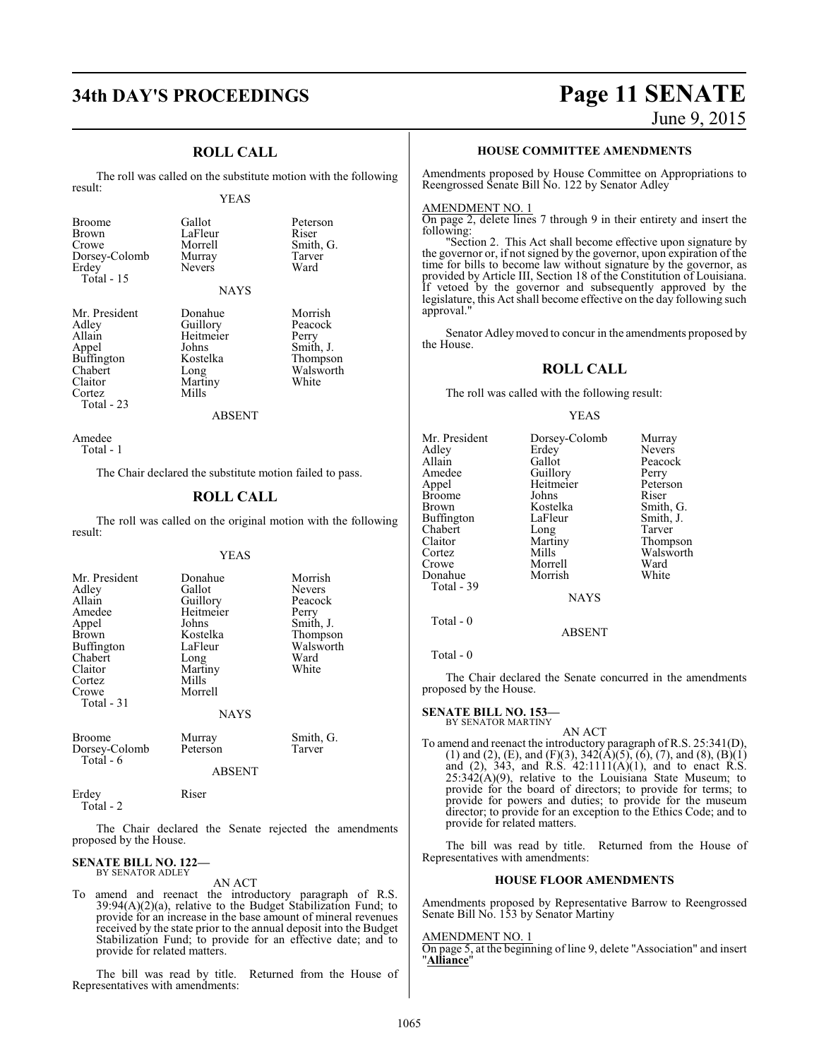## ROLL CALL

The roll was called on the substitute motion with the following result:

YEAS

| | | |
|---|---|---|
| Broome | Gallot | Peterson |
| Brown | LaFleur | Riser |
| Crowe | Morrell | Smith, G. |
| Dorsey-Colomb | Murray | Tarver |
| Erdey | Nevers | Ward |
| Total - 15 | | |

NAYS

| | | |
|---|---|---|
| Mr. President | Donahue | Morrish |
| Adley | Guillory | Peacock |
| Allain | Heitmeier | Perry |
| Appel | Johns | Smith, J. |
| Buffington | Kostelka | Thompson |
| Chabert | Long | Walsworth |
| Claitor | Martiny | White |
| Cortez | Mills | |
| Total - 23 | | |

ABSENT

Amedee
Total - 1

The Chair declared the substitute motion failed to pass.

## ROLL CALL

The roll was called on the original motion with the following result:

YEAS

| | | |
|---|---|---|
| Mr. President | Donahue | Morrish |
| Adley | Gallot | Nevers |
| Allain | Guillory | Peacock |
| Amedee | Heitmeier | Perry |
| Appel | Johns | Smith, J. |
| Brown | Kostelka | Thompson |
| Buffington | LaFleur | Walsworth |
| Chabert | Long | Ward |
| Claitor | Martiny | White |
| Cortez | Mills | |
| Crowe | Morrell | |
| Total - 31 | | |

NAYS

| | | |
|---|---|---|
| Broome | Murray | Smith, G. |
| Dorsey-Colomb | Peterson | Tarver |
| Total - 6 | | |

ABSENT

| | |
|---|---|
| Erdey | Riser |
| Total - 2 | |

The Chair declared the Senate rejected the amendments proposed by the House.

**SENATE BILL NO. 122—**
BY SENATOR ADLEY

AN ACT

To amend and reenact the introductory paragraph of R.S. 39:94(A)(2)(a), relative to the Budget Stabilization Fund; to provide for an increase in the base amount of mineral revenues received by the state prior to the annual deposit into the Budget Stabilization Fund; to provide for an effective date; and to provide for related matters.

The bill was read by title. Returned from the House of Representatives with amendments:

### HOUSE COMMITTEE AMENDMENTS

Amendments proposed by House Committee on Appropriations to Reengrossed Senate Bill No. 122 by Senator Adley

AMENDMENT NO. 1

On page 2, delete lines 7 through 9 in their entirety and insert the following:

"Section 2. This Act shall become effective upon signature by the governor or, if not signed by the governor, upon expiration of the time for bills to become law without signature by the governor, as provided by Article III, Section 18 of the Constitution of Louisiana. If vetoed by the governor and subsequently approved by the legislature, this Act shall become effective on the day following such approval."

Senator Adley moved to concur in the amendments proposed by the House.

## ROLL CALL

The roll was called with the following result:

YEAS

| | | |
|---|---|---|
| Mr. President | Dorsey-Colomb | Murray |
| Adley | Erdey | Nevers |
| Allain | Gallot | Peacock |
| Amedee | Guillory | Perry |
| Appel | Heitmeier | Peterson |
| Broome | Johns | Riser |
| Brown | Kostelka | Smith, G. |
| Buffington | LaFleur | Smith, J. |
| Chabert | Long | Tarver |
| Claitor | Martiny | Thompson |
| Cortez | Mills | Walsworth |
| Crowe | Morrell | Ward |
| Donahue | Morrish | White |
| Total - 39 | | |

NAYS

Total - 0

ABSENT

Total - 0

The Chair declared the Senate concurred in the amendments proposed by the House.

**SENATE BILL NO. 153—**
BY SENATOR MARTINY

AN ACT

To amend and reenact the introductory paragraph of R.S. 25:341(D), (1) and (2), (E), and (F)(3), 342(A)(5), (6), (7), and (8), (B)(1) and (2), 343, and R.S. 42:1111(A)(1), and to enact R.S. 25:342(A)(9), relative to the Louisiana State Museum; to provide for the board of directors; to provide for terms; to provide for powers and duties; to provide for the museum director; to provide for an exception to the Ethics Code; and to provide for related matters.

The bill was read by title. Returned from the House of Representatives with amendments:

### HOUSE FLOOR AMENDMENTS

Amendments proposed by Representative Barrow to Reengrossed Senate Bill No. 153 by Senator Martiny

AMENDMENT NO. 1

On page 5, at the beginning of line 9, delete "Association" and insert "**Alliance**"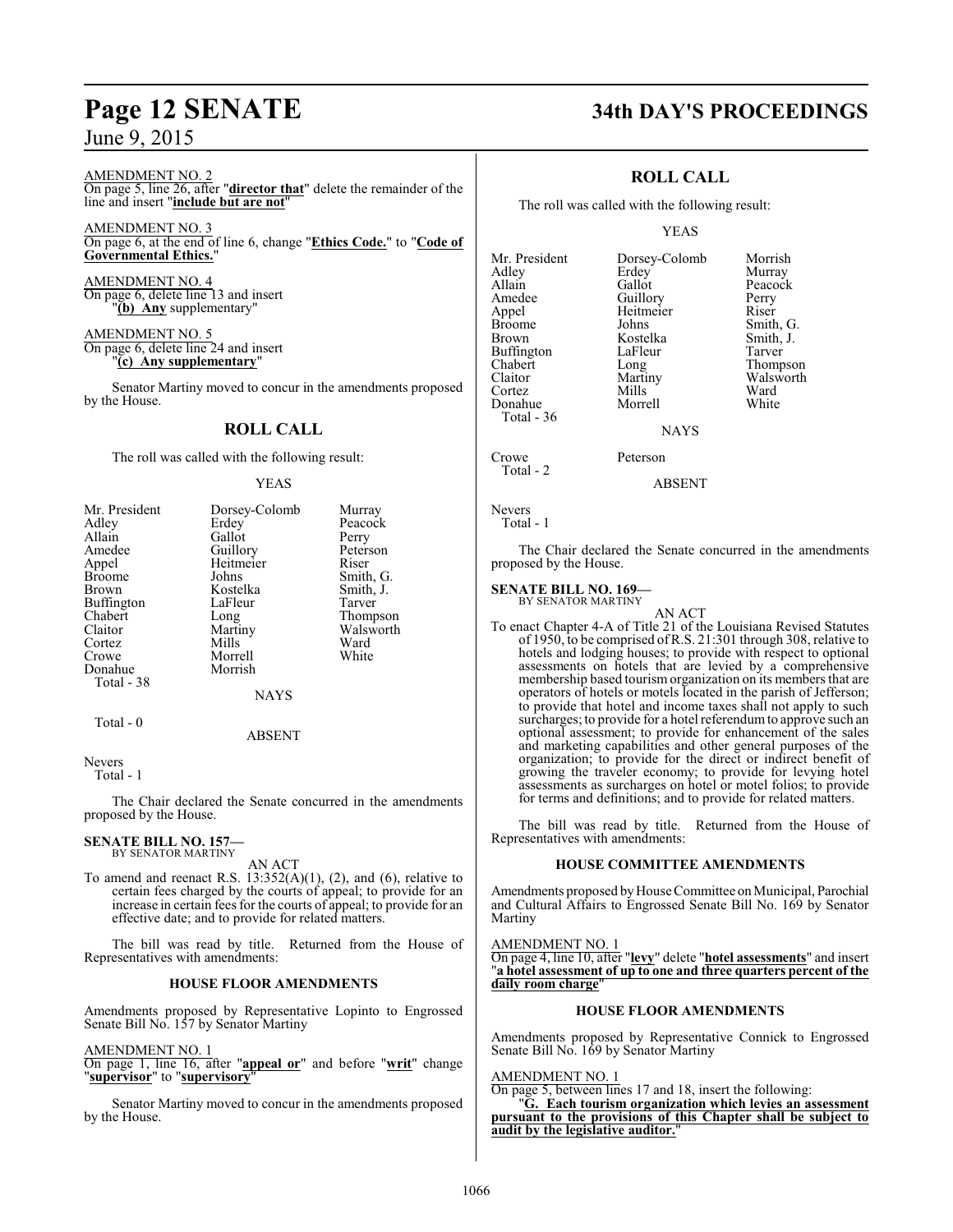AMENDMENT NO. 2

On page 5, line 26, after "**director that**" delete the remainder of the line and insert "**include but are not**"

AMENDMENT NO. 3

On page 6, at the end of line 6, change "**Ethics Code.**" to "**Code of Governmental Ethics.**"

AMENDMENT NO. 4

On page 6, delete line 13 and insert "**(b) Any** supplementary"

AMENDMENT NO. 5

On page 6, delete line 24 and insert "**(c) Any supplementary**"

Senator Martiny moved to concur in the amendments proposed by the House.

## ROLL CALL

The roll was called with the following result:

YEAS

| | | |
|---|---|---|
| Mr. President | Dorsey-Colomb | Murray |
| Adley | Erdey | Peacock |
| Allain | Gallot | Perry |
| Amedee | Guillory | Peterson |
| Appel | Heitmeier | Riser |
| Broome | Johns | Smith, G. |
| Brown | Kostelka | Smith, J. |
| Buffington | LaFleur | Tarver |
| Chabert | Long | Thompson |
| Claitor | Martiny | Walsworth |
| Cortez | Mills | Ward |
| Crowe | Morrell | White |
| Donahue | Morrish | |

Total - 38

NAYS

Total - 0

ABSENT

Nevers

Total - 1

The Chair declared the Senate concurred in the amendments proposed by the House.

**SENATE BILL NO. 157—**
BY SENATOR MARTINY

AN ACT

To amend and reenact R.S. 13:352(A)(1), (2), and (6), relative to certain fees charged by the courts of appeal; to provide for an increase in certain fees for the courts of appeal; to provide for an effective date; and to provide for related matters.

The bill was read by title. Returned from the House of Representatives with amendments:

### HOUSE FLOOR AMENDMENTS

Amendments proposed by Representative Lopinto to Engrossed Senate Bill No. 157 by Senator Martiny

AMENDMENT NO. 1

On page 1, line 16, after "**appeal or**" and before "**writ**" change "**supervisor**" to "**supervisory**"

Senator Martiny moved to concur in the amendments proposed by the House.

## ROLL CALL

The roll was called with the following result:

YEAS

| | | |
|---|---|---|
| Mr. President | Dorsey-Colomb | Morrish |
| Adley | Erdey | Murray |
| Allain | Gallot | Peacock |
| Amedee | Guillory | Perry |
| Appel | Heitmeier | Riser |
| Broome | Johns | Smith, G. |
| Brown | Kostelka | Smith, J. |
| Buffington | LaFleur | Tarver |
| Chabert | Long | Thompson |
| Claitor | Martiny | Walsworth |
| Cortez | Mills | Ward |
| Donahue | Morrell | White |

Total - 36

NAYS

Crowe Peterson

Total - 2

ABSENT

Nevers

Total - 1

The Chair declared the Senate concurred in the amendments proposed by the House.

**SENATE BILL NO. 169—**
BY SENATOR MARTINY

AN ACT

To enact Chapter 4-A of Title 21 of the Louisiana Revised Statutes of 1950, to be comprised of R.S. 21:301 through 308, relative to hotels and lodging houses; to provide with respect to optional assessments on hotels that are levied by a comprehensive membership based tourism organization on its members that are operators of hotels or motels located in the parish of Jefferson; to provide that hotel and income taxes shall not apply to such surcharges; to provide for a hotel referendum to approve such an optional assessment; to provide for enhancement of the sales and marketing capabilities and other general purposes of the organization; to provide for the direct or indirect benefit of growing the traveler economy; to provide for levying hotel assessments as surcharges on hotel or motel folios; to provide for terms and definitions; and to provide for related matters.

The bill was read by title. Returned from the House of Representatives with amendments:

### HOUSE COMMITTEE AMENDMENTS

Amendments proposed by House Committee on Municipal, Parochial and Cultural Affairs to Engrossed Senate Bill No. 169 by Senator Martiny

AMENDMENT NO. 1

On page 4, line 10, after "**levy**" delete "**hotel assessments**" and insert "**a hotel assessment of up to one and three quarters percent of the daily room charge**"

### HOUSE FLOOR AMENDMENTS

Amendments proposed by Representative Connick to Engrossed Senate Bill No. 169 by Senator Martiny

AMENDMENT NO. 1

On page 5, between lines 17 and 18, insert the following:

"**G. Each tourism organization which levies an assessment pursuant to the provisions of this Chapter shall be subject to audit by the legislative auditor.**"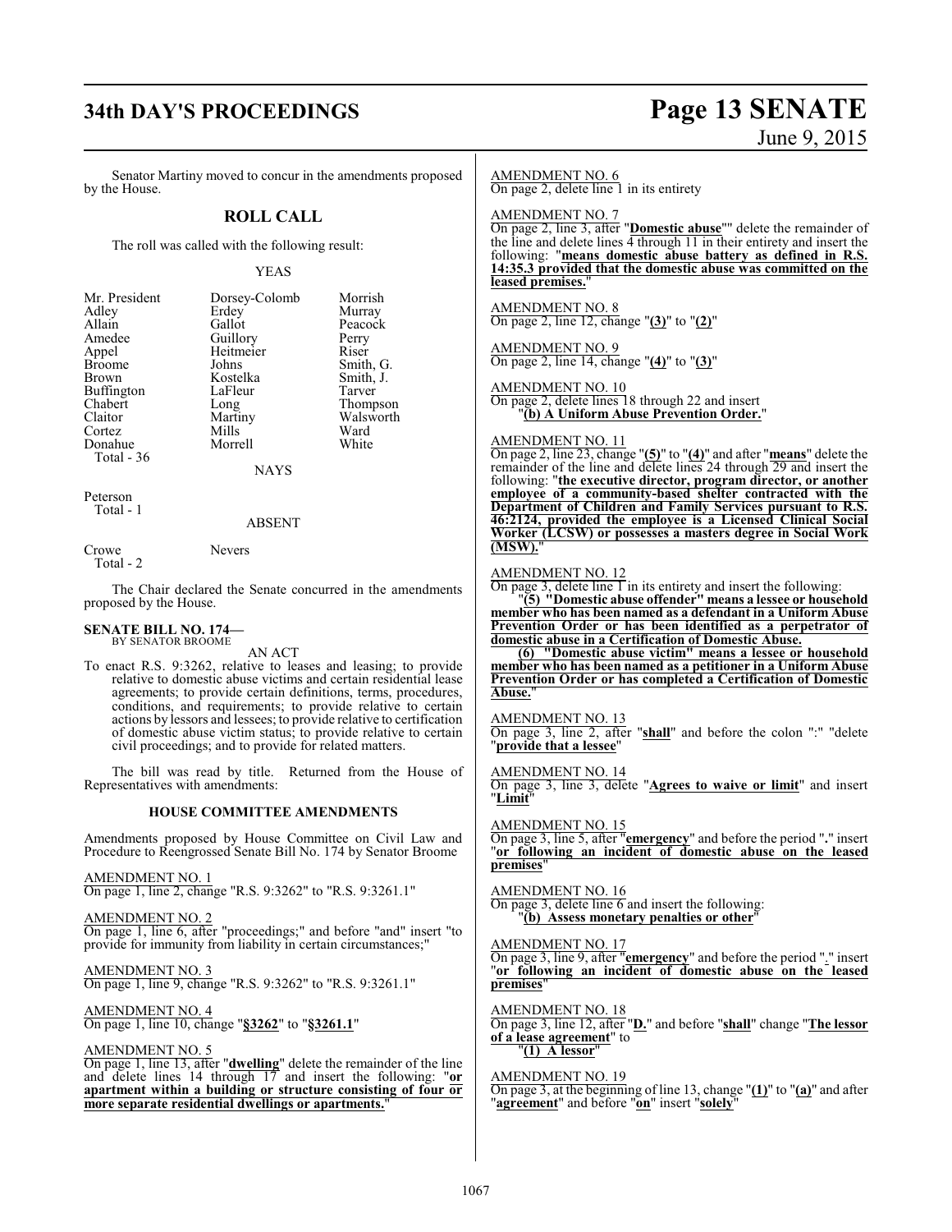Senator Martiny moved to concur in the amendments proposed by the House.

## ROLL CALL

The roll was called with the following result:

YEAS

| | | |
|---|---|---|
| Mr. President | Dorsey-Colomb | Morrish |
| Adley | Erdey | Murray |
| Allain | Gallot | Peacock |
| Amedee | Guillory | Perry |
| Appel | Heitmeier | Riser |
| Broome | Johns | Smith, G. |
| Brown | Kostelka | Smith, J. |
| Buffington | LaFleur | Tarver |
| Chabert | Long | Thompson |
| Claitor | Martiny | Walsworth |
| Cortez | Mills | Ward |
| Donahue | Morrell | White |

Total - 36

NAYS

Peterson
Total - 1

ABSENT

Crowe Nevers
Total - 2

The Chair declared the Senate concurred in the amendments proposed by the House.

**SENATE BILL NO. 174—**
BY SENATOR BROOME

AN ACT

To enact R.S. 9:3262, relative to leases and leasing; to provide relative to domestic abuse victims and certain residential lease agreements; to provide certain definitions, terms, procedures, conditions, and requirements; to provide relative to certain actions by lessors and lessees; to provide relative to certification of domestic abuse victim status; to provide relative to certain civil proceedings; and to provide for related matters.

The bill was read by title. Returned from the House of Representatives with amendments:

### HOUSE COMMITTEE AMENDMENTS

Amendments proposed by House Committee on Civil Law and Procedure to Reengrossed Senate Bill No. 174 by Senator Broome

AMENDMENT NO. 1
On page 1, line 2, change "R.S. 9:3262" to "R.S. 9:3261.1"

AMENDMENT NO. 2
On page 1, line 6, after "proceedings;" and before "and" insert "to provide for immunity from liability in certain circumstances;"

AMENDMENT NO. 3
On page 1, line 9, change "R.S. 9:3262" to "R.S. 9:3261.1"

AMENDMENT NO. 4
On page 1, line 10, change "**§3262**" to "**§3261.1**"

AMENDMENT NO. 5
On page 1, line 13, after "**dwelling**" delete the remainder of the line and delete lines 14 through 17 and insert the following: "**or apartment within a building or structure consisting of four or more separate residential dwellings or apartments.**"

AMENDMENT NO. 6
On page 2, delete line 1 in its entirety

AMENDMENT NO. 7
On page 2, line 3, after "**Domestic abuse**"" delete the remainder of the line and delete lines 4 through 11 in their entirety and insert the following: "**means domestic abuse battery as defined in R.S. 14:35.3 provided that the domestic abuse was committed on the leased premises.**"

AMENDMENT NO. 8
On page 2, line 12, change "**(3)**" to "**(2)**"

AMENDMENT NO. 9
On page 2, line 14, change "**(4)**" to "**(3)**"

AMENDMENT NO. 10
On page 2, delete lines 18 through 22 and insert
"**(b) A Uniform Abuse Prevention Order.**"

AMENDMENT NO. 11
On page 2, line 23, change "**(5)**" to "**(4)**" and after "**means**" delete the remainder of the line and delete lines 24 through 29 and insert the following: "**the executive director, program director, or another employee of a community-based shelter contracted with the Department of Children and Family Services pursuant to R.S. 46:2124, provided the employee is a Licensed Clinical Social Worker (LCSW) or possesses a masters degree in Social Work (MSW).**"

AMENDMENT NO. 12
On page 3, delete line 1 in its entirety and insert the following:

"**(5) "Domestic abuse offender" means a lessee or household member who has been named as a defendant in a Uniform Abuse Prevention Order or has been identified as a perpetrator of domestic abuse in a Certification of Domestic Abuse.**

**(6) "Domestic abuse victim" means a lessee or household member who has been named as a petitioner in a Uniform Abuse Prevention Order or has completed a Certification of Domestic Abuse.**"

AMENDMENT NO. 13
On page 3, line 2, after "**shall**" and before the colon ":" "delete "**provide that a lessee**"

AMENDMENT NO. 14
On page 3, line 3, delete "**Agrees to waive or limit**" and insert "**Limit**"

AMENDMENT NO. 15
On page 3, line 5, after "**emergency**" and before the period "**.**" insert "**or following an incident of domestic abuse on the leased premises**"

AMENDMENT NO. 16
On page 3, delete line 6 and insert the following:
"**(b) Assess monetary penalties or other**"

AMENDMENT NO. 17
On page 3, line 9, after "**emergency**" and before the period "**.**" insert "**or following an incident of domestic abuse on the leased premises**"

AMENDMENT NO. 18
On page 3, line 12, after "**D.**" and before "**shall**" change "**The lessor of a lease agreement**" to
"**(1) A lessor**"

AMENDMENT NO. 19
On page 3, at the beginning of line 13, change "**(1)**" to "**(a)**" and after "**agreement**" and before "**on**" insert "**solely**"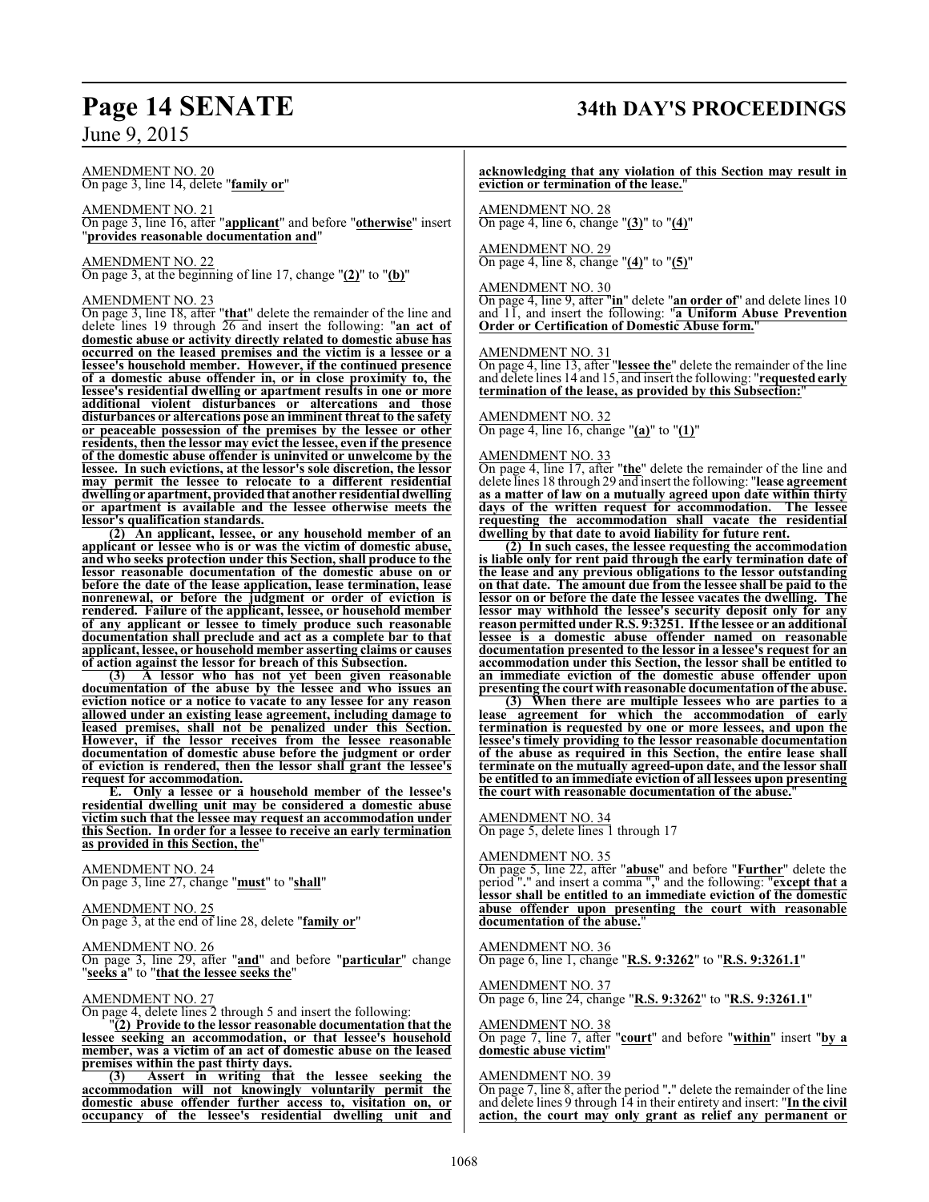AMENDMENT NO. 20
On page 3, line 14, delete "**family or**"

AMENDMENT NO. 21
On page 3, line 16, after "**applicant**" and before "**otherwise**" insert "**provides reasonable documentation and**"

AMENDMENT NO. 22
On page 3, at the beginning of line 17, change "**(2)**" to "**(b)**"

AMENDMENT NO. 23
On page 3, line 18, after "**that**" delete the remainder of the line and delete lines 19 through 26 and insert the following: "**an act of domestic abuse or activity directly related to domestic abuse has occurred on the leased premises and the victim is a lessee or a lessee's household member. However, if the continued presence of a domestic abuse offender in, or in close proximity to, the lessee's residential dwelling or apartment results in one or more additional violent disturbances or altercations and those disturbances or altercations pose an imminent threat to the safety or peaceable possession of the premises by the lessee or other residents, then the lessor may evict the lessee, even if the presence of the domestic abuse offender is uninvited or unwelcome by the lessee. In such evictions, at the lessor's sole discretion, the lessor may permit the lessee to relocate to a different residential dwelling or apartment, provided that another residential dwelling or apartment is available and the lessee otherwise meets the lessor's qualification standards.**

**(2) An applicant, lessee, or any household member of an applicant or lessee who is or was the victim of domestic abuse, and who seeks protection under this Section, shall produce to the lessor reasonable documentation of the domestic abuse on or before the date of the lease application, lease termination, lease nonrenewal, or before the judgment or order of eviction is rendered. Failure of the applicant, lessee, or household member of any applicant or lessee to timely produce such reasonable documentation shall preclude and act as a complete bar to that applicant, lessee, or household member asserting claims or causes of action against the lessor for breach of this Subsection.**

**(3) A lessor who has not yet been given reasonable documentation of the abuse by the lessee and who issues an eviction notice or a notice to vacate to any lessee for any reason allowed under an existing lease agreement, including damage to leased premises, shall not be penalized under this Section. However, if the lessor receives from the lessee reasonable documentation of domestic abuse before the judgment or order of eviction is rendered, then the lessor shall grant the lessee's request for accommodation.**

**E. Only a lessee or a household member of the lessee's residential dwelling unit may be considered a domestic abuse victim such that the lessee may request an accommodation under this Section. In order for a lessee to receive an early termination as provided in this Section, the**"

AMENDMENT NO. 24
On page 3, line 27, change "**must**" to "**shall**"

AMENDMENT NO. 25
On page 3, at the end of line 28, delete "**family or**"

AMENDMENT NO. 26
On page 3, line 29, after "**and**" and before "**particular**" change "**seeks a**" to "**that the lessee seeks the**"

AMENDMENT NO. 27
On page 4, delete lines 2 through 5 and insert the following:

"**(2) Provide to the lessor reasonable documentation that the lessee seeking an accommodation, or that lessee's household member, was a victim of an act of domestic abuse on the leased premises within the past thirty days.**

**(3) Assert in writing that the lessee seeking the accommodation will not knowingly voluntarily permit the domestic abuse offender further access to, visitation on, or occupancy of the lessee's residential dwelling unit and acknowledging that any violation of this Section may result in eviction or termination of the lease.**"

AMENDMENT NO. 28
On page 4, line 6, change "**(3)**" to "**(4)**"

AMENDMENT NO. 29
On page 4, line 8, change "**(4)**" to "**(5)**"

AMENDMENT NO. 30
On page 4, line 9, after "**in**" delete "**an order of**" and delete lines 10 and 11, and insert the following: "**a Uniform Abuse Prevention Order or Certification of Domestic Abuse form.**"

AMENDMENT NO. 31
On page 4, line 13, after "**lessee the**" delete the remainder of the line and delete lines 14 and 15, and insert the following: "**requested early termination of the lease, as provided by this Subsection:**"

AMENDMENT NO. 32
On page 4, line 16, change "**(a)**" to "**(1)**"

AMENDMENT NO. 33
On page 4, line 17, after "**the**" delete the remainder of the line and delete lines 18 through 29 and insert the following: "**lease agreement as a matter of law on a mutually agreed upon date within thirty days of the written request for accommodation. The lessee requesting the accommodation shall vacate the residential dwelling by that date to avoid liability for future rent.**

**(2) In such cases, the lessee requesting the accommodation is liable only for rent paid through the early termination date of the lease and any previous obligations to the lessor outstanding on that date. The amount due from the lessee shall be paid to the lessor on or before the date the lessee vacates the dwelling. The lessor may withhold the lessee's security deposit only for any reason permitted under R.S. 9:3251. If the lessee or an additional lessee is a domestic abuse offender named on reasonable documentation presented to the lessor in a lessee's request for an accommodation under this Section, the lessor shall be entitled to an immediate eviction of the domestic abuse offender upon presenting the court with reasonable documentation of the abuse.**

**(3) When there are multiple lessees who are parties to a lease agreement for which the accommodation of early termination is requested by one or more lessees, and upon the lessee's timely providing to the lessor reasonable documentation of the abuse as required in this Section, the entire lease shall terminate on the mutually agreed-upon date, and the lessor shall be entitled to an immediate eviction of all lessees upon presenting the court with reasonable documentation of the abuse.**"

AMENDMENT NO. 34
On page 5, delete lines 1 through 17

AMENDMENT NO. 35
On page 5, line 22, after "**abuse**" and before "**Further**" delete the period "**.**" and insert a comma "**,**" and the following: "**except that a lessor shall be entitled to an immediate eviction of the domestic abuse offender upon presenting the court with reasonable documentation of the abuse.**"

AMENDMENT NO. 36
On page 6, line 1, change "**R.S. 9:3262**" to "**R.S. 9:3261.1**"

AMENDMENT NO. 37
On page 6, line 24, change "**R.S. 9:3262**" to "**R.S. 9:3261.1**"

AMENDMENT NO. 38
On page 7, line 7, after "**court**" and before "**within**" insert "**by a domestic abuse victim**"

AMENDMENT NO. 39
On page 7, line 8, after the period "**.**" delete the remainder of the line and delete lines 9 through 14 in their entirety and insert: "**In the civil action, the court may only grant as relief any permanent or**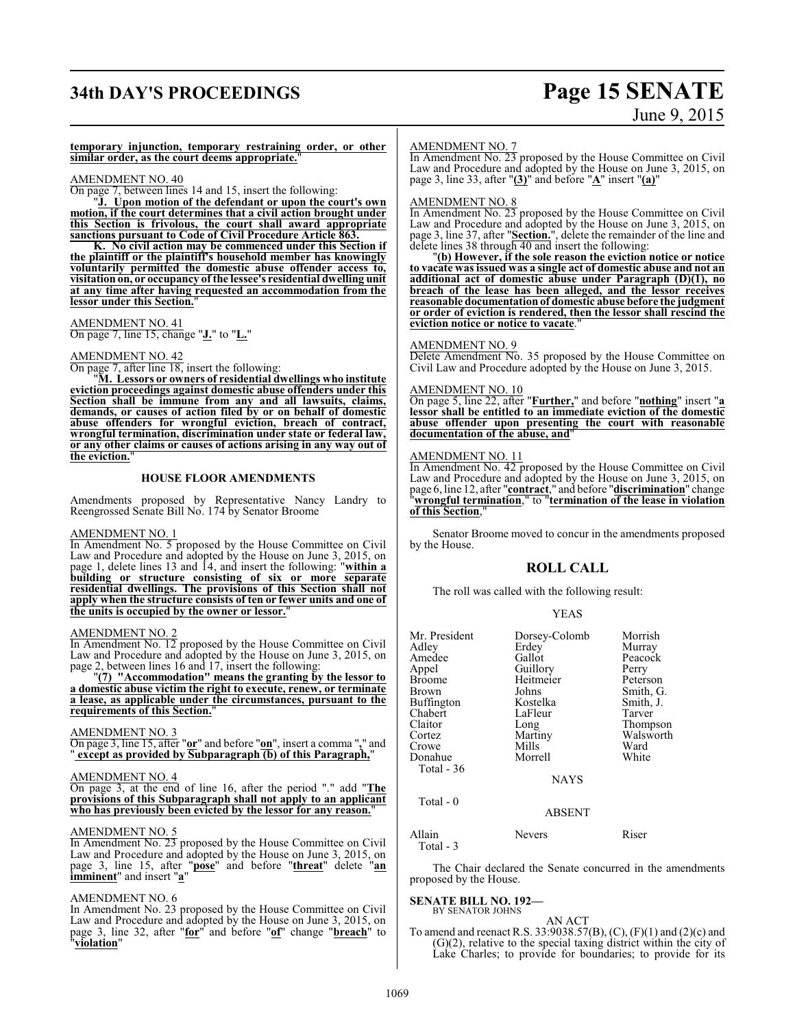**temporary injunction, temporary restraining order, or other similar order, as the court deems appropriate.**"

AMENDMENT NO. 40

On page 7, between lines 14 and 15, insert the following:

"**J. Upon motion of the defendant or upon the court's own motion, if the court determines that a civil action brought under this Section is frivolous, the court shall award appropriate sanctions pursuant to Code of Civil Procedure Article 863.**

**K. No civil action may be commenced under this Section if the plaintiff or the plaintiff's household member has knowingly voluntarily permitted the domestic abuse offender access to, visitation on, or occupancy of the lessee's residential dwelling unit at any time after having requested an accommodation from the lessor under this Section.**"

AMENDMENT NO. 41

On page 7, line 15, change "**J.**" to "**L.**"

AMENDMENT NO. 42

On page 7, after line 18, insert the following:

"**M. Lessors or owners of residential dwellings who institute eviction proceedings against domestic abuse offenders under this Section shall be immune from any and all lawsuits, claims, demands, or causes of action filed by or on behalf of domestic abuse offenders for wrongful eviction, breach of contract, wrongful termination, discrimination under state or federal law, or any other claims or causes of actions arising in any way out of the eviction.**"

## HOUSE FLOOR AMENDMENTS

Amendments proposed by Representative Nancy Landry to Reengrossed Senate Bill No. 174 by Senator Broome

AMENDMENT NO. 1

In Amendment No. 5 proposed by the House Committee on Civil Law and Procedure and adopted by the House on June 3, 2015, on page 1, delete lines 13 and 14, and insert the following: "**within a building or structure consisting of six or more separate residential dwellings. The provisions of this Section shall not apply when the structure consists of ten or fewer units and one of the units is occupied by the owner or lessor.**"

AMENDMENT NO. 2

In Amendment No. 12 proposed by the House Committee on Civil Law and Procedure and adopted by the House on June 3, 2015, on page 2, between lines 16 and 17, insert the following:

"**(7) "Accommodation" means the granting by the lessor to a domestic abuse victim the right to execute, renew, or terminate a lease, as applicable under the circumstances, pursuant to the requirements of this Section.**"

AMENDMENT NO. 3

On page 3, line 15, after "**or**" and before "**on**", insert a comma "**,**" and "**except as provided by Subparagraph (b) of this Paragraph,**"

AMENDMENT NO. 4

On page 3, at the end of line 16, after the period "." add "**The provisions of this Subparagraph shall not apply to an applicant who has previously been evicted by the lessor for any reason.**"

AMENDMENT NO. 5

In Amendment No. 23 proposed by the House Committee on Civil Law and Procedure and adopted by the House on June 3, 2015, on page 3, line 15, after "**pose**" and before "**threat**" delete "**an imminent**" and insert "**a**"

AMENDMENT NO. 6

In Amendment No. 23 proposed by the House Committee on Civil Law and Procedure and adopted by the House on June 3, 2015, on page 3, line 32, after "**for**" and before "**of**" change "**breach**" to "**violation**"

AMENDMENT NO. 7

In Amendment No. 23 proposed by the House Committee on Civil Law and Procedure and adopted by the House on June 3, 2015, on page 3, line 33, after "**(3)**" and before "**A**" insert "**(a)**"

AMENDMENT NO. 8

In Amendment No. 23 proposed by the House Committee on Civil Law and Procedure and adopted by the House on June 3, 2015, on page 3, line 37, after "**Section.**", delete the remainder of the line and delete lines 38 through 40 and insert the following:

"**(b) However, if the sole reason the eviction notice or notice to vacate was issued was a single act of domestic abuse and not an additional act of domestic abuse under Paragraph (D)(1), no breach of the lease has been alleged, and the lessor receives reasonable documentation of domestic abuse before the judgment or order of eviction is rendered, then the lessor shall rescind the eviction notice or notice to vacate.**"

AMENDMENT NO. 9

Delete Amendment No. 35 proposed by the House Committee on Civil Law and Procedure adopted by the House on June 3, 2015.

AMENDMENT NO. 10

On page 5, line 22, after "**Further,**" and before "**nothing**" insert "**a lessor shall be entitled to an immediate eviction of the domestic abuse offender upon presenting the court with reasonable documentation of the abuse, and**"

AMENDMENT NO. 11

In Amendment No. 42 proposed by the House Committee on Civil Law and Procedure and adopted by the House on June 3, 2015, on page 6, line 12, after "**contract**," and before "**discrimination**" change "**wrongful termination**," to "**termination of the lease in violation of this Section**,"

Senator Broome moved to concur in the amendments proposed by the House.

## ROLL CALL

The roll was called with the following result:

YEAS

| | | |
|---|---|---|
| Mr. President | Dorsey-Colomb | Morrish |
| Adley | Erdey | Murray |
| Amedee | Gallot | Peacock |
| Appel | Guillory | Perry |
| Broome | Heitmeier | Peterson |
| Brown | Johns | Smith, G. |
| Buffington | Kostelka | Smith, J. |
| Chabert | LaFleur | Tarver |
| Claitor | Long | Thompson |
| Cortez | Martiny | Walsworth |
| Crowe | Mills | Ward |
| Donahue | Morrell | White |

Total - 36

NAYS

Total - 0

ABSENT

| | | |
|---|---|---|
| Allain | Nevers | Riser |

Total - 3

The Chair declared the Senate concurred in the amendments proposed by the House.

**SENATE BILL NO. 192—**
BY SENATOR JOHNS

AN ACT

To amend and reenact R.S. 33:9038.57(B), (C), (F)(1) and (2)(c) and (G)(2), relative to the special taxing district within the city of Lake Charles; to provide for boundaries; to provide for its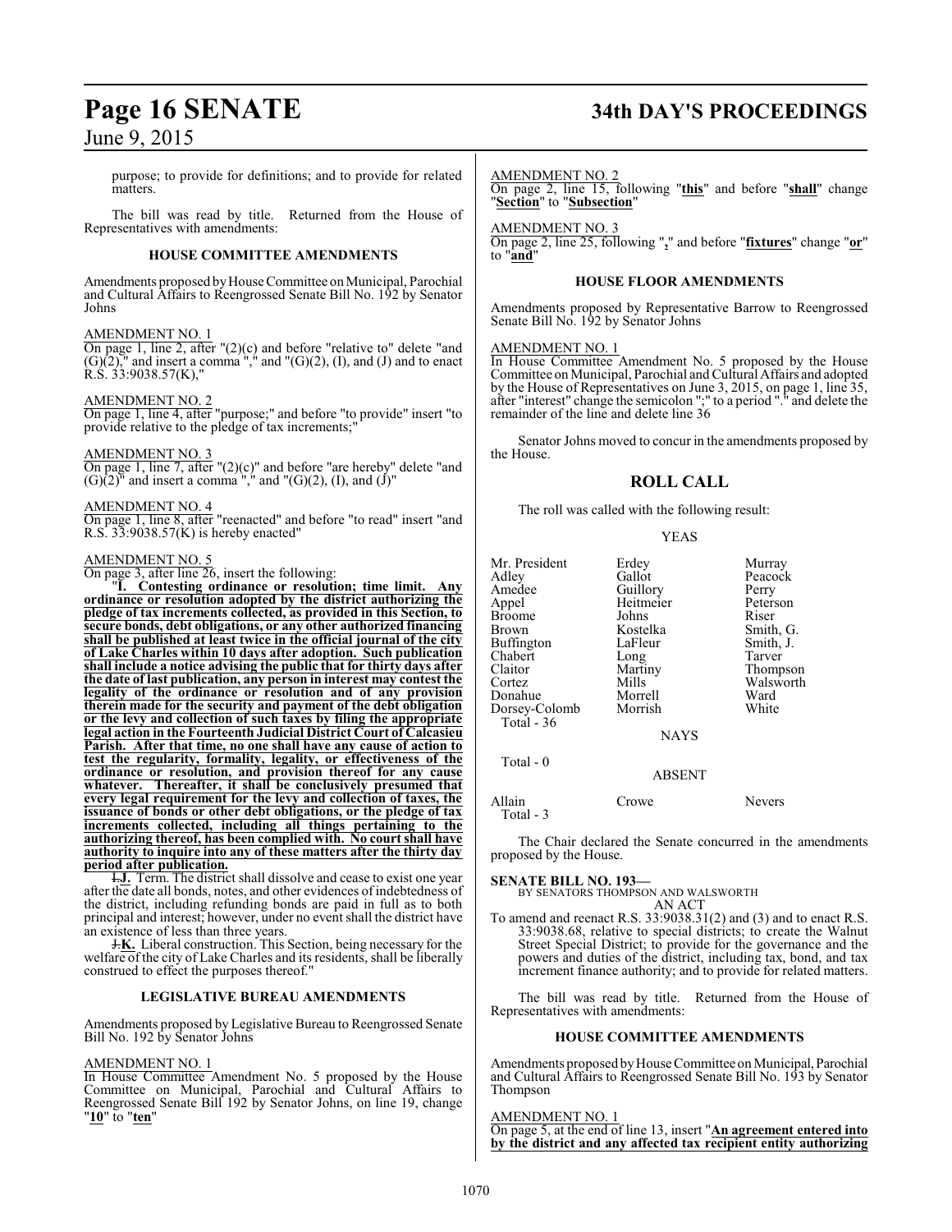purpose; to provide for definitions; and to provide for related matters.

The bill was read by title. Returned from the House of Representatives with amendments:

### HOUSE COMMITTEE AMENDMENTS

Amendments proposed by House Committee on Municipal, Parochial and Cultural Affairs to Reengrossed Senate Bill No. 192 by Senator Johns

AMENDMENT NO. 1
On page 1, line 2, after "(2)(c) and before "relative to" delete "and (G)(2)," and insert a comma "," and "(G)(2), (I), and (J) and to enact R.S. 33:9038.57(K),"

AMENDMENT NO. 2
On page 1, line 4, after "purpose;" and before "to provide" insert "to provide relative to the pledge of tax increments;"

AMENDMENT NO. 3
On page 1, line 7, after "(2)(c)" and before "are hereby" delete "and (G)(2)" and insert a comma "," and "(G)(2), (I), and (J)"

AMENDMENT NO. 4
On page 1, line 8, after "reenacted" and before "to read" insert "and R.S. 33:9038.57(K) is hereby enacted"

AMENDMENT NO. 5
On page 3, after line 26, insert the following:

"**I. Contesting ordinance or resolution; time limit. Any ordinance or resolution adopted by the district authorizing the pledge of tax increments collected, as provided in this Section, to secure bonds, debt obligations, or any other authorized financing shall be published at least twice in the official journal of the city of Lake Charles within 10 days after adoption. Such publication shall include a notice advising the public that for thirty days after the date of last publication, any person in interest may contest the legality of the ordinance or resolution and of any provision therein made for the security and payment of the debt obligation or the levy and collection of such taxes by filing the appropriate legal action in the Fourteenth Judicial District Court of Calcasieu Parish. After that time, no one shall have any cause of action to test the regularity, formality, legality, or effectiveness of the ordinance or resolution, and provision thereof for any cause whatever. Thereafter, it shall be conclusively presumed that every legal requirement for the levy and collection of taxes, the issuance of bonds or other debt obligations, or the pledge of tax increments collected, including all things pertaining to the authorizing thereof, has been complied with. No court shall have authority to inquire into any of these matters after the thirty day period after publication.**

~~I.~~**J.** Term. The district shall dissolve and cease to exist one year after the date all bonds, notes, and other evidences of indebtedness of the district, including refunding bonds are paid in full as to both principal and interest; however, under no event shall the district have an existence of less than three years.

~~J.~~**K.** Liberal construction. This Section, being necessary for the welfare of the city of Lake Charles and its residents, shall be liberally construed to effect the purposes thereof."

### LEGISLATIVE BUREAU AMENDMENTS

Amendments proposed by Legislative Bureau to Reengrossed Senate Bill No. 192 by Senator Johns

AMENDMENT NO. 1
In House Committee Amendment No. 5 proposed by the House Committee on Municipal, Parochial and Cultural Affairs to Reengrossed Senate Bill 192 by Senator Johns, on line 19, change "**10**" to "**ten**"

AMENDMENT NO. 2
On page 2, line 15, following "**this**" and before "**shall**" change "**Section**" to "**Subsection**"

AMENDMENT NO. 3
On page 2, line 25, following "**,**" and before "**fixtures**" change "**or**" to "**and**"

### HOUSE FLOOR AMENDMENTS

Amendments proposed by Representative Barrow to Reengrossed Senate Bill No. 192 by Senator Johns

AMENDMENT NO. 1
In House Committee Amendment No. 5 proposed by the House Committee on Municipal, Parochial and Cultural Affairs and adopted by the House of Representatives on June 3, 2015, on page 1, line 35, after "interest" change the semicolon ";" to a period "." and delete the remainder of the line and delete line 36

Senator Johns moved to concur in the amendments proposed by the House.

## ROLL CALL

The roll was called with the following result:

YEAS

| | | |
|---|---|---|
| Mr. President | Erdey | Murray |
| Adley | Gallot | Peacock |
| Amedee | Guillory | Perry |
| Appel | Heitmeier | Peterson |
| Broome | Johns | Riser |
| Brown | Kostelka | Smith, G. |
| Buffington | LaFleur | Smith, J. |
| Chabert | Long | Tarver |
| Claitor | Martiny | Thompson |
| Cortez | Mills | Walsworth |
| Donahue | Morrell | Ward |
| Dorsey-Colomb | Morrish | White |

Total - 36

NAYS

Total - 0

ABSENT

| | | |
|---|---|---|
| Allain | Crowe | Nevers |

Total - 3

The Chair declared the Senate concurred in the amendments proposed by the House.

**SENATE BILL NO. 193—**
BY SENATORS THOMPSON AND WALSWORTH
AN ACT

To amend and reenact R.S. 33:9038.31(2) and (3) and to enact R.S. 33:9038.68, relative to special districts; to create the Walnut Street Special District; to provide for the governance and the powers and duties of the district, including tax, bond, and tax increment finance authority; and to provide for related matters.

The bill was read by title. Returned from the House of Representatives with amendments:

### HOUSE COMMITTEE AMENDMENTS

Amendments proposed by House Committee on Municipal, Parochial and Cultural Affairs to Reengrossed Senate Bill No. 193 by Senator Thompson

AMENDMENT NO. 1
On page 5, at the end of line 13, insert "**An agreement entered into by the district and any affected tax recipient entity authorizing**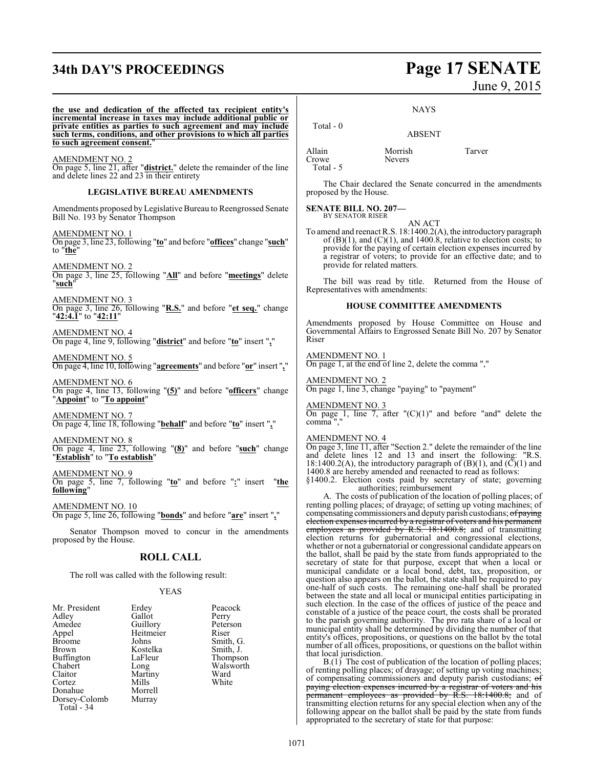**the use and dedication of the affected tax recipient entity's incremental increase in taxes may include additional public or private entities as parties to such agreement and may include such terms, conditions, and other provisions to which all parties to such agreement consent.**"

AMENDMENT NO. 2

On page 5, line 21, after "**district.**" delete the remainder of the line and delete lines 22 and 23 in their entirety

### LEGISLATIVE BUREAU AMENDMENTS

Amendments proposed by Legislative Bureau to Reengrossed Senate Bill No. 193 by Senator Thompson

AMENDMENT NO. 1

On page 3, line 23, following "**to**" and before "**offices**" change "**such**" to "**the**"

AMENDMENT NO. 2

On page 3, line 25, following "**All**" and before "**meetings**" delete "**such**"

AMENDMENT NO. 3

On page 3, line 26, following "**R.S.**" and before "**et seq.**" change "**42:4.1**" to "**42:11**"

AMENDMENT NO. 4

On page 4, line 9, following "**district**" and before "**to**" insert "**,**"

AMENDMENT NO. 5

On page 4, line 10, following "**agreements**" and before "**or**" insert "**,**"

AMENDMENT NO. 6

On page 4, line 13, following "**(5)**" and before "**officers**" change "**Appoint**" to "**To appoint**"

AMENDMENT NO. 7

On page 4, line 18, following "**behalf**" and before "**to**" insert "**,**"

AMENDMENT NO. 8

On page 4, line 23, following "**(8)**" and before "**such**" change "**Establish**" to "**To establish**"

AMENDMENT NO. 9

On page 5, line 7, following "**to**" and before "**:**" insert "**the following**"

AMENDMENT NO. 10

On page 5, line 26, following "**bonds**" and before "**are**" insert "**,**"

Senator Thompson moved to concur in the amendments proposed by the House.

## ROLL CALL

The roll was called with the following result:

YEAS

| | | |
|---|---|---|
| Mr. President | Erdey | Peacock |
| Adley | Gallot | Perry |
| Amedee | Guillory | Peterson |
| Appel | Heitmeier | Riser |
| Broome | Johns | Smith, G. |
| Brown | Kostelka | Smith, J. |
| Buffington | LaFleur | Thompson |
| Chabert | Long | Walsworth |
| Claitor | Martiny | Ward |
| Cortez | Mills | White |
| Donahue | Morrell | |
| Dorsey-Colomb | Murray | |

Total - 34

NAYS

Total - 0

ABSENT

| | | |
|---|---|---|
| Allain | Morrish | Tarver |
| Crowe | Nevers | |

Total - 5

The Chair declared the Senate concurred in the amendments proposed by the House.

**SENATE BILL NO. 207—**
BY SENATOR RISER

AN ACT

To amend and reenact R.S. 18:1400.2(A), the introductory paragraph of (B)(1), and (C)(1), and 1400.8, relative to election costs; to provide for the paying of certain election expenses incurred by a registrar of voters; to provide for an effective date; and to provide for related matters.

The bill was read by title. Returned from the House of Representatives with amendments:

### HOUSE COMMITTEE AMENDMENTS

Amendments proposed by House Committee on House and Governmental Affairs to Engrossed Senate Bill No. 207 by Senator Riser

AMENDMENT NO. 1

On page 1, at the end of line 2, delete the comma ","

AMENDMENT NO. 2

On page 1, line 3, change "paying" to "payment"

AMENDMENT NO. 3

On page 1, line 7, after "(C)(1)" and before "and" delete the comma ","

AMENDMENT NO. 4

On page 3, line 11, after "Section 2." delete the remainder of the line and delete lines 12 and 13 and insert the following: "R.S. 18:1400.2(A), the introductory paragraph of (B)(1), and (C)(1) and 1400.8 are hereby amended and reenacted to read as follows:

§1400.2. Election costs paid by secretary of state; governing authorities; reimbursement

A. The costs of publication of the location of polling places; of renting polling places; of drayage; of setting up voting machines; of compensating commissioners and deputy parish custodians; ~~of paying election expenses incurred by a registrar of voters and his permanent employees as provided by R.S. 18:1400.8;~~ and of transmitting election returns for gubernatorial and congressional elections, whether or not a gubernatorial or congressional candidate appears on the ballot, shall be paid by the state from funds appropriated to the secretary of state for that purpose, except that when a local or municipal candidate or a local bond, debt, tax, proposition, or question also appears on the ballot, the state shall be required to pay one-half of such costs. The remaining one-half shall be prorated between the state and all local or municipal entities participating in such election. In the case of the offices of justice of the peace and constable of a justice of the peace court, the costs shall be prorated to the parish governing authority. The pro rata share of a local or municipal entity shall be determined by dividing the number of that entity's offices, propositions, or questions on the ballot by the total number of all offices, propositions, or questions on the ballot within that local jurisdiction.

B.(1) The cost of publication of the location of polling places; of renting polling places; of drayage; of setting up voting machines; of compensating commissioners and deputy parish custodians; ~~of paying election expenses incurred by a registrar of voters and his permanent employees as provided by R.S. 18:1400.8;~~ and of transmitting election returns for any special election when any of the following appear on the ballot shall be paid by the state from funds appropriated to the secretary of state for that purpose: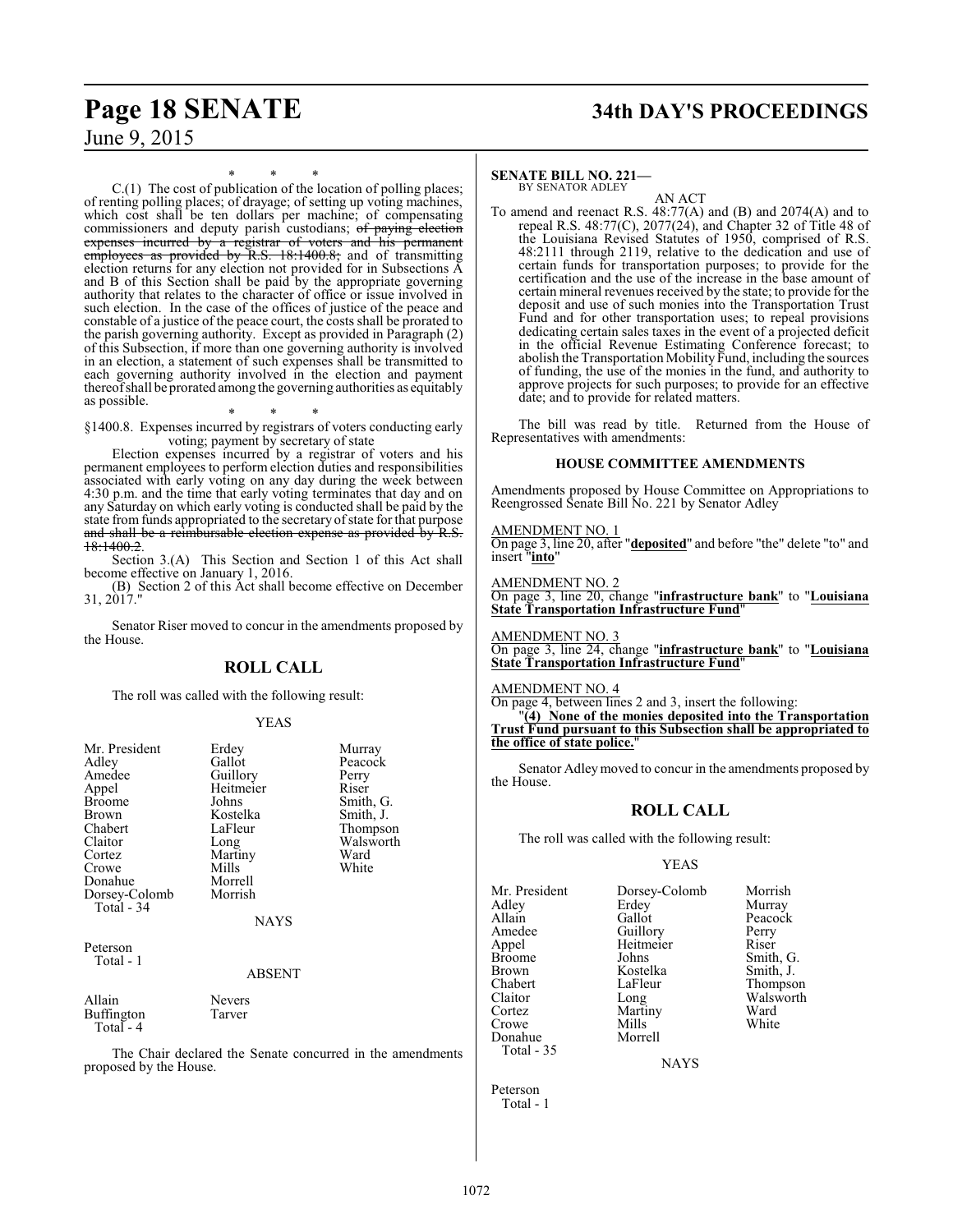\* \* \*

C.(1) The cost of publication of the location of polling places; of renting polling places; of drayage; of setting up voting machines, which cost shall be ten dollars per machine; of compensating commissioners and deputy parish custodians; ~~of paying election expenses incurred by a registrar of voters and his permanent employees as provided by R.S. 18:1400.8;~~ and of transmitting election returns for any election not provided for in Subsections A and B of this Section shall be paid by the appropriate governing authority that relates to the character of office or issue involved in such election. In the case of the offices of justice of the peace and constable of a justice of the peace court, the costs shall be prorated to the parish governing authority. Except as provided in Paragraph (2) of this Subsection, if more than one governing authority is involved in an election, a statement of such expenses shall be transmitted to each governing authority involved in the election and payment thereof shall be prorated among the governing authorities as equitably as possible.

\* \* \*

§1400.8. Expenses incurred by registrars of voters conducting early voting; payment by secretary of state

Election expenses incurred by a registrar of voters and his permanent employees to perform election duties and responsibilities associated with early voting on any day during the week between 4:30 p.m. and the time that early voting terminates that day and on any Saturday on which early voting is conducted shall be paid by the state from funds appropriated to the secretary of state for that purpose ~~and shall be a reimbursable election expense as provided by R.S. 18:1400.2~~.

Section 3.(A) This Section and Section 1 of this Act shall become effective on January 1, 2016.

(B) Section 2 of this Act shall become effective on December 31, 2017."

Senator Riser moved to concur in the amendments proposed by the House.

## ROLL CALL

The roll was called with the following result:

YEAS

| | | |
|---|---|---|
| Mr. President | Erdey | Murray |
| Adley | Gallot | Peacock |
| Amedee | Guillory | Perry |
| Appel | Heitmeier | Riser |
| Broome | Johns | Smith, G. |
| Brown | Kostelka | Smith, J. |
| Chabert | LaFleur | Thompson |
| Claitor | Long | Walsworth |
| Cortez | Martiny | Ward |
| Crowe | Mills | White |
| Donahue | Morrell | |
| Dorsey-Colomb | Morrish | |

Total - 34

NAYS

Peterson
Total - 1

ABSENT

| | |
|---|---|
| Allain | Nevers |
| Buffington | Tarver |

Total - 4

The Chair declared the Senate concurred in the amendments proposed by the House.

**SENATE BILL NO. 221—**
BY SENATOR ADLEY

AN ACT

To amend and reenact R.S. 48:77(A) and (B) and 2074(A) and to repeal R.S. 48:77(C), 2077(24), and Chapter 32 of Title 48 of the Louisiana Revised Statutes of 1950, comprised of R.S. 48:2111 through 2119, relative to the dedication and use of certain funds for transportation purposes; to provide for the certification and the use of the increase in the base amount of certain mineral revenues received by the state; to provide for the deposit and use of such monies into the Transportation Trust Fund and for other transportation uses; to repeal provisions dedicating certain sales taxes in the event of a projected deficit in the official Revenue Estimating Conference forecast; to abolish the Transportation Mobility Fund, including the sources of funding, the use of the monies in the fund, and authority to approve projects for such purposes; to provide for an effective date; and to provide for related matters.

The bill was read by title. Returned from the House of Representatives with amendments:

### HOUSE COMMITTEE AMENDMENTS

Amendments proposed by House Committee on Appropriations to Reengrossed Senate Bill No. 221 by Senator Adley

AMENDMENT NO. 1
On page 3, line 20, after "**deposited**" and before "the" delete "to" and insert "**into**"

AMENDMENT NO. 2
On page 3, line 20, change "**infrastructure bank**" to "**Louisiana State Transportation Infrastructure Fund**"

AMENDMENT NO. 3
On page 3, line 24, change "**infrastructure bank**" to "**Louisiana State Transportation Infrastructure Fund**"

AMENDMENT NO. 4
On page 4, between lines 2 and 3, insert the following:
"**(4) None of the monies deposited into the Transportation Trust Fund pursuant to this Subsection shall be appropriated to the office of state police.**"

Senator Adley moved to concur in the amendments proposed by the House.

## ROLL CALL

The roll was called with the following result:

YEAS

| | | |
|---|---|---|
| Mr. President | Dorsey-Colomb | Morrish |
| Adley | Erdey | Murray |
| Allain | Gallot | Peacock |
| Amedee | Guillory | Perry |
| Appel | Heitmeier | Riser |
| Broome | Johns | Smith, G. |
| Brown | Kostelka | Smith, J. |
| Chabert | LaFleur | Thompson |
| Claitor | Long | Walsworth |
| Cortez | Martiny | Ward |
| Crowe | Mills | White |
| Donahue | Morrell | |

Total - 35

NAYS

Peterson
Total - 1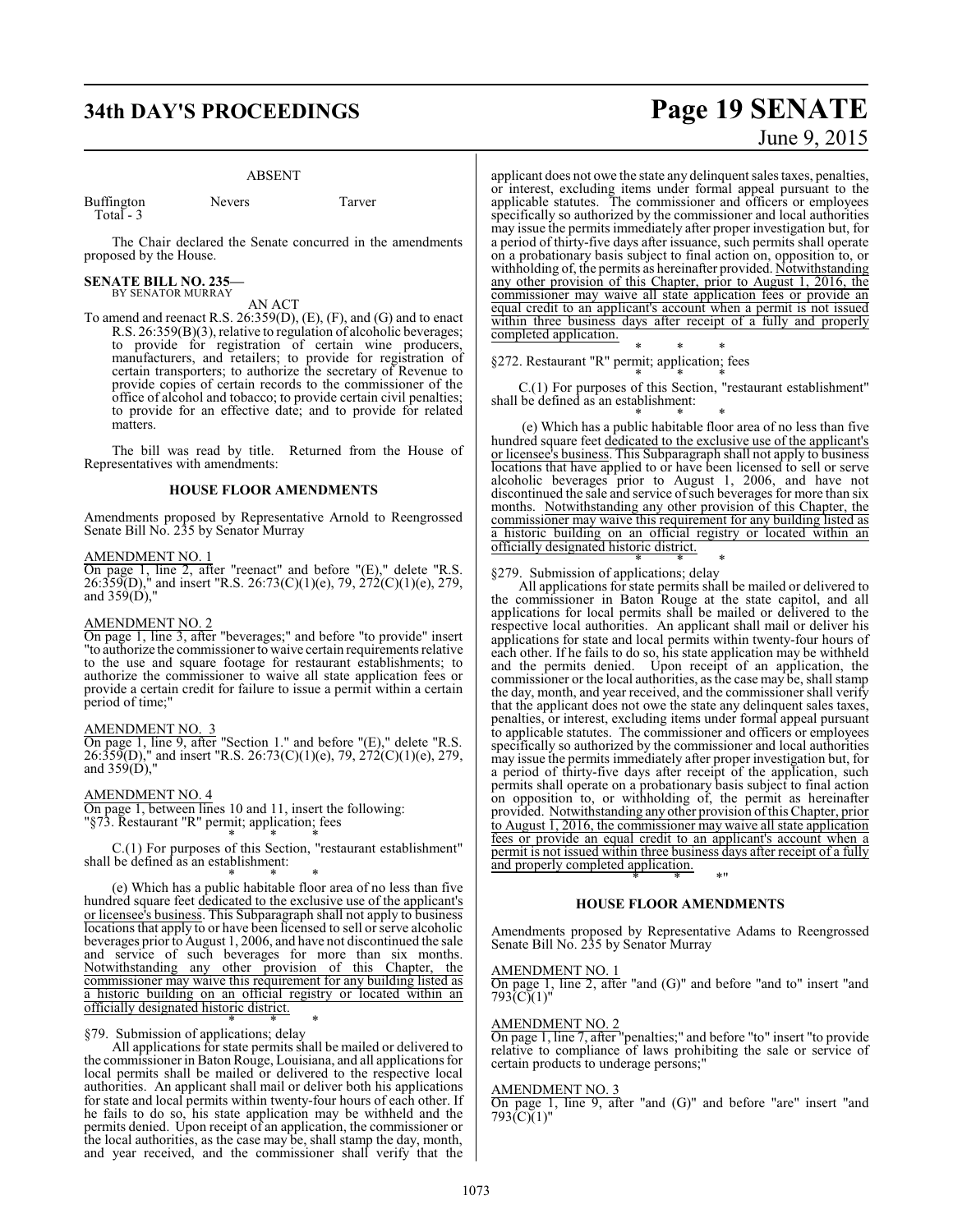ABSENT

Buffington Nevers Tarver
Total - 3

The Chair declared the Senate concurred in the amendments proposed by the House.

**SENATE BILL NO. 235—**
BY SENATOR MURRAY

AN ACT

To amend and reenact R.S. 26:359(D), (E), (F), and (G) and to enact R.S. 26:359(B)(3), relative to regulation of alcoholic beverages; to provide for registration of certain wine producers, manufacturers, and retailers; to provide for registration of certain transporters; to authorize the secretary of Revenue to provide copies of certain records to the commissioner of the office of alcohol and tobacco; to provide certain civil penalties; to provide for an effective date; and to provide for related matters.

The bill was read by title. Returned from the House of Representatives with amendments:

**HOUSE FLOOR AMENDMENTS**

Amendments proposed by Representative Arnold to Reengrossed Senate Bill No. 235 by Senator Murray

AMENDMENT NO. 1
On page 1, line 2, after "reenact" and before "(E)," delete "R.S. 26:359(D)," and insert "R.S. 26:73(C)(1)(e), 79, 272(C)(1)(e), 279, and 359(D),"

AMENDMENT NO. 2
On page 1, line 3, after "beverages;" and before "to provide" insert "to authorize the commissioner to waive certain requirements relative to the use and square footage for restaurant establishments; to authorize the commissioner to waive all state application fees or provide a certain credit for failure to issue a permit within a certain period of time;"

AMENDMENT NO. 3
On page 1, line 9, after "Section 1." and before "(E)," delete "R.S. 26:359(D)," and insert "R.S. 26:73(C)(1)(e), 79, 272(C)(1)(e), 279, and 359(D),"

AMENDMENT NO. 4
On page 1, between lines 10 and 11, insert the following:
"§73. Restaurant "R" permit; application; fees

\* \* \*

C.(1) For purposes of this Section, "restaurant establishment" shall be defined as an establishment:

\* \* \*

(e) Which has a public habitable floor area of no less than five hundred square feet dedicated to the exclusive use of the applicant's or licensee's business. This Subparagraph shall not apply to business locations that apply to or have been licensed to sell or serve alcoholic beverages prior to August 1, 2006, and have not discontinued the sale and service of such beverages for more than six months. Notwithstanding any other provision of this Chapter, the commissioner may waive this requirement for any building listed as a historic building on an official registry or located within an officially designated historic district.

\* \* \*

§79. Submission of applications; delay

All applications for state permits shall be mailed or delivered to the commissioner in Baton Rouge, Louisiana, and all applications for local permits shall be mailed or delivered to the respective local authorities. An applicant shall mail or deliver both his applications for state and local permits within twenty-four hours of each other. If he fails to do so, his state application may be withheld and the permits denied. Upon receipt of an application, the commissioner or the local authorities, as the case may be, shall stamp the day, month, and year received, and the commissioner shall verify that the applicant does not owe the state any delinquent sales taxes, penalties, or interest, excluding items under formal appeal pursuant to the applicable statutes. The commissioner and officers or employees specifically so authorized by the commissioner and local authorities may issue the permits immediately after proper investigation but, for a period of thirty-five days after issuance, such permits shall operate on a probationary basis subject to final action on, opposition to, or withholding of, the permits as hereinafter provided. Notwithstanding any other provision of this Chapter, prior to August 1, 2016, the commissioner may waive all state application fees or provide an equal credit to an applicant's account when a permit is not issued within three business days after receipt of a fully and properly completed application.

\* \* \*

§272. Restaurant "R" permit; application; fees

\* \* \*

C.(1) For purposes of this Section, "restaurant establishment" shall be defined as an establishment:

\* \* \*

(e) Which has a public habitable floor area of no less than five hundred square feet dedicated to the exclusive use of the applicant's or licensee's business. This Subparagraph shall not apply to business locations that have applied to or have been licensed to sell or serve alcoholic beverages prior to August 1, 2006, and have not discontinued the sale and service of such beverages for more than six months. Notwithstanding any other provision of this Chapter, the commissioner may waive this requirement for any building listed as a historic building on an official registry or located within an officially designated historic district.

\* \* \*

§279. Submission of applications; delay

All applications for state permits shall be mailed or delivered to the commissioner in Baton Rouge at the state capitol, and all applications for local permits shall be mailed or delivered to the respective local authorities. An applicant shall mail or deliver his applications for state and local permits within twenty-four hours of each other. If he fails to do so, his state application may be withheld and the permits denied. Upon receipt of an application, the commissioner or the local authorities, as the case may be, shall stamp the day, month, and year received, and the commissioner shall verify that the applicant does not owe the state any delinquent sales taxes, penalties, or interest, excluding items under formal appeal pursuant to applicable statutes. The commissioner and officers or employees specifically so authorized by the commissioner and local authorities may issue the permits immediately after proper investigation but, for a period of thirty-five days after receipt of the application, such permits shall operate on a probationary basis subject to final action on opposition to, or withholding of, the permit as hereinafter provided. Notwithstanding any other provision of this Chapter, prior to August 1, 2016, the commissioner may waive all state application fees or provide an equal credit to an applicant's account when a permit is not issued within three business days after receipt of a fully and properly completed application.

\* \* \*"

**HOUSE FLOOR AMENDMENTS**

Amendments proposed by Representative Adams to Reengrossed Senate Bill No. 235 by Senator Murray

AMENDMENT NO. 1
On page 1, line 2, after "and (G)" and before "and to" insert "and 793(C)(1)"

AMENDMENT NO. 2
On page 1, line 7, after "penalties;" and before "to" insert "to provide relative to compliance of laws prohibiting the sale or service of certain products to underage persons;"

AMENDMENT NO. 3
On page 1, line 9, after "and (G)" and before "are" insert "and 793(C)(1)"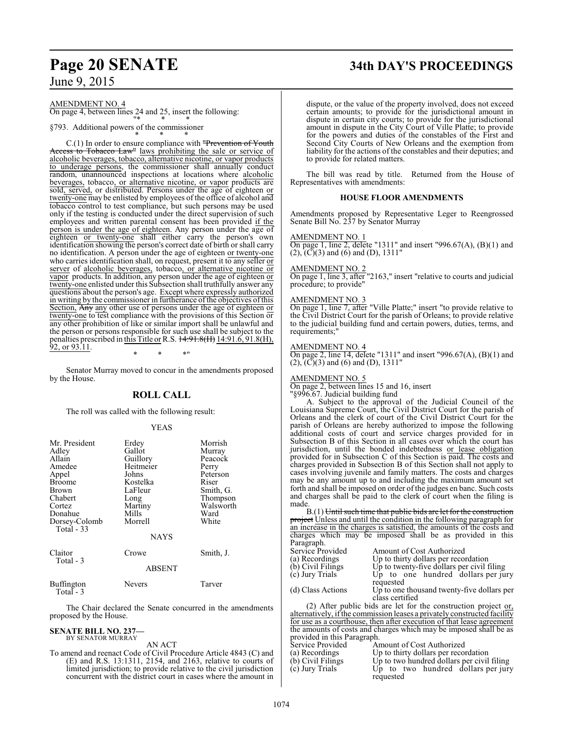AMENDMENT NO. 4

On page 4, between lines 24 and 25, insert the following:

"* * *

§793. Additional powers of the commissioner

* * *

C.(1) In order to ensure compliance with "Prevention of Youth Access to Tobacco Law" laws prohibiting the sale or service of alcoholic beverages, tobacco, alternative nicotine, or vapor products to underage persons, the commissioner shall annually conduct random, unannounced inspections at locations where alcoholic beverages, tobacco, or alternative nicotine, or vapor products are sold, served, or distributed. Persons under the age of eighteen or twenty-one may be enlisted by employees of the office of alcohol and tobacco control to test compliance, but such persons may be used only if the testing is conducted under the direct supervision of such employees and written parental consent has been provided if the person is under the age of eighteen. Any person under the age of eighteen or twenty-one shall either carry the person's own identification showing the person's correct date of birth or shall carry no identification. A person under the age of eighteen or twenty-one who carries identification shall, on request, present it to any seller or server of alcoholic beverages, tobacco, or alternative nicotine or vapor products. In addition, any person under the age of eighteen or twenty-one enlisted under this Subsection shall truthfully answer any questions about the person's age. Except where expressly authorized in writing by the commissioner in furtherance of the objectives of this Section, Any any other use of persons under the age of eighteen or twenty-one to test compliance with the provisions of this Section or any other prohibition of like or similar import shall be unlawful and the person or persons responsible for such use shall be subject to the penalties prescribed in this Title or R.S. 14:91.8(H) 14:91.6, 91.8(H), 92, or 93.11.

* * *"

Senator Murray moved to concur in the amendments proposed by the House.

## ROLL CALL

The roll was called with the following result:

YEAS

| | | |
|---|---|---|
| Mr. President | Erdey | Morrish |
| Adley | Gallot | Murray |
| Allain | Guillory | Peacock |
| Amedee | Heitmeier | Perry |
| Appel | Johns | Peterson |
| Broome | Kostelka | Riser |
| Brown | LaFleur | Smith, G. |
| Chabert | Long | Thompson |
| Cortez | Martiny | Walsworth |
| Donahue | Mills | Ward |
| Dorsey-Colomb | Morrell | White |
| Total - 33 | | |

NAYS

| | | |
|---|---|---|
| Claitor | Crowe | Smith, J. |
| Total - 3 | | |

ABSENT

| | | |
|---|---|---|
| Buffington | Nevers | Tarver |
| Total - 3 | | |

The Chair declared the Senate concurred in the amendments proposed by the House.

**SENATE BILL NO. 237—**
BY SENATOR MURRAY

AN ACT

To amend and reenact Code of Civil Procedure Article 4843 (C) and (E) and R.S. 13:1311, 2154, and 2163, relative to courts of limited jurisdiction; to provide relative to the civil jurisdiction concurrent with the district court in cases where the amount in dispute, or the value of the property involved, does not exceed certain amounts; to provide for the jurisdictional amount in dispute in certain city courts; to provide for the jurisdictional amount in dispute in the City Court of Ville Platte; to provide for the powers and duties of the constables of the First and Second City Courts of New Orleans and the exemption from liability for the actions of the constables and their deputies; and to provide for related matters.

The bill was read by title. Returned from the House of Representatives with amendments:

### HOUSE FLOOR AMENDMENTS

Amendments proposed by Representative Leger to Reengrossed Senate Bill No. 237 by Senator Murray

AMENDMENT NO. 1

On page 1, line 2, delete "1311" and insert "996.67(A), (B)(1) and (2), (C)(3) and (6) and (D), 1311"

AMENDMENT NO. 2

On page 1, line 3, after "2163," insert "relative to courts and judicial procedure; to provide"

AMENDMENT NO. 3

On page 1, line 7, after "Ville Platte;" insert "to provide relative to the Civil District Court for the parish of Orleans; to provide relative to the judicial building fund and certain powers, duties, terms, and requirements;"

AMENDMENT NO. 4

On page 2, line 14, delete "1311" and insert "996.67(A), (B)(1) and (2), (C)(3) and (6) and (D), 1311"

AMENDMENT NO. 5

On page 2, between lines 15 and 16, insert

"§996.67. Judicial building fund

A. Subject to the approval of the Judicial Council of the Louisiana Supreme Court, the Civil District Court for the parish of Orleans and the clerk of court of the Civil District Court for the parish of Orleans are hereby authorized to impose the following additional costs of court and service charges provided for in Subsection B of this Section in all cases over which the court has jurisdiction, until the bonded indebtedness or lease obligation provided for in Subsection C of this Section is paid. The costs and charges provided in Subsection B of this Section shall not apply to cases involving juvenile and family matters. The costs and charges may be any amount up to and including the maximum amount set forth and shall be imposed on order of the judges en banc. Such costs and charges shall be paid to the clerk of court when the filing is made.

B.(1) Until such time that public bids are let for the construction project Unless and until the condition in the following paragraph for an increase in the charges is satisfied, the amounts of the costs and charges which may be imposed shall be as provided in this Paragraph.

| Service Provided | Amount of Cost Authorized |
|---|---|
| (a) Recordings | Up to thirty dollars per recordation |
| (b) Civil Filings | Up to twenty-five dollars per civil filing |
| (c) Jury Trials | Up to one hundred dollars per jury requested |
| (d) Class Actions | Up to one thousand twenty-five dollars per class certified |

(2) After public bids are let for the construction project or, alternatively, if the commission leases a privately constructed facility for use as a courthouse, then after execution of that lease agreement the amounts of costs and charges which may be imposed shall be as provided in this Paragraph.

| Service Provided | Amount of Cost Authorized |
|---|---|
| (a) Recordings | Up to thirty dollars per recordation |
| (b) Civil Filings | Up to two hundred dollars per civil filing |
| (c) Jury Trials | Up to two hundred dollars per jury requested |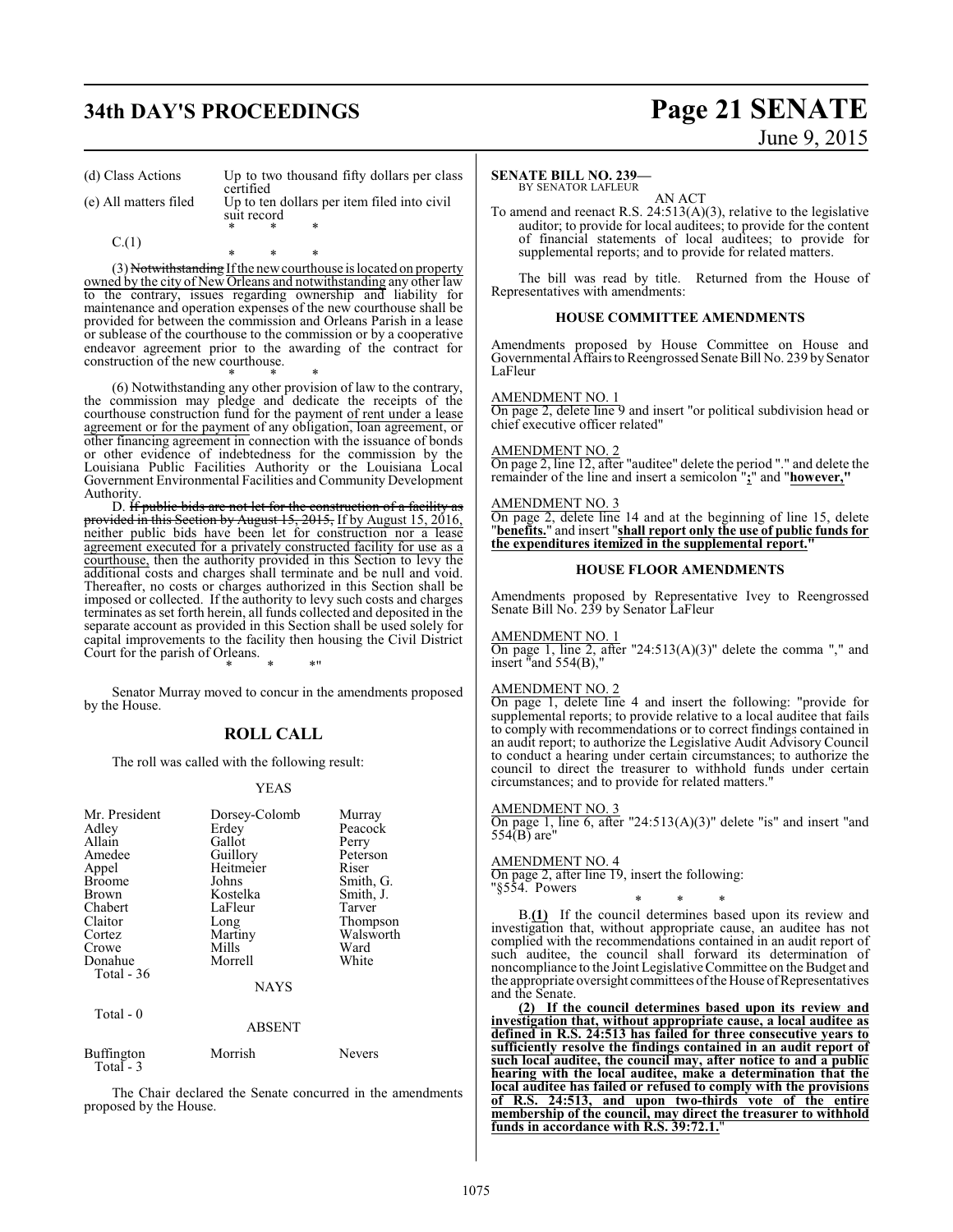| (d) Class Actions | Up to two thousand fifty dollars per class certified |
|---|---|
| (e) All matters filed | Up to ten dollars per item filed into civil suit record |

\* \* \*

C.(1)

\* \* \*

(3) ~~Notwithstanding~~ If the new courthouse is located on property owned by the city of New Orleans and notwithstanding any other law to the contrary, issues regarding ownership and liability for maintenance and operation expenses of the new courthouse shall be provided for between the commission and Orleans Parish in a lease or sublease of the courthouse to the commission or by a cooperative endeavor agreement prior to the awarding of the contract for construction of the new courthouse.

\* \* \*

(6) Notwithstanding any other provision of law to the contrary, the commission may pledge and dedicate the receipts of the courthouse construction fund for the payment of rent under a lease agreement or for the payment of any obligation, loan agreement, or other financing agreement in connection with the issuance of bonds or other evidence of indebtedness for the commission by the Louisiana Public Facilities Authority or the Louisiana Local Government Environmental Facilities and Community Development Authority.

D. ~~If public bids are not let for the construction of a facility as provided in this Section by August 15, 2015,~~ If by August 15, 2016, neither public bids have been let for construction nor a lease agreement executed for a privately constructed facility for use as a courthouse, then the authority provided in this Section to levy the additional costs and charges shall terminate and be null and void. Thereafter, no costs or charges authorized in this Section shall be imposed or collected. If the authority to levy such costs and charges terminates as set forth herein, all funds collected and deposited in the separate account as provided in this Section shall be used solely for capital improvements to the facility then housing the Civil District Court for the parish of Orleans.

\* \* \*"

Senator Murray moved to concur in the amendments proposed by the House.

## ROLL CALL

The roll was called with the following result:

YEAS

| | | |
|---|---|---|
| Mr. President | Dorsey-Colomb | Murray |
| Adley | Erdey | Peacock |
| Allain | Gallot | Perry |
| Amedee | Guillory | Peterson |
| Appel | Heitmeier | Riser |
| Broome | Johns | Smith, G. |
| Brown | Kostelka | Smith, J. |
| Chabert | LaFleur | Tarver |
| Claitor | Long | Thompson |
| Cortez | Martiny | Walsworth |
| Crowe | Mills | Ward |
| Donahue | Morrell | White |

Total - 36

NAYS

Total - 0

ABSENT

| | | |
|---|---|---|
| Buffington | Morrish | Nevers |

Total - 3

The Chair declared the Senate concurred in the amendments proposed by the House.

**SENATE BILL NO. 239—**
BY SENATOR LAFLEUR

AN ACT

To amend and reenact R.S. 24:513(A)(3), relative to the legislative auditor; to provide for local auditees; to provide for the content of financial statements of local auditees; to provide for supplemental reports; and to provide for related matters.

The bill was read by title. Returned from the House of Representatives with amendments:

### HOUSE COMMITTEE AMENDMENTS

Amendments proposed by House Committee on House and Governmental Affairs to Reengrossed Senate Bill No. 239 by Senator LaFleur

AMENDMENT NO. 1
On page 2, delete line 9 and insert "or political subdivision head or chief executive officer related"

AMENDMENT NO. 2
On page 2, line 12, after "auditee" delete the period "." and delete the remainder of the line and insert a semicolon "**;**" and "**however,**"

AMENDMENT NO. 3
On page 2, delete line 14 and at the beginning of line 15, delete "**benefits.**" and insert "**shall report only the use of public funds for the expenditures itemized in the supplemental report.**"

### HOUSE FLOOR AMENDMENTS

Amendments proposed by Representative Ivey to Reengrossed Senate Bill No. 239 by Senator LaFleur

AMENDMENT NO. 1
On page 1, line 2, after "24:513(A)(3)" delete the comma "," and insert "and 554(B),"

AMENDMENT NO. 2
On page 1, delete line 4 and insert the following: "provide for supplemental reports; to provide relative to a local auditee that fails to comply with recommendations or to correct findings contained in an audit report; to authorize the Legislative Audit Advisory Council to conduct a hearing under certain circumstances; to authorize the council to direct the treasurer to withhold funds under certain circumstances; and to provide for related matters."

AMENDMENT NO. 3
On page 1, line 6, after "24:513(A)(3)" delete "is" and insert "and 554(B) are"

AMENDMENT NO. 4
On page 2, after line 19, insert the following:
"§554. Powers

\* \* \*

B.**(1)** If the council determines based upon its review and investigation that, without appropriate cause, an auditee has not complied with the recommendations contained in an audit report of such auditee, the council shall forward its determination of noncompliance to the Joint Legislative Committee on the Budget and the appropriate oversight committees of the House of Representatives and the Senate.

**(2) If the council determines based upon its review and investigation that, without appropriate cause, a local auditee as defined in R.S. 24:513 has failed for three consecutive years to sufficiently resolve the findings contained in an audit report of such local auditee, the council may, after notice to and a public hearing with the local auditee, make a determination that the local auditee has failed or refused to comply with the provisions of R.S. 24:513, and upon two-thirds vote of the entire membership of the council, may direct the treasurer to withhold funds in accordance with R.S. 39:72.1.**"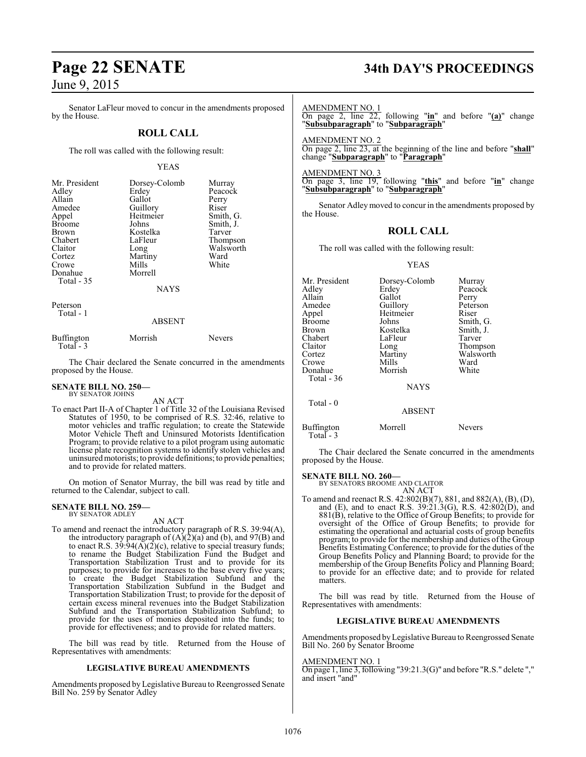Senator LaFleur moved to concur in the amendments proposed by the House.

## ROLL CALL

The roll was called with the following result:

YEAS

| | | |
|---|---|---|
| Mr. President | Dorsey-Colomb | Murray |
| Adley | Erdey | Peacock |
| Allain | Gallot | Perry |
| Amedee | Guillory | Riser |
| Appel | Heitmeier | Smith, G. |
| Broome | Johns | Smith, J. |
| Brown | Kostelka | Tarver |
| Chabert | LaFleur | Thompson |
| Claitor | Long | Walsworth |
| Cortez | Martiny | Ward |
| Crowe | Mills | White |
| Donahue | Morrell | |

Total - 35

NAYS

Peterson
Total - 1

ABSENT

| | | |
|---|---|---|
| Buffington | Morrish | Nevers |

Total - 3

The Chair declared the Senate concurred in the amendments proposed by the House.

**SENATE BILL NO. 250—**
BY SENATOR JOHNS

AN ACT

To enact Part II-A of Chapter 1 of Title 32 of the Louisiana Revised Statutes of 1950, to be comprised of R.S. 32:46, relative to motor vehicles and traffic regulation; to create the Statewide Motor Vehicle Theft and Uninsured Motorists Identification Program; to provide relative to a pilot program using automatic license plate recognition systems to identify stolen vehicles and uninsured motorists; to provide definitions; to provide penalties; and to provide for related matters.

On motion of Senator Murray, the bill was read by title and returned to the Calendar, subject to call.

**SENATE BILL NO. 259—**
BY SENATOR ADLEY

AN ACT

To amend and reenact the introductory paragraph of R.S. 39:94(A), the introductory paragraph of (A)(2)(a) and (b), and 97(B) and to enact R.S. 39:94(A)(2)(c), relative to special treasury funds; to rename the Budget Stabilization Fund the Budget and Transportation Stabilization Trust and to provide for its purposes; to provide for increases to the base every five years; to create the Budget Stabilization Subfund and the Transportation Stabilization Subfund in the Budget and Transportation Stabilization Trust; to provide for the deposit of certain excess mineral revenues into the Budget Stabilization Subfund and the Transportation Stabilization Subfund; to provide for the uses of monies deposited into the funds; to provide for effectiveness; and to provide for related matters.

The bill was read by title. Returned from the House of Representatives with amendments:

### LEGISLATIVE BUREAU AMENDMENTS

Amendments proposed by Legislative Bureau to Reengrossed Senate Bill No. 259 by Senator Adley

AMENDMENT NO. 1
On page 2, line 22, following "**in**" and before "**(a)**" change "**Subsubparagraph**" to "**Subparagraph**"

AMENDMENT NO. 2
On page 2, line 23, at the beginning of the line and before "**shall**" change "**Subparagraph**" to "**Paragraph**"

AMENDMENT NO. 3
On page 3, line 19, following "**this**" and before "**in**" change "**Subsubparagraph**" to "**Subparagraph**"

Senator Adley moved to concur in the amendments proposed by the House.

## ROLL CALL

The roll was called with the following result:

YEAS

| | | |
|---|---|---|
| Mr. President | Dorsey-Colomb | Murray |
| Adley | Erdey | Peacock |
| Allain | Gallot | Perry |
| Amedee | Guillory | Peterson |
| Appel | Heitmeier | Riser |
| Broome | Johns | Smith, G. |
| Brown | Kostelka | Smith, J. |
| Chabert | LaFleur | Tarver |
| Claitor | Long | Thompson |
| Cortez | Martiny | Walsworth |
| Crowe | Mills | Ward |
| Donahue | Morrish | White |

Total - 36

NAYS

Total - 0

ABSENT

| | | |
|---|---|---|
| Buffington | Morrell | Nevers |

Total - 3

The Chair declared the Senate concurred in the amendments proposed by the House.

**SENATE BILL NO. 260—**
BY SENATORS BROOME AND CLAITOR

AN ACT

To amend and reenact R.S. 42:802(B)(7), 881, and 882(A), (B), (D), and (E), and to enact R.S. 39:21.3(G), R.S. 42:802(D), and 881(B), relative to the Office of Group Benefits; to provide for oversight of the Office of Group Benefits; to provide for estimating the operational and actuarial costs of group benefits program; to provide for the membership and duties of the Group Benefits Estimating Conference; to provide for the duties of the Group Benefits Policy and Planning Board; to provide for the membership of the Group Benefits Policy and Planning Board; to provide for an effective date; and to provide for related matters.

The bill was read by title. Returned from the House of Representatives with amendments:

### LEGISLATIVE BUREAU AMENDMENTS

Amendments proposed by Legislative Bureau to Reengrossed Senate Bill No. 260 by Senator Broome

AMENDMENT NO. 1
On page 1, line 3, following "39:21.3(G)" and before "R.S." delete "," and insert "and"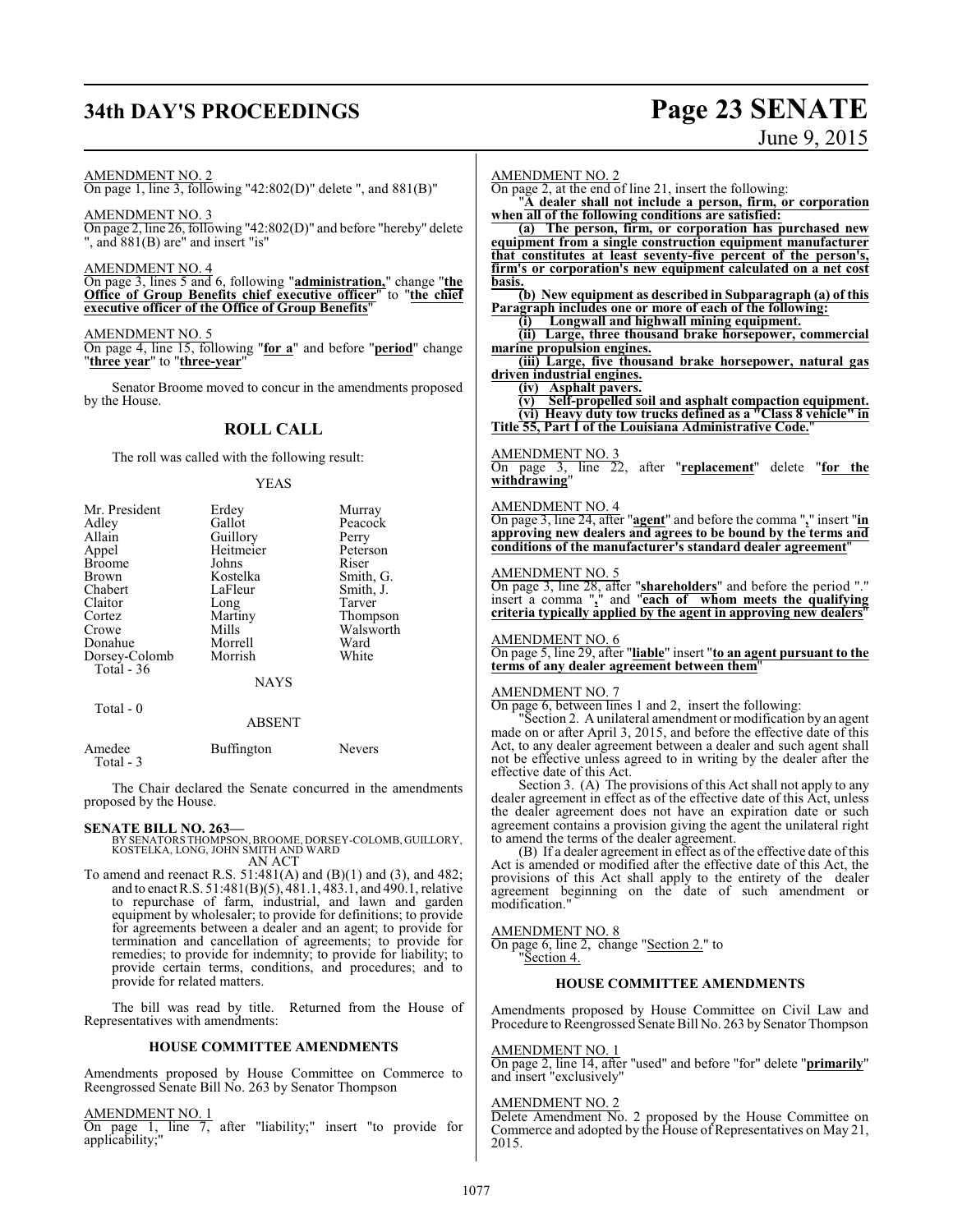AMENDMENT NO. 2

On page 1, line 3, following "42:802(D)" delete ", and 881(B)"

AMENDMENT NO. 3

On page 2, line 26, following "42:802(D)" and before "hereby" delete ", and 881(B) are" and insert "is"

AMENDMENT NO. 4

On page 3, lines 5 and 6, following "**administration,**" change "**the Office of Group Benefits chief executive officer**" to "**the chief executive officer of the Office of Group Benefits**"

AMENDMENT NO. 5

On page 4, line 15, following "**for a**" and before "**period**" change "**three year**" to "**three-year**"

Senator Broome moved to concur in the amendments proposed by the House.

## ROLL CALL

The roll was called with the following result:

YEAS

| | | |
|---|---|---|
| Mr. President | Erdey | Murray |
| Adley | Gallot | Peacock |
| Allain | Guillory | Perry |
| Appel | Heitmeier | Peterson |
| Broome | Johns | Riser |
| Brown | Kostelka | Smith, G. |
| Chabert | LaFleur | Smith, J. |
| Claitor | Long | Tarver |
| Cortez | Martiny | Thompson |
| Crowe | Mills | Walsworth |
| Donahue | Morrell | Ward |
| Dorsey-Colomb | Morrish | White |

Total - 36

NAYS

Total - 0

ABSENT

| | | |
|---|---|---|
| Amedee | Buffington | Nevers |

Total - 3

The Chair declared the Senate concurred in the amendments proposed by the House.

**SENATE BILL NO. 263—**
BY SENATORS THOMPSON, BROOME, DORSEY-COLOMB, GUILLORY, KOSTELKA, LONG, JOHN SMITH AND WARD
AN ACT

To amend and reenact R.S. 51:481(A) and (B)(1) and (3), and 482; and to enact R.S. 51:481(B)(5), 481.1, 483.1, and 490.1, relative to repurchase of farm, industrial, and lawn and garden equipment by wholesaler; to provide for definitions; to provide for agreements between a dealer and an agent; to provide for termination and cancellation of agreements; to provide for remedies; to provide for indemnity; to provide for liability; to provide certain terms, conditions, and procedures; and to provide for related matters.

The bill was read by title. Returned from the House of Representatives with amendments:

### HOUSE COMMITTEE AMENDMENTS

Amendments proposed by House Committee on Commerce to Reengrossed Senate Bill No. 263 by Senator Thompson

AMENDMENT NO. 1

On page 1, line 7, after "liability;" insert "to provide for applicability;"

AMENDMENT NO. 2

On page 2, at the end of line 21, insert the following:

"**A dealer shall not include a person, firm, or corporation when all of the following conditions are satisfied:**

**(a) The person, firm, or corporation has purchased new equipment from a single construction equipment manufacturer that constitutes at least seventy-five percent of the person's, firm's or corporation's new equipment calculated on a net cost basis.**

**(b) New equipment as described in Subparagraph (a) of this Paragraph includes one or more of each of the following:**

**(i) Longwall and highwall mining equipment.**

**(ii) Large, three thousand brake horsepower, commercial marine propulsion engines.**

**(iii) Large, five thousand brake horsepower, natural gas driven industrial engines.**

**(iv) Asphalt pavers.**

**(v) Self-propelled soil and asphalt compaction equipment.**

**(vi) Heavy duty tow trucks defined as a "Class 8 vehicle" in Title 55, Part I of the Louisiana Administrative Code.**"

AMENDMENT NO. 3

On page 3, line 22, after "**replacement**" delete "**for the withdrawing**"

AMENDMENT NO. 4

On page 3, line 24, after "**agent**" and before the comma "**,**" insert "**in approving new dealers and agrees to be bound by the terms and conditions of the manufacturer's standard dealer agreement**"

AMENDMENT NO. 5

On page 3, line 28, after "**shareholders**" and before the period "." insert a comma "**,**" and "**each of whom meets the qualifying criteria typically applied by the agent in approving new dealers**"

AMENDMENT NO. 6

On page 5, line 29, after "**liable**" insert "**to an agent pursuant to the terms of any dealer agreement between them**"

AMENDMENT NO. 7

On page 6, between lines 1 and 2, insert the following:

"Section 2. A unilateral amendment or modification by an agent made on or after April 3, 2015, and before the effective date of this Act, to any dealer agreement between a dealer and such agent shall not be effective unless agreed to in writing by the dealer after the effective date of this Act.

Section 3. (A) The provisions of this Act shall not apply to any dealer agreement in effect as of the effective date of this Act, unless the dealer agreement does not have an expiration date or such agreement contains a provision giving the agent the unilateral right to amend the terms of the dealer agreement.

(B) If a dealer agreement in effect as of the effective date of this Act is amended or modified after the effective date of this Act, the provisions of this Act shall apply to the entirety of the dealer agreement beginning on the date of such amendment or modification."

AMENDMENT NO. 8

On page 6, line 2, change "Section 2." to "Section 4.

### HOUSE COMMITTEE AMENDMENTS

Amendments proposed by House Committee on Civil Law and Procedure to Reengrossed Senate Bill No. 263 by Senator Thompson

AMENDMENT NO. 1

On page 2, line 14, after "used" and before "for" delete "**primarily**" and insert "exclusively"

AMENDMENT NO. 2

Delete Amendment No. 2 proposed by the House Committee on Commerce and adopted by the House of Representatives on May 21, 2015.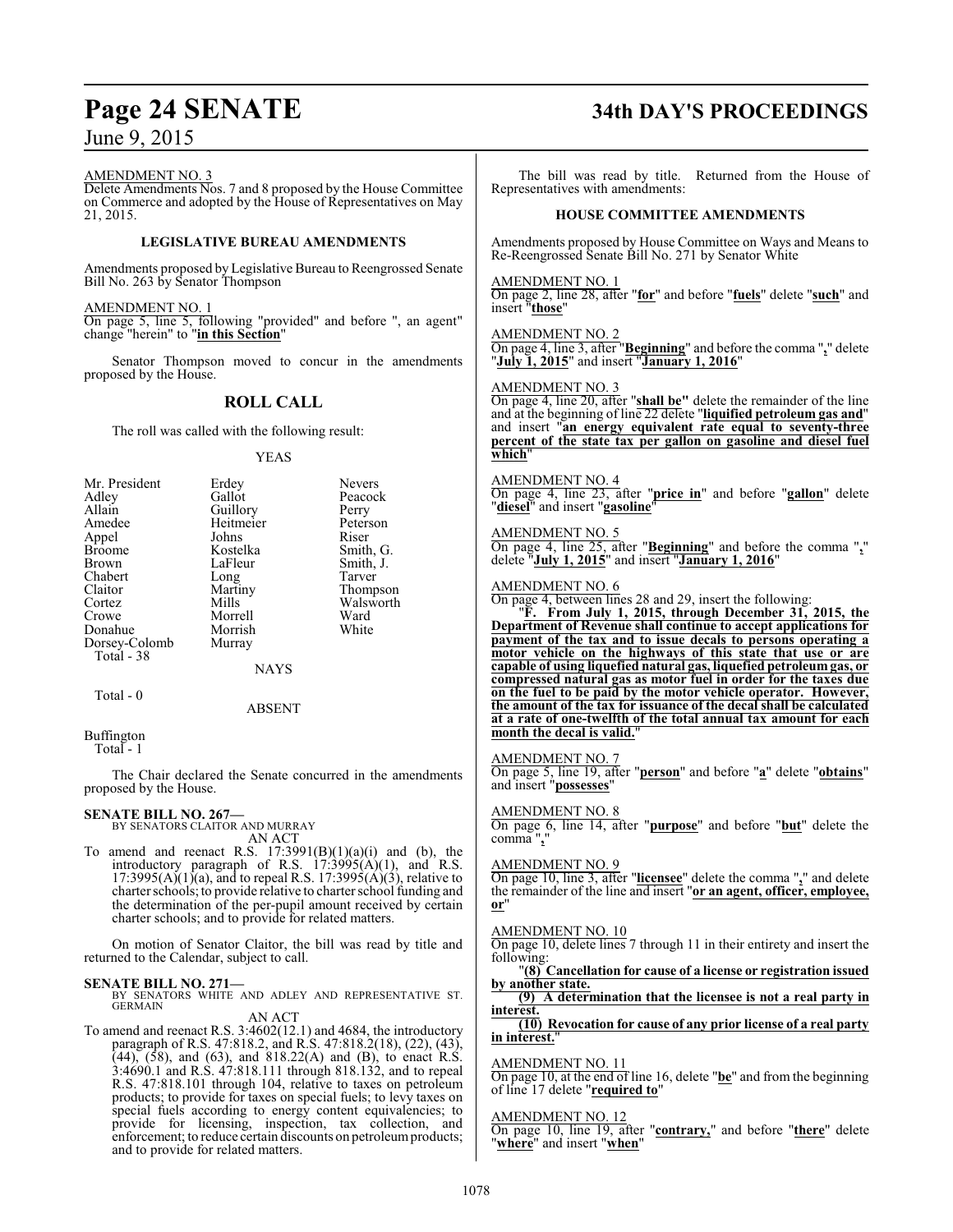AMENDMENT NO. 3
Delete Amendments Nos. 7 and 8 proposed by the House Committee on Commerce and adopted by the House of Representatives on May 21, 2015.

### LEGISLATIVE BUREAU AMENDMENTS

Amendments proposed by Legislative Bureau to Reengrossed Senate Bill No. 263 by Senator Thompson

AMENDMENT NO. 1
On page 5, line 5, following "provided" and before ", an agent" change "herein" to "**in this Section**"

Senator Thompson moved to concur in the amendments proposed by the House.

## ROLL CALL

The roll was called with the following result:

YEAS

| | | |
|---|---|---|
| Mr. President | Erdey | Nevers |
| Adley | Gallot | Peacock |
| Allain | Guillory | Perry |
| Amedee | Heitmeier | Peterson |
| Appel | Johns | Riser |
| Broome | Kostelka | Smith, G. |
| Brown | LaFleur | Smith, J. |
| Chabert | Long | Tarver |
| Claitor | Martiny | Thompson |
| Cortez | Mills | Walsworth |
| Crowe | Morrell | Ward |
| Donahue | Morrish | White |
| Dorsey-Colomb | Murray | |

Total - 38

NAYS

Total - 0

ABSENT

Buffington

Total - 1

The Chair declared the Senate concurred in the amendments proposed by the House.

**SENATE BILL NO. 267—**
BY SENATORS CLAITOR AND MURRAY
AN ACT

To amend and reenact R.S. 17:3991(B)(1)(a)(i) and (b), the introductory paragraph of R.S. 17:3995(A)(1), and R.S. 17:3995(A)(1)(a), and to repeal R.S. 17:3995(A)(3), relative to charter schools; to provide relative to charter school funding and the determination of the per-pupil amount received by certain charter schools; and to provide for related matters.

On motion of Senator Claitor, the bill was read by title and returned to the Calendar, subject to call.

**SENATE BILL NO. 271—**
BY SENATORS WHITE AND ADLEY AND REPRESENTATIVE ST. GERMAIN
AN ACT

To amend and reenact R.S. 3:4602(12.1) and 4684, the introductory paragraph of R.S. 47:818.2, and R.S. 47:818.2(18), (22), (43), (44), (58), and (63), and 818.22(A) and (B), to enact R.S. 3:4690.1 and R.S. 47:818.111 through 818.132, and to repeal R.S. 47:818.101 through 104, relative to taxes on petroleum products; to provide for taxes on special fuels; to levy taxes on special fuels according to energy content equivalencies; to provide for licensing, inspection, tax collection, and enforcement; to reduce certain discounts on petroleum products; and to provide for related matters.

The bill was read by title. Returned from the House of Representatives with amendments:

### HOUSE COMMITTEE AMENDMENTS

Amendments proposed by House Committee on Ways and Means to Re-Reengrossed Senate Bill No. 271 by Senator White

AMENDMENT NO. 1
On page 2, line 28, after "**for**" and before "**fuels**" delete "**such**" and insert "**those**"

AMENDMENT NO. 2
On page 4, line 3, after "**Beginning**" and before the comma "**,**" delete "**July 1, 2015**" and insert "**January 1, 2016**"

AMENDMENT NO. 3
On page 4, line 20, after "**shall be"** delete the remainder of the line and at the beginning of line 22 delete "**liquified petroleum gas and**" and insert "**an energy equivalent rate equal to seventy-three percent of the state tax per gallon on gasoline and diesel fuel which**"

AMENDMENT NO. 4
On page 4, line 23, after "**price in**" and before "**gallon**" delete "**diesel**" and insert "**gasoline**"

AMENDMENT NO. 5
On page 4, line 25, after "**Beginning**" and before the comma "**,**" delete "**July 1, 2015**" and insert "**January 1, 2016**"

AMENDMENT NO. 6
On page 4, between lines 28 and 29, insert the following:

"**F. From July 1, 2015, through December 31, 2015, the Department of Revenue shall continue to accept applications for payment of the tax and to issue decals to persons operating a motor vehicle on the highways of this state that use or are capable of using liquefied natural gas, liquefied petroleum gas, or compressed natural gas as motor fuel in order for the taxes due on the fuel to be paid by the motor vehicle operator. However, the amount of the tax for issuance of the decal shall be calculated at a rate of one-twelfth of the total annual tax amount for each month the decal is valid.**"

AMENDMENT NO. 7
On page 5, line 19, after "**person**" and before "**a**" delete "**obtains**" and insert "**possesses**"

AMENDMENT NO. 8
On page 6, line 14, after "**purpose**" and before "**but**" delete the comma "**,**"

AMENDMENT NO. 9
On page 10, line 3, after "**licensee**" delete the comma "**,**" and delete the remainder of the line and insert "**or an agent, officer, employee, or**"

AMENDMENT NO. 10
On page 10, delete lines 7 through 11 in their entirety and insert the following:

"**(8) Cancellation for cause of a license or registration issued by another state.**

**(9) A determination that the licensee is not a real party in interest.**

**(10) Revocation for cause of any prior license of a real party in interest.**"

AMENDMENT NO. 11
On page 10, at the end of line 16, delete "**be**" and from the beginning of line 17 delete "**required to**"

AMENDMENT NO. 12
On page 10, line 19, after "**contrary,**" and before "**there**" delete "**where**" and insert "**when**"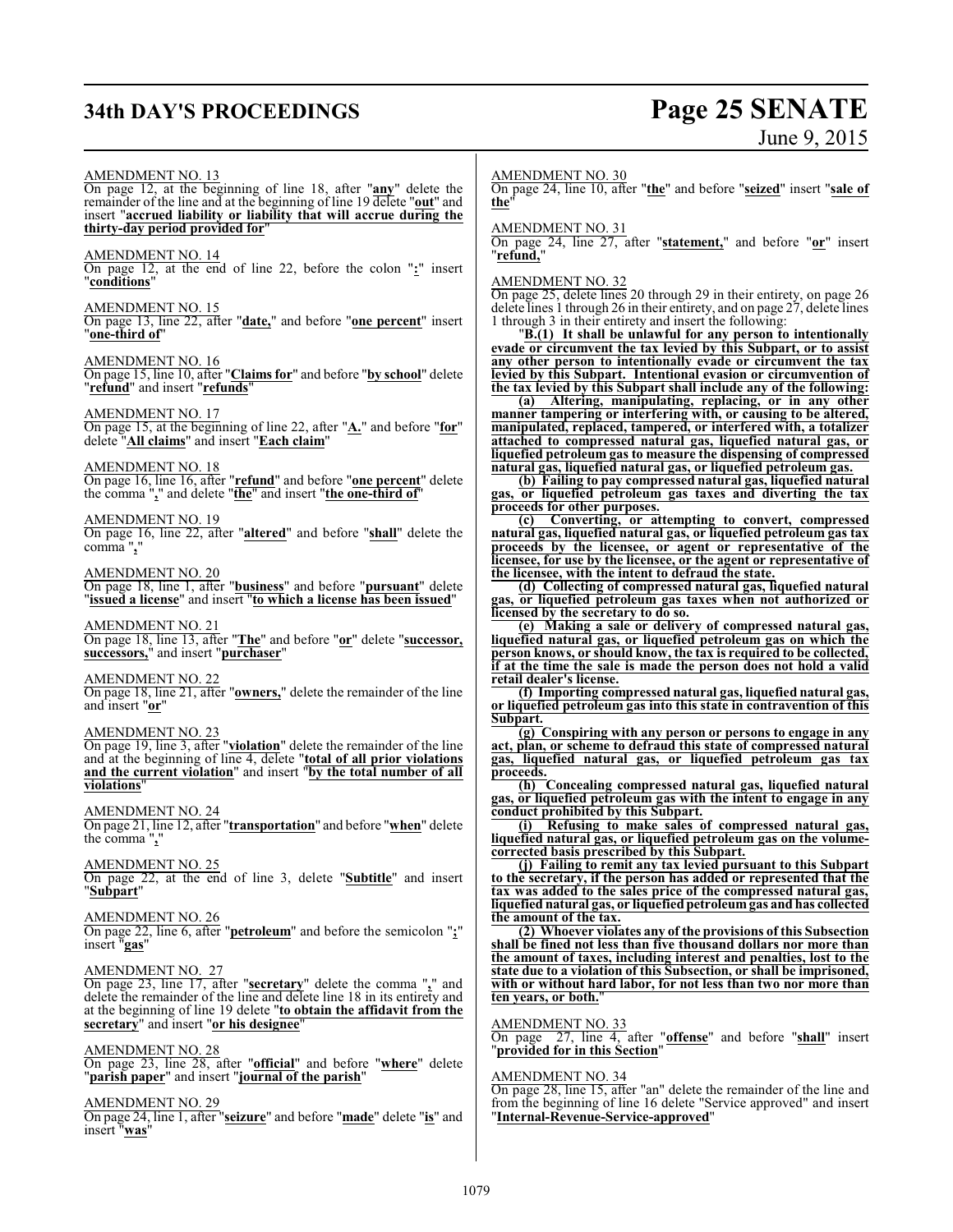AMENDMENT NO. 13

On page 12, at the beginning of line 18, after "**any**" delete the remainder of the line and at the beginning of line 19 delete "**out**" and insert "**accrued liability or liability that will accrue during the thirty-day period provided for**"

AMENDMENT NO. 14

On page 12, at the end of line 22, before the colon "**:**" insert "**conditions**"

AMENDMENT NO. 15

On page 13, line 22, after "**date,**" and before "**one percent**" insert "**one-third of**"

AMENDMENT NO. 16

On page 15, line 10, after "**Claims for**" and before "**by school**" delete "**refund**" and insert "**refunds**"

AMENDMENT NO. 17

On page 15, at the beginning of line 22, after "**A.**" and before "**for**" delete "**All claims**" and insert "**Each claim**"

AMENDMENT NO. 18

On page 16, line 16, after "**refund**" and before "**one percent**" delete the comma "**,**" and delete "**the**" and insert "**the one-third of**"

AMENDMENT NO. 19

On page 16, line 22, after "**altered**" and before "**shall**" delete the comma "**,**"

AMENDMENT NO. 20

On page 18, line 1, after "**business**" and before "**pursuant**" delete "**issued a license**" and insert "**to which a license has been issued**"

AMENDMENT NO. 21

On page 18, line 13, after "**The**" and before "**or**" delete "**successor, successors,**" and insert "**purchaser**"

AMENDMENT NO. 22

On page 18, line 21, after "**owners,**" delete the remainder of the line and insert "**or**"

AMENDMENT NO. 23

On page 19, line 3, after "**violation**" delete the remainder of the line and at the beginning of line 4, delete "**total of all prior violations and the current violation**" and insert "**by the total number of all violations**"

AMENDMENT NO. 24

On page 21, line 12, after "**transportation**" and before "**when**" delete the comma "**,**"

AMENDMENT NO. 25

On page 22, at the end of line 3, delete "**Subtitle**" and insert "**Subpart**"

AMENDMENT NO. 26

On page 22, line 6, after "**petroleum**" and before the semicolon "**;**" insert "**gas**"

AMENDMENT NO. 27

On page 23, line 17, after "**secretary**" delete the comma "**,**" and delete the remainder of the line and delete line 18 in its entirety and at the beginning of line 19 delete "**to obtain the affidavit from the secretary**" and insert "**or his designee**"

AMENDMENT NO. 28

On page 23, line 28, after "**official**" and before "**where**" delete "**parish paper**" and insert "**journal of the parish**"

AMENDMENT NO. 29

On page 24, line 1, after "**seizure**" and before "**made**" delete "**is**" and insert "**was**"

AMENDMENT NO. 30

On page 24, line 10, after "**the**" and before "**seized**" insert "**sale of the**"

AMENDMENT NO. 31

On page 24, line 27, after "**statement,**" and before "**or**" insert "**refund,**"

AMENDMENT NO. 32

On page 25, delete lines 20 through 29 in their entirety, on page 26 delete lines 1 through 26 in their entirety, and on page 27, delete lines 1 through 3 in their entirety and insert the following:

"**B.(1) It shall be unlawful for any person to intentionally evade or circumvent the tax levied by this Subpart, or to assist any other person to intentionally evade or circumvent the tax levied by this Subpart. Intentional evasion or circumvention of the tax levied by this Subpart shall include any of the following:**

**(a) Altering, manipulating, replacing, or in any other manner tampering or interfering with, or causing to be altered, manipulated, replaced, tampered, or interfered with, a totalizer attached to compressed natural gas, liquefied natural gas, or liquefied petroleum gas to measure the dispensing of compressed natural gas, liquefied natural gas, or liquefied petroleum gas.**

**(b) Failing to pay compressed natural gas, liquefied natural gas, or liquefied petroleum gas taxes and diverting the tax proceeds for other purposes.**

**(c) Converting, or attempting to convert, compressed natural gas, liquefied natural gas, or liquefied petroleum gas tax proceeds by the licensee, or agent or representative of the licensee, for use by the licensee, or the agent or representative of the licensee, with the intent to defraud the state.**

**(d) Collecting of compressed natural gas, liquefied natural gas, or liquefied petroleum gas taxes when not authorized or licensed by the secretary to do so.**

**(e) Making a sale or delivery of compressed natural gas, liquefied natural gas, or liquefied petroleum gas on which the person knows, or should know, the tax is required to be collected, if at the time the sale is made the person does not hold a valid retail dealer's license.**

**(f) Importing compressed natural gas, liquefied natural gas, or liquefied petroleum gas into this state in contravention of this Subpart.**

**(g) Conspiring with any person or persons to engage in any act, plan, or scheme to defraud this state of compressed natural gas, liquefied natural gas, or liquefied petroleum gas tax proceeds.**

**(h) Concealing compressed natural gas, liquefied natural gas, or liquefied petroleum gas with the intent to engage in any conduct prohibited by this Subpart.**

**(i) Refusing to make sales of compressed natural gas, liquefied natural gas, or liquefied petroleum gas on the volume-corrected basis prescribed by this Subpart.**

**(j) Failing to remit any tax levied pursuant to this Subpart to the secretary, if the person has added or represented that the tax was added to the sales price of the compressed natural gas, liquefied natural gas, or liquefied petroleum gas and has collected the amount of the tax.**

**(2) Whoever violates any of the provisions of this Subsection shall be fined not less than five thousand dollars nor more than the amount of taxes, including interest and penalties, lost to the state due to a violation of this Subsection, or shall be imprisoned, with or without hard labor, for not less than two nor more than ten years, or both.**"

AMENDMENT NO. 33

On page 27, line 4, after "**offense**" and before "**shall**" insert "**provided for in this Section**"

AMENDMENT NO. 34

On page 28, line 15, after "an" delete the remainder of the line and from the beginning of line 16 delete "Service approved" and insert "**Internal-Revenue-Service-approved**"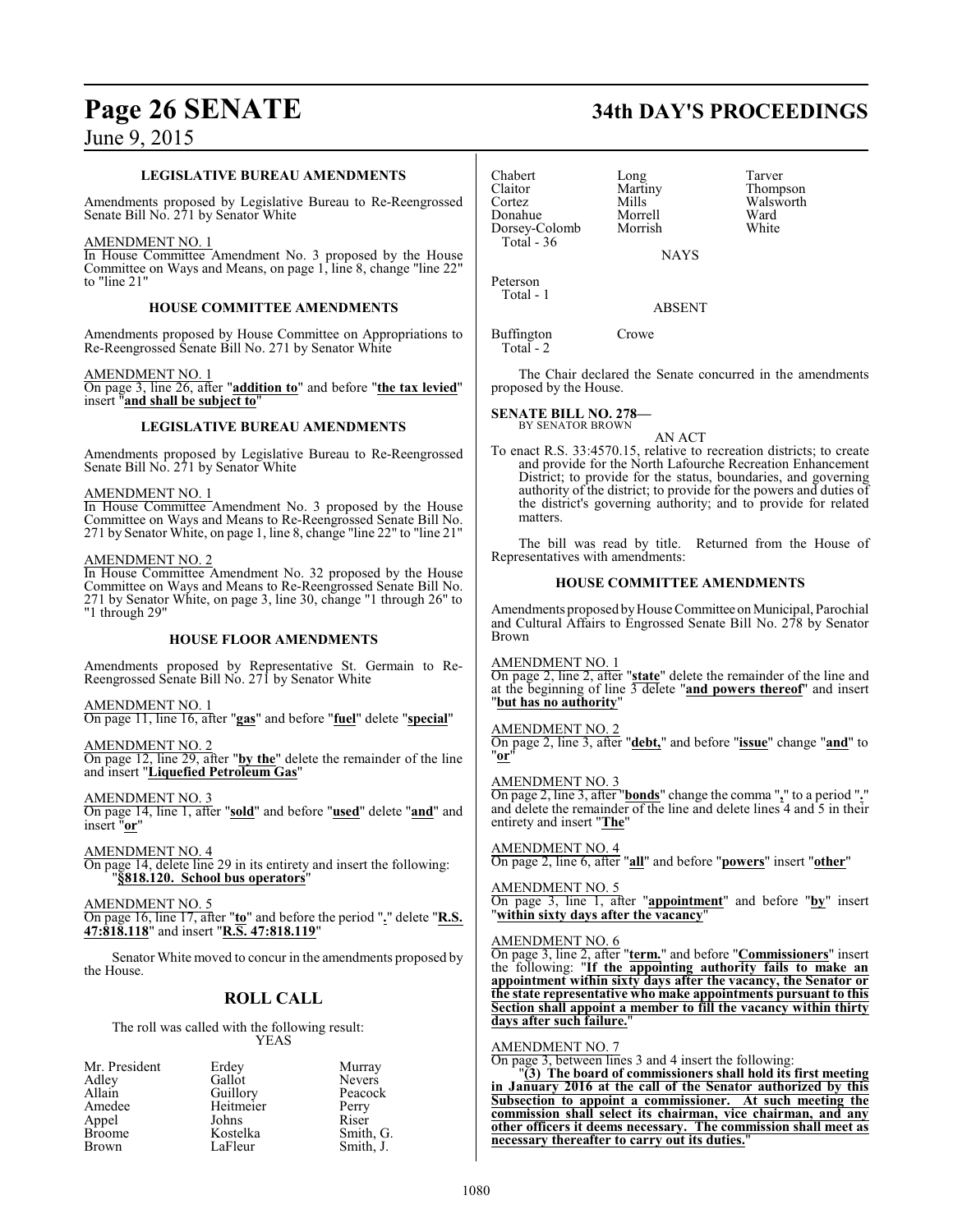### LEGISLATIVE BUREAU AMENDMENTS

Amendments proposed by Legislative Bureau to Re-Reengrossed Senate Bill No. 271 by Senator White

AMENDMENT NO. 1
In House Committee Amendment No. 3 proposed by the House Committee on Ways and Means, on page 1, line 8, change "line 22" to "line 21"

### HOUSE COMMITTEE AMENDMENTS

Amendments proposed by House Committee on Appropriations to Re-Reengrossed Senate Bill No. 271 by Senator White

AMENDMENT NO. 1
On page 3, line 26, after "**addition to**" and before "**the tax levied**" insert "**and shall be subject to**"

### LEGISLATIVE BUREAU AMENDMENTS

Amendments proposed by Legislative Bureau to Re-Reengrossed Senate Bill No. 271 by Senator White

AMENDMENT NO. 1
In House Committee Amendment No. 3 proposed by the House Committee on Ways and Means to Re-Reengrossed Senate Bill No. 271 by Senator White, on page 1, line 8, change "line 22" to "line 21"

AMENDMENT NO. 2
In House Committee Amendment No. 32 proposed by the House Committee on Ways and Means to Re-Reengrossed Senate Bill No. 271 by Senator White, on page 3, line 30, change "1 through 26" to "1 through 29"

### HOUSE FLOOR AMENDMENTS

Amendments proposed by Representative St. Germain to Re-Reengrossed Senate Bill No. 271 by Senator White

AMENDMENT NO. 1
On page 11, line 16, after "**gas**" and before "**fuel**" delete "**special**"

AMENDMENT NO. 2
On page 12, line 29, after "**by the**" delete the remainder of the line and insert "**Liquefied Petroleum Gas**"

AMENDMENT NO. 3
On page 14, line 1, after "**sold**" and before "**used**" delete "**and**" and insert "**or**"

AMENDMENT NO. 4
On page 14, delete line 29 in its entirety and insert the following:
"**§818.120. School bus operators**"

AMENDMENT NO. 5
On page 16, line 17, after "**to**" and before the period "**.**" delete "**R.S. 47:818.118**" and insert "**R.S. 47:818.119**"

Senator White moved to concur in the amendments proposed by the House.

## ROLL CALL

The roll was called with the following result:

YEAS

| | | |
|---|---|---|
| Mr. President | Erdey | Murray |
| Adley | Gallot | Nevers |
| Allain | Guillory | Peacock |
| Amedee | Heitmeier | Perry |
| Appel | Johns | Riser |
| Broome | Kostelka | Smith, G. |
| Brown | LaFleur | Smith, J. |
| Chabert | Long | Tarver |
| Claitor | Martiny | Thompson |
| Cortez | Mills | Walsworth |
| Donahue | Morrell | Ward |
| Dorsey-Colomb | Morrish | White |

Total - 36

NAYS

Peterson

Total - 1

ABSENT

Buffington Crowe

Total - 2

The Chair declared the Senate concurred in the amendments proposed by the House.

**SENATE BILL NO. 278—**
BY SENATOR BROWN

AN ACT

To enact R.S. 33:4570.15, relative to recreation districts; to create and provide for the North Lafourche Recreation Enhancement District; to provide for the status, boundaries, and governing authority of the district; to provide for the powers and duties of the district's governing authority; and to provide for related matters.

The bill was read by title. Returned from the House of Representatives with amendments:

### HOUSE COMMITTEE AMENDMENTS

Amendments proposed by House Committee on Municipal, Parochial and Cultural Affairs to Engrossed Senate Bill No. 278 by Senator Brown

AMENDMENT NO. 1
On page 2, line 2, after "**state**" delete the remainder of the line and at the beginning of line 3 delete "**and powers thereof**" and insert "**but has no authority**"

AMENDMENT NO. 2
On page 2, line 3, after "**debt,**" and before "**issue**" change "**and**" to "**or**"

AMENDMENT NO. 3
On page 2, line 3, after "**bonds**" change the comma "**,**" to a period "**.**" and delete the remainder of the line and delete lines 4 and 5 in their entirety and insert "**The**"

AMENDMENT NO. 4
On page 2, line 6, after "**all**" and before "**powers**" insert "**other**"

AMENDMENT NO. 5
On page 3, line 1, after "**appointment**" and before "**by**" insert "**within sixty days after the vacancy**"

AMENDMENT NO. 6
On page 3, line 2, after "**term.**" and before "**Commissioners**" insert the following: "**If the appointing authority fails to make an appointment within sixty days after the vacancy, the Senator or the state representative who make appointments pursuant to this Section shall appoint a member to fill the vacancy within thirty days after such failure.**"

AMENDMENT NO. 7
On page 3, between lines 3 and 4 insert the following:
"**(3) The board of commissioners shall hold its first meeting in January 2016 at the call of the Senator authorized by this Subsection to appoint a commissioner. At such meeting the commission shall select its chairman, vice chairman, and any other officers it deems necessary. The commission shall meet as necessary thereafter to carry out its duties.**"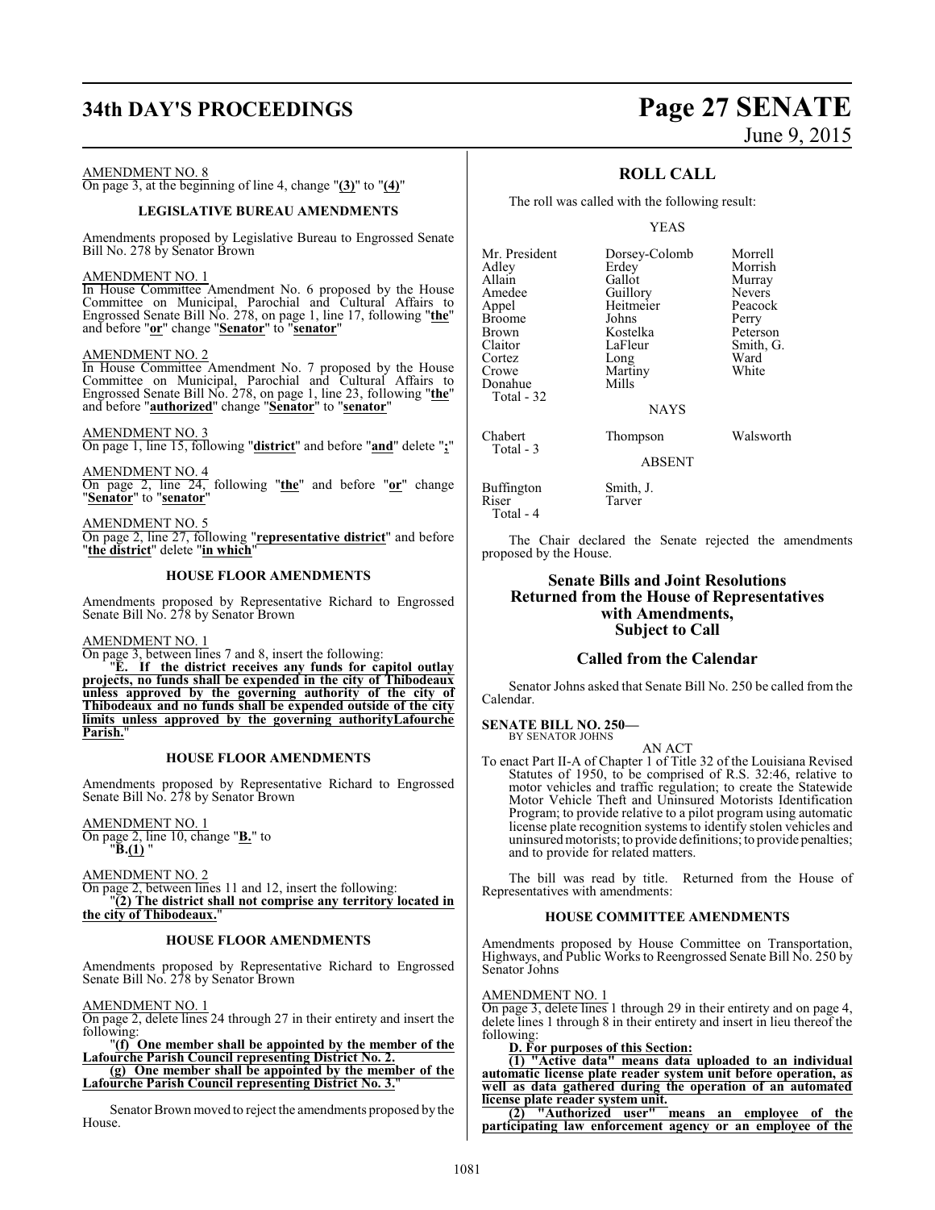AMENDMENT NO. 8

On page 3, at the beginning of line 4, change "**(3)**" to "**(4)**"

### LEGISLATIVE BUREAU AMENDMENTS

Amendments proposed by Legislative Bureau to Engrossed Senate Bill No. 278 by Senator Brown

AMENDMENT NO. 1

In House Committee Amendment No. 6 proposed by the House Committee on Municipal, Parochial and Cultural Affairs to Engrossed Senate Bill No. 278, on page 1, line 17, following "**the**" and before "**or**" change "**Senator**" to "**senator**"

AMENDMENT NO. 2

In House Committee Amendment No. 7 proposed by the House Committee on Municipal, Parochial and Cultural Affairs to Engrossed Senate Bill No. 278, on page 1, line 23, following "**the**" and before "**authorized**" change "**Senator**" to "**senator**"

AMENDMENT NO. 3

On page 1, line 15, following "**district**" and before "**and**" delete "**;**"

AMENDMENT NO. 4

On page 2, line 24, following "**the**" and before "**or**" change "**Senator**" to "**senator**"

AMENDMENT NO. 5

On page 2, line 27, following "**representative district**" and before "**the district**" delete "**in which**"

### HOUSE FLOOR AMENDMENTS

Amendments proposed by Representative Richard to Engrossed Senate Bill No. 278 by Senator Brown

AMENDMENT NO. 1

On page 3, between lines 7 and 8, insert the following:

"**E. If the district receives any funds for capitol outlay projects, no funds shall be expended in the city of Thibodeaux unless approved by the governing authority of the city of Thibodeaux and no funds shall be expended outside of the city limits unless approved by the governing authorityLafourche Parish.**"

### HOUSE FLOOR AMENDMENTS

Amendments proposed by Representative Richard to Engrossed Senate Bill No. 278 by Senator Brown

AMENDMENT NO. 1

On page 2, line 10, change "**B.**" to "**B.(1)** "

AMENDMENT NO. 2

On page 2, between lines 11 and 12, insert the following:

"**(2) The district shall not comprise any territory located in the city of Thibodeaux.**"

### HOUSE FLOOR AMENDMENTS

Amendments proposed by Representative Richard to Engrossed Senate Bill No. 278 by Senator Brown

AMENDMENT NO. 1

On page 2, delete lines 24 through 27 in their entirety and insert the following:

"**(f) One member shall be appointed by the member of the Lafourche Parish Council representing District No. 2.**

**(g) One member shall be appointed by the member of the Lafourche Parish Council representing District No. 3.**"

Senator Brown moved to reject the amendments proposed by the House.

## ROLL CALL

The roll was called with the following result:

YEAS

| | | |
|---|---|---|
| Mr. President | Dorsey-Colomb | Morrell |
| Adley | Erdey | Morrish |
| Allain | Gallot | Murray |
| Amedee | Guillory | Nevers |
| Appel | Heitmeier | Peacock |
| Broome | Johns | Perry |
| Brown | Kostelka | Peterson |
| Claitor | LaFleur | Smith, G. |
| Cortez | Long | Ward |
| Crowe | Martiny | White |
| Donahue | Mills | |

Total - 32

NAYS

| | | |
|---|---|---|
| Chabert | Thompson | Walsworth |

Total - 3

ABSENT

| | |
|---|---|
| Buffington | Smith, J. |
| Riser | Tarver |

Total - 4

The Chair declared the Senate rejected the amendments proposed by the House.

## Senate Bills and Joint Resolutions Returned from the House of Representatives with Amendments, Subject to Call

## Called from the Calendar

Senator Johns asked that Senate Bill No. 250 be called from the Calendar.

**SENATE BILL NO. 250—**
BY SENATOR JOHNS

AN ACT

To enact Part II-A of Chapter 1 of Title 32 of the Louisiana Revised Statutes of 1950, to be comprised of R.S. 32:46, relative to motor vehicles and traffic regulation; to create the Statewide Motor Vehicle Theft and Uninsured Motorists Identification Program; to provide relative to a pilot program using automatic license plate recognition systems to identify stolen vehicles and uninsured motorists; to provide definitions; to provide penalties; and to provide for related matters.

The bill was read by title. Returned from the House of Representatives with amendments:

### HOUSE COMMITTEE AMENDMENTS

Amendments proposed by House Committee on Transportation, Highways, and Public Works to Reengrossed Senate Bill No. 250 by Senator Johns

AMENDMENT NO. 1

On page 3, delete lines 1 through 29 in their entirety and on page 4, delete lines 1 through 8 in their entirety and insert in lieu thereof the following:

**D. For purposes of this Section:**

**(1) "Active data" means data uploaded to an individual automatic license plate reader system unit before operation, as well as data gathered during the operation of an automated license plate reader system unit.**

**(2) "Authorized user" means an employee of the participating law enforcement agency or an employee of the**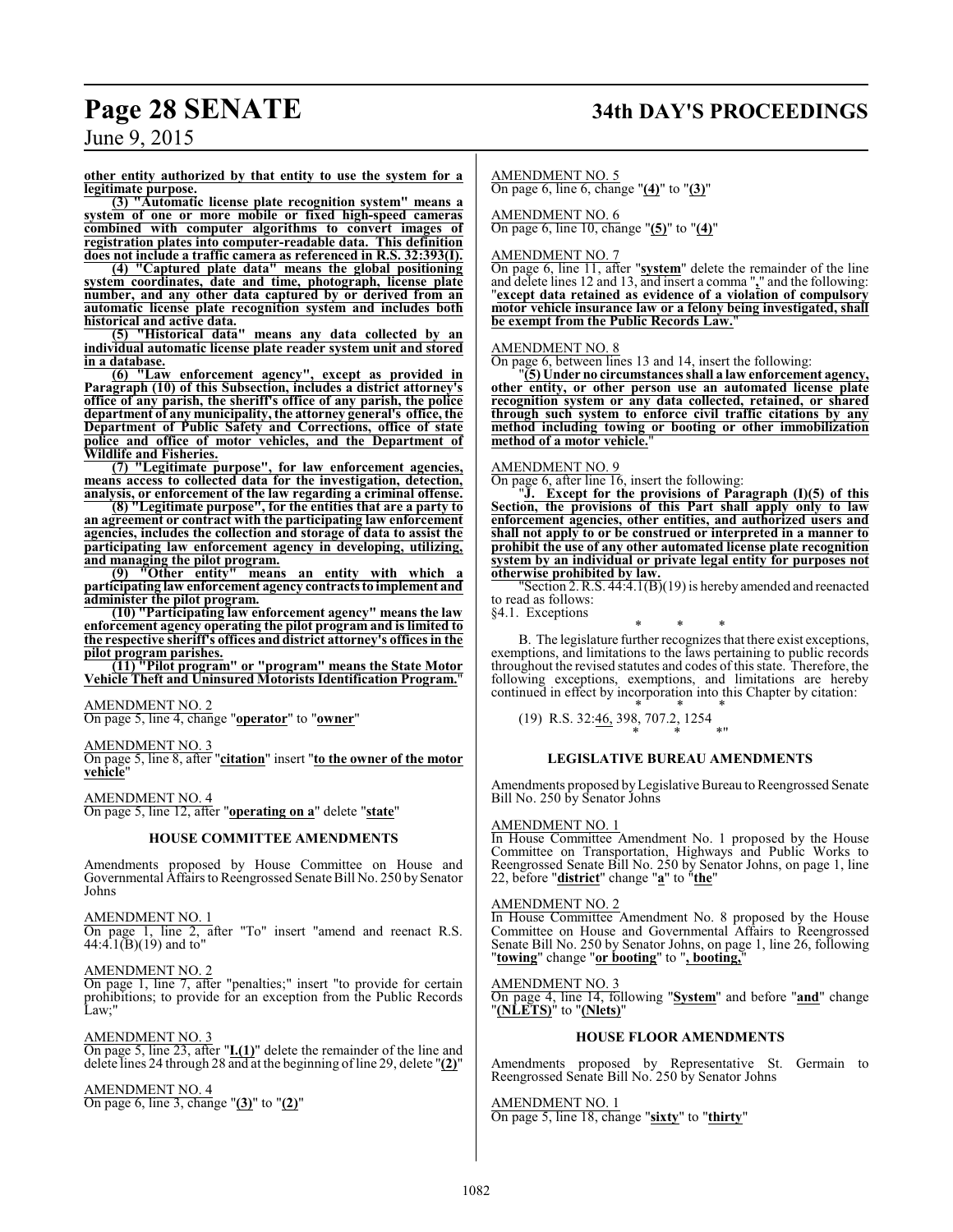**other entity authorized by that entity to use the system for a legitimate purpose.**

**(3) "Automatic license plate recognition system" means a system of one or more mobile or fixed high-speed cameras combined with computer algorithms to convert images of registration plates into computer-readable data. This definition does not include a traffic camera as referenced in R.S. 32:393(I).**

**(4) "Captured plate data" means the global positioning system coordinates, date and time, photograph, license plate number, and any other data captured by or derived from an automatic license plate recognition system and includes both historical and active data.**

**(5) "Historical data" means any data collected by an individual automatic license plate reader system unit and stored in a database.**

**(6) "Law enforcement agency", except as provided in Paragraph (10) of this Subsection, includes a district attorney's office of any parish, the sheriff's office of any parish, the police department of any municipality, the attorney general's office, the Department of Public Safety and Corrections, office of state police and office of motor vehicles, and the Department of Wildlife and Fisheries.**

**(7) "Legitimate purpose", for law enforcement agencies, means access to collected data for the investigation, detection, analysis, or enforcement of the law regarding a criminal offense.**

**(8) "Legitimate purpose", for the entities that are a party to an agreement or contract with the participating law enforcement agencies, includes the collection and storage of data to assist the participating law enforcement agency in developing, utilizing, and managing the pilot program.**

**(9) "Other entity" means an entity with which a participating law enforcement agency contracts to implement and administer the pilot program.**

**(10) "Participating law enforcement agency" means the law enforcement agency operating the pilot program and is limited to the respective sheriff's offices and district attorney's offices in the pilot program parishes.**

**(11) "Pilot program" or "program" means the State Motor Vehicle Theft and Uninsured Motorists Identification Program.**"

AMENDMENT NO. 2
On page 5, line 4, change "**operator**" to "**owner**"

AMENDMENT NO. 3
On page 5, line 8, after "**citation**" insert "**to the owner of the motor vehicle**"

AMENDMENT NO. 4
On page 5, line 12, after "**operating on a**" delete "**state**"

### HOUSE COMMITTEE AMENDMENTS

Amendments proposed by House Committee on House and Governmental Affairs to Reengrossed Senate Bill No. 250 by Senator Johns

AMENDMENT NO. 1
On page 1, line 2, after "To" insert "amend and reenact R.S. 44:4.1(B)(19) and to"

AMENDMENT NO. 2
On page 1, line 7, after "penalties;" insert "to provide for certain prohibitions; to provide for an exception from the Public Records Law;"

AMENDMENT NO. 3
On page 5, line 23, after "**I.(1)**" delete the remainder of the line and delete lines 24 through 28 and at the beginning of line 29, delete "**(2)**"

AMENDMENT NO. 4
On page 6, line 3, change "**(3)**" to "**(2)**"

AMENDMENT NO. 5
On page 6, line 6, change "**(4)**" to "**(3)**"

AMENDMENT NO. 6
On page 6, line 10, change "**(5)**" to "**(4)**"

AMENDMENT NO. 7
On page 6, line 11, after "**system**" delete the remainder of the line and delete lines 12 and 13, and insert a comma "**,**" and the following: "**except data retained as evidence of a violation of compulsory motor vehicle insurance law or a felony being investigated, shall be exempt from the Public Records Law.**"

AMENDMENT NO. 8
On page 6, between lines 13 and 14, insert the following:

"**(5) Under no circumstances shall a law enforcement agency, other entity, or other person use an automated license plate recognition system or any data collected, retained, or shared through such system to enforce civil traffic citations by any method including towing or booting or other immobilization method of a motor vehicle.**"

AMENDMENT NO. 9
On page 6, after line 16, insert the following:

"**J. Except for the provisions of Paragraph (I)(5) of this Section, the provisions of this Part shall apply only to law enforcement agencies, other entities, and authorized users and shall not apply to or be construed or interpreted in a manner to prohibit the use of any other automated license plate recognition system by an individual or private legal entity for purposes not otherwise prohibited by law.**

"Section 2. R.S. 44:4.1(B)(19) is hereby amended and reenacted to read as follows:

§4.1. Exceptions

\* \* \*

B. The legislature further recognizes that there exist exceptions, exemptions, and limitations to the laws pertaining to public records throughout the revised statutes and codes of this state. Therefore, the following exceptions, exemptions, and limitations are hereby continued in effect by incorporation into this Chapter by citation:

\* \* \*

(19) R.S. 32:46, 398, 707.2, 1254

\* \* \*"

### LEGISLATIVE BUREAU AMENDMENTS

Amendments proposed by Legislative Bureau to Reengrossed Senate Bill No. 250 by Senator Johns

AMENDMENT NO. 1
In House Committee Amendment No. 1 proposed by the House Committee on Transportation, Highways and Public Works to Reengrossed Senate Bill No. 250 by Senator Johns, on page 1, line 22, before "**district**" change "**a**" to "**the**"

AMENDMENT NO. 2
In House Committee Amendment No. 8 proposed by the House Committee on House and Governmental Affairs to Reengrossed Senate Bill No. 250 by Senator Johns, on page 1, line 26, following "**towing**" change "**or booting**" to "**, booting,**"

AMENDMENT NO. 3
On page 4, line 14, following "**System**" and before "**and**" change "**(NLETS)**" to "**(Nlets)**"

### HOUSE FLOOR AMENDMENTS

Amendments proposed by Representative St. Germain to Reengrossed Senate Bill No. 250 by Senator Johns

AMENDMENT NO. 1
On page 5, line 18, change "**sixty**" to "**thirty**"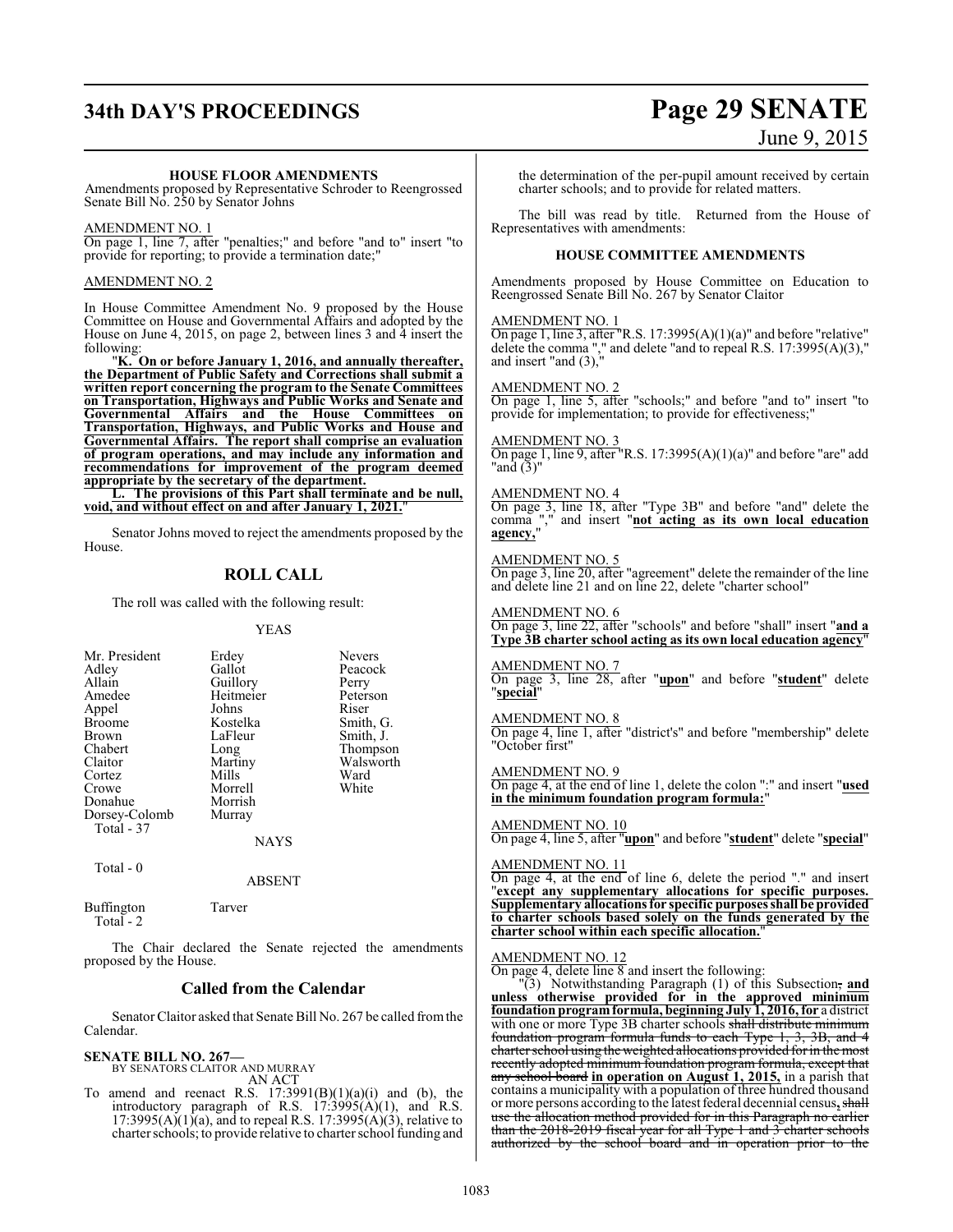**HOUSE FLOOR AMENDMENTS**

Amendments proposed by Representative Schroder to Reengrossed Senate Bill No. 250 by Senator Johns

AMENDMENT NO. 1

On page 1, line 7, after "penalties;" and before "and to" insert "to provide for reporting; to provide a termination date;"

AMENDMENT NO. 2

In House Committee Amendment No. 9 proposed by the House Committee on House and Governmental Affairs and adopted by the House on June 4, 2015, on page 2, between lines 3 and 4 insert the following:

"**K. On or before January 1, 2016, and annually thereafter, the Department of Public Safety and Corrections shall submit a written report concerning the program to the Senate Committees on Transportation, Highways and Public Works and Senate and Governmental Affairs and the House Committees on Transportation, Highways, and Public Works and House and Governmental Affairs. The report shall comprise an evaluation of program operations, and may include any information and recommendations for improvement of the program deemed appropriate by the secretary of the department.**

**L. The provisions of this Part shall terminate and be null, void, and without effect on and after January 1, 2021.**"

Senator Johns moved to reject the amendments proposed by the House.

## ROLL CALL

The roll was called with the following result:

YEAS

| | | |
|---|---|---|
| Mr. President | Erdey | Nevers |
| Adley | Gallot | Peacock |
| Allain | Guillory | Perry |
| Amedee | Heitmeier | Peterson |
| Appel | Johns | Riser |
| Broome | Kostelka | Smith, G. |
| Brown | LaFleur | Smith, J. |
| Chabert | Long | Thompson |
| Claitor | Martiny | Walsworth |
| Cortez | Mills | Ward |
| Crowe | Morrell | White |
| Donahue | Morrish | |
| Dorsey-Colomb | Murray | |

Total - 37

NAYS

Total - 0

ABSENT

| | |
|---|---|
| Buffington | Tarver |

Total - 2

The Chair declared the Senate rejected the amendments proposed by the House.

## Called from the Calendar

Senator Claitor asked that Senate Bill No. 267 be called from the Calendar.

**SENATE BILL NO. 267—**
BY SENATORS CLAITOR AND MURRAY
AN ACT

To amend and reenact R.S. 17:3991(B)(1)(a)(i) and (b), the introductory paragraph of R.S. 17:3995(A)(1), and R.S. 17:3995(A)(1)(a), and to repeal R.S. 17:3995(A)(3), relative to charter schools; to provide relative to charter school funding and the determination of the per-pupil amount received by certain charter schools; and to provide for related matters.

The bill was read by title. Returned from the House of Representatives with amendments:

**HOUSE COMMITTEE AMENDMENTS**

Amendments proposed by House Committee on Education to Reengrossed Senate Bill No. 267 by Senator Claitor

AMENDMENT NO. 1

On page 1, line 3, after "R.S. 17:3995(A)(1)(a)" and before "relative" delete the comma "," and delete "and to repeal R.S. 17:3995(A)(3)," and insert "and (3),"

AMENDMENT NO. 2

On page 1, line 5, after "schools;" and before "and to" insert "to provide for implementation; to provide for effectiveness;"

AMENDMENT NO. 3

On page 1, line 9, after "R.S. 17:3995(A)(1)(a)" and before "are" add "and (3)"

AMENDMENT NO. 4

On page 3, line 18, after "Type 3B" and before "and" delete the comma "," and insert "**not acting as its own local education agency,**"

AMENDMENT NO. 5

On page 3, line 20, after "agreement" delete the remainder of the line and delete line 21 and on line 22, delete "charter school"

AMENDMENT NO. 6

On page 3, line 22, after "schools" and before "shall" insert "**and a Type 3B charter school acting as its own local education agency**"

AMENDMENT NO. 7

On page 3, line 28, after "**upon**" and before "**student**" delete "**special**"

AMENDMENT NO. 8

On page 4, line 1, after "district's" and before "membership" delete "October first"

AMENDMENT NO. 9

On page 4, at the end of line 1, delete the colon ":" and insert "**used in the minimum foundation program formula:**"

AMENDMENT NO. 10

On page 4, line 5, after "**upon**" and before "**student**" delete "**special**"

AMENDMENT NO. 11

On page 4, at the end of line 6, delete the period "." and insert "**except any supplementary allocations for specific purposes. Supplementary allocations for specific purposes shall be provided to charter schools based solely on the funds generated by the charter school within each specific allocation.**"

AMENDMENT NO. 12

On page 4, delete line 8 and insert the following:

"(3) Notwithstanding Paragraph (1) of this Subsection~~,~~ **and unless otherwise provided for in the approved minimum foundation program formula, beginning July 1, 2016, for** a district with one or more Type 3B charter schools ~~shall distribute minimum foundation program formula funds to each Type 1, 3, 3B, and 4 charter school using the weighted allocations provided for in the most recently adopted minimum foundation program formula, except that any school board~~ **in operation on August 1, 2015,** in a parish that contains a municipality with a population of three hundred thousand or more persons according to the latest federal decennial census**,** ~~shall use the allocation method provided for in this Paragraph no earlier than the 2018-2019 fiscal year for all Type 1 and 3 charter schools authorized by the school board and in operation prior to the~~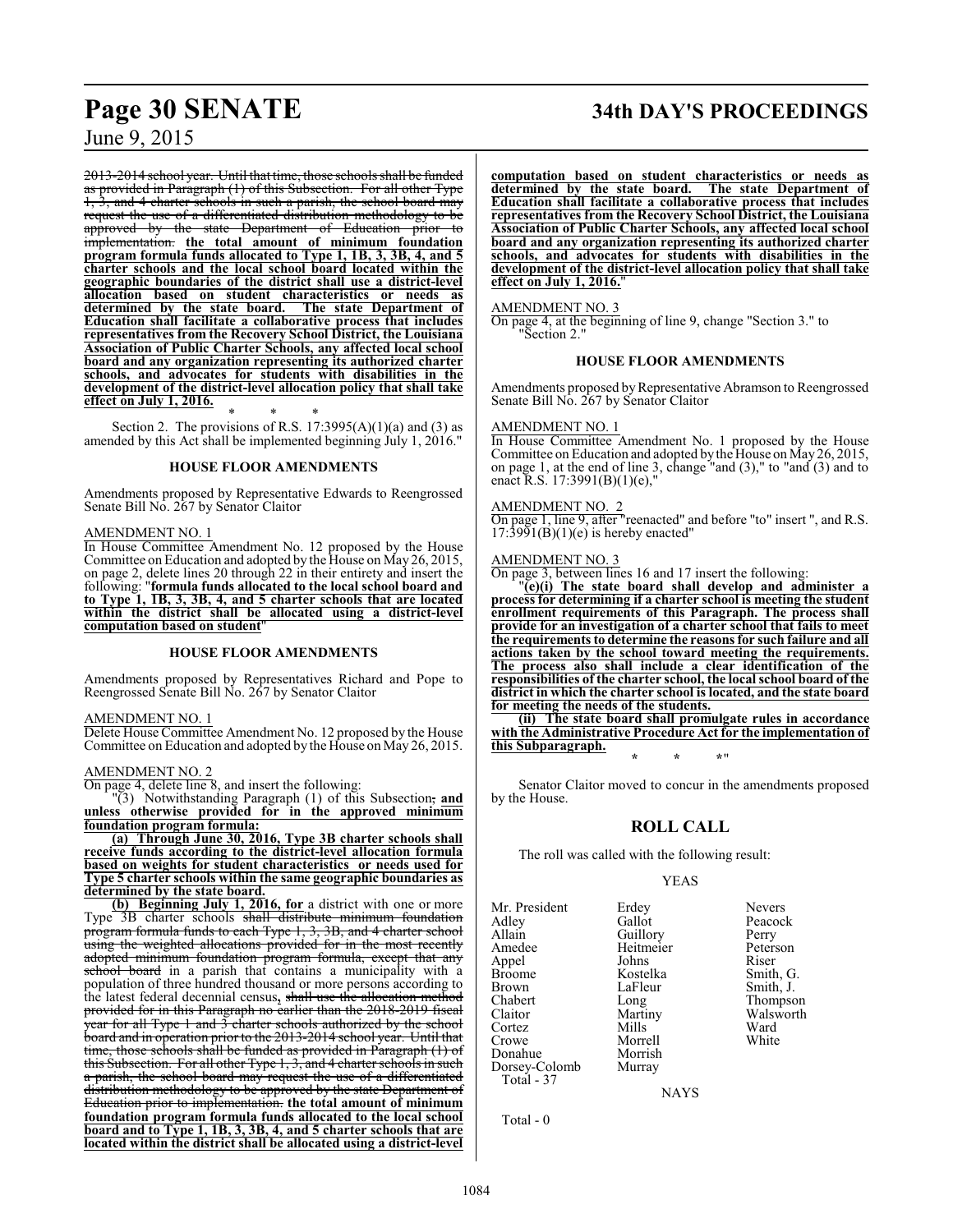~~2013-2014 school year. Until that time, those schools shall be funded as provided in Paragraph (1) of this Subsection. For all other Type 1, 3, and 4 charter schools in such a parish, the school board may request the use of a differentiated distribution methodology to be approved by the state Department of Education prior to implementation.~~ **the total amount of minimum foundation program formula funds allocated to Type 1, 1B, 3, 3B, 4, and 5 charter schools and the local school board located within the geographic boundaries of the district shall use a district-level allocation based on student characteristics or needs as determined by the state board. The state Department of Education shall facilitate a collaborative process that includes representatives from the Recovery School District, the Louisiana Association of Public Charter Schools, any affected local school board and any organization representing its authorized charter schools, and advocates for students with disabilities in the development of the district-level allocation policy that shall take effect on July 1, 2016.**

\* \* \*

Section 2. The provisions of R.S. 17:3995(A)(1)(a) and (3) as amended by this Act shall be implemented beginning July 1, 2016."

### HOUSE FLOOR AMENDMENTS

Amendments proposed by Representative Edwards to Reengrossed Senate Bill No. 267 by Senator Claitor

AMENDMENT NO. 1

In House Committee Amendment No. 12 proposed by the House Committee on Education and adopted by the House on May 26, 2015, on page 2, delete lines 20 through 22 in their entirety and insert the following: "**formula funds allocated to the local school board and to Type 1, 1B, 3, 3B, 4, and 5 charter schools that are located within the district shall be allocated using a district-level computation based on student**"

### HOUSE FLOOR AMENDMENTS

Amendments proposed by Representatives Richard and Pope to Reengrossed Senate Bill No. 267 by Senator Claitor

AMENDMENT NO. 1

Delete House Committee Amendment No. 12 proposed by the House Committee on Education and adopted by the House on May 26, 2015.

AMENDMENT NO. 2

On page 4, delete line 8, and insert the following:

"(3) Notwithstanding Paragraph (1) of this Subsection~~,~~ **and unless otherwise provided for in the approved minimum foundation program formula:**

**(a) Through June 30, 2016, Type 3B charter schools shall receive funds according to the district-level allocation formula based on weights for student characteristics or needs used for Type 5 charter schools within the same geographic boundaries as determined by the state board.**

**(b) Beginning July 1, 2016, for** a district with one or more Type 3B charter schools ~~shall distribute minimum foundation program formula funds to each Type 1, 3, 3B, and 4 charter school using the weighted allocations provided for in the most recently adopted minimum foundation program formula, except that any school board~~ in a parish that contains a municipality with a population of three hundred thousand or more persons according to the latest federal decennial census~~, shall use the allocation method provided for in this Paragraph no earlier than the 2018-2019 fiscal year for all Type 1 and 3 charter schools authorized by the school board and in operation prior to the 2013-2014 school year. Until that time, those schools shall be funded as provided in Paragraph (1) of this Subsection. For all other Type 1, 3, and 4 charter schools in such a parish, the school board may request the use of a differentiated distribution methodology to be approved by the state Department of Education prior to implementation.~~ **the total amount of minimum foundation program formula funds allocated to the local school board and to Type 1, 1B, 3, 3B, 4, and 5 charter schools that are located within the district shall be allocated using a district-level computation based on student characteristics or needs as determined by the state board. The state Department of Education shall facilitate a collaborative process that includes representatives from the Recovery School District, the Louisiana Association of Public Charter Schools, any affected local school board and any organization representing its authorized charter schools, and advocates for students with disabilities in the development of the district-level allocation policy that shall take effect on July 1, 2016.**"

AMENDMENT NO. 3

On page 4, at the beginning of line 9, change "Section 3." to "Section 2."

### HOUSE FLOOR AMENDMENTS

Amendments proposed by Representative Abramson to Reengrossed Senate Bill No. 267 by Senator Claitor

AMENDMENT NO. 1

In House Committee Amendment No. 1 proposed by the House Committee on Education and adopted by the House on May 26, 2015, on page 1, at the end of line 3, change "and (3)," to "and (3) and to enact R.S. 17:3991(B)(1)(e),"

AMENDMENT NO. 2

On page 1, line 9, after "reenacted" and before "to" insert ", and R.S. 17:3991(B)(1)(e) is hereby enacted"

AMENDMENT NO. 3

On page 3, between lines 16 and 17 insert the following:

"**(e)(i) The state board shall develop and administer a process for determining if a charter school is meeting the student enrollment requirements of this Paragraph. The process shall provide for an investigation of a charter school that fails to meet the requirements to determine the reasons for such failure and all actions taken by the school toward meeting the requirements. The process also shall include a clear identification of the responsibilities of the charter school, the local school board of the district in which the charter school is located, and the state board for meeting the needs of the students.**

**(ii) The state board shall promulgate rules in accordance with the Administrative Procedure Act for the implementation of this Subparagraph.**

\* \* \*"

Senator Claitor moved to concur in the amendments proposed by the House.

## ROLL CALL

The roll was called with the following result:

YEAS

| | | |
|---|---|---|
| Mr. President | Erdey | Nevers |
| Adley | Gallot | Peacock |
| Allain | Guillory | Perry |
| Amedee | Heitmeier | Peterson |
| Appel | Johns | Riser |
| Broome | Kostelka | Smith, G. |
| Brown | LaFleur | Smith, J. |
| Chabert | Long | Thompson |
| Claitor | Martiny | Walsworth |
| Cortez | Mills | Ward |
| Crowe | Morrell | White |
| Donahue | Morrish | |
| Dorsey-Colomb | Murray | |

Total - 37

NAYS

Total - 0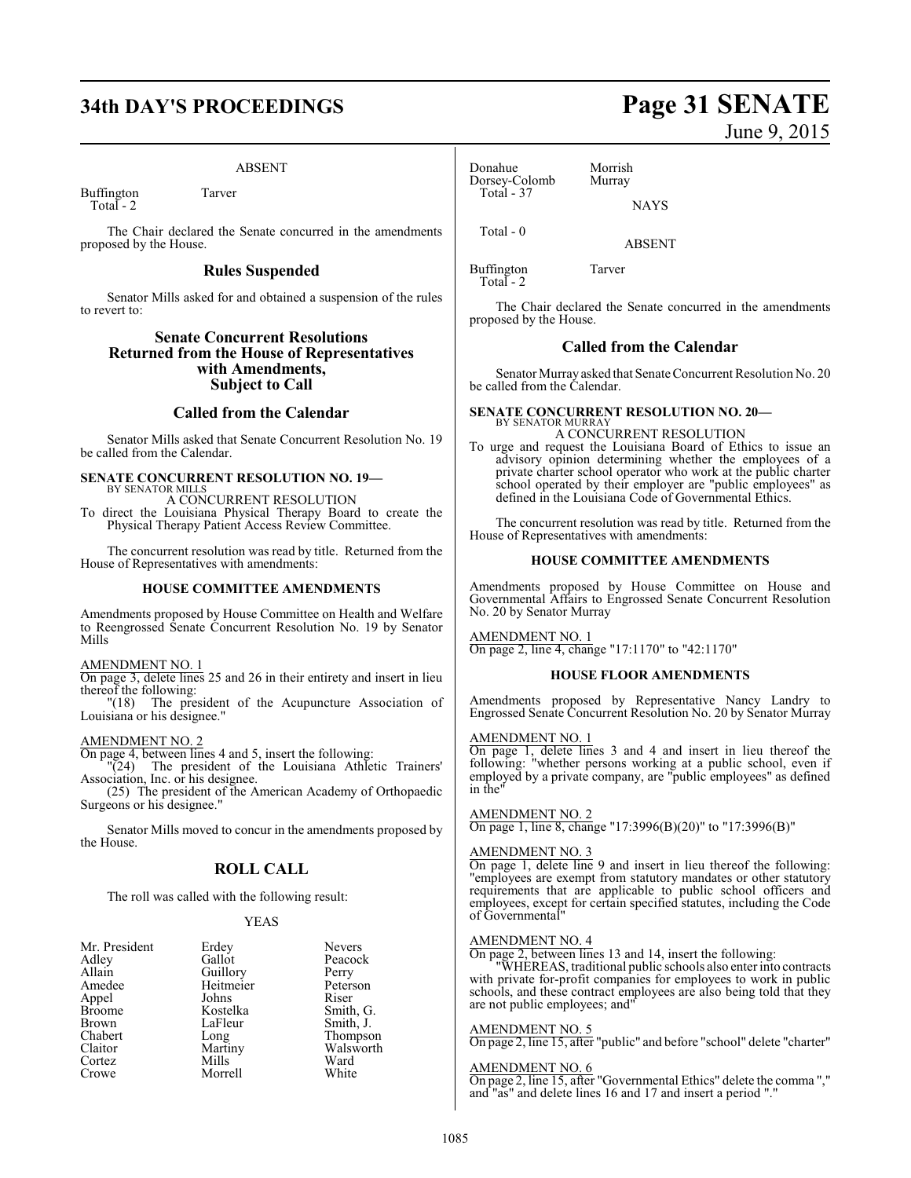ABSENT

Buffington Tarver
Total - 2

The Chair declared the Senate concurred in the amendments proposed by the House.

## Rules Suspended

Senator Mills asked for and obtained a suspension of the rules to revert to:

## Senate Concurrent Resolutions Returned from the House of Representatives with Amendments, Subject to Call

## Called from the Calendar

Senator Mills asked that Senate Concurrent Resolution No. 19 be called from the Calendar.

**SENATE CONCURRENT RESOLUTION NO. 19—**
BY SENATOR MILLS

A CONCURRENT RESOLUTION

To direct the Louisiana Physical Therapy Board to create the Physical Therapy Patient Access Review Committee.

The concurrent resolution was read by title. Returned from the House of Representatives with amendments:

### HOUSE COMMITTEE AMENDMENTS

Amendments proposed by House Committee on Health and Welfare to Reengrossed Senate Concurrent Resolution No. 19 by Senator Mills

AMENDMENT NO. 1

On page 3, delete lines 25 and 26 in their entirety and insert in lieu thereof the following:

"(18) The president of the Acupuncture Association of Louisiana or his designee."

AMENDMENT NO. 2

On page 4, between lines 4 and 5, insert the following:

"(24) The president of the Louisiana Athletic Trainers' Association, Inc. or his designee.

(25) The president of the American Academy of Orthopaedic Surgeons or his designee."

Senator Mills moved to concur in the amendments proposed by the House.

## ROLL CALL

The roll was called with the following result:

YEAS

| | | |
|---|---|---|
| Mr. President | Erdey | Nevers |
| Adley | Gallot | Peacock |
| Allain | Guillory | Perry |
| Amedee | Heitmeier | Peterson |
| Appel | Johns | Riser |
| Broome | Kostelka | Smith, G. |
| Brown | LaFleur | Smith, J. |
| Chabert | Long | Thompson |
| Claitor | Martiny | Walsworth |
| Cortez | Mills | Ward |
| Crowe | Morrell | White |
| Donahue | Morrish | |
| Dorsey-Colomb | Murray | |

Total - 37

NAYS

Total - 0

ABSENT

Buffington Tarver
Total - 2

The Chair declared the Senate concurred in the amendments proposed by the House.

## Called from the Calendar

Senator Murray asked that Senate Concurrent Resolution No. 20 be called from the Calendar.

**SENATE CONCURRENT RESOLUTION NO. 20—**
BY SENATOR MURRAY

A CONCURRENT RESOLUTION

To urge and request the Louisiana Board of Ethics to issue an advisory opinion determining whether the employees of a private charter school operator who work at the public charter school operated by their employer are "public employees" as defined in the Louisiana Code of Governmental Ethics.

The concurrent resolution was read by title. Returned from the House of Representatives with amendments:

### HOUSE COMMITTEE AMENDMENTS

Amendments proposed by House Committee on House and Governmental Affairs to Engrossed Senate Concurrent Resolution No. 20 by Senator Murray

AMENDMENT NO. 1

On page 2, line 4, change "17:1170" to "42:1170"

### HOUSE FLOOR AMENDMENTS

Amendments proposed by Representative Nancy Landry to Engrossed Senate Concurrent Resolution No. 20 by Senator Murray

AMENDMENT NO. 1

On page 1, delete lines 3 and 4 and insert in lieu thereof the following: "whether persons working at a public school, even if employed by a private company, are "public employees" as defined in the"

AMENDMENT NO. 2

On page 1, line 8, change "17:3996(B)(20)" to "17:3996(B)"

AMENDMENT NO. 3

On page 1, delete line 9 and insert in lieu thereof the following: "employees are exempt from statutory mandates or other statutory requirements that are applicable to public school officers and employees, except for certain specified statutes, including the Code of Governmental"

AMENDMENT NO. 4

On page 2, between lines 13 and 14, insert the following:

"WHEREAS, traditional public schools also enter into contracts with private for-profit companies for employees to work in public schools, and these contract employees are also being told that they are not public employees; and"

AMENDMENT NO. 5

On page 2, line 15, after "public" and before "school" delete "charter"

AMENDMENT NO. 6

On page 2, line 15, after "Governmental Ethics" delete the comma "," and "as" and delete lines 16 and 17 and insert a period "."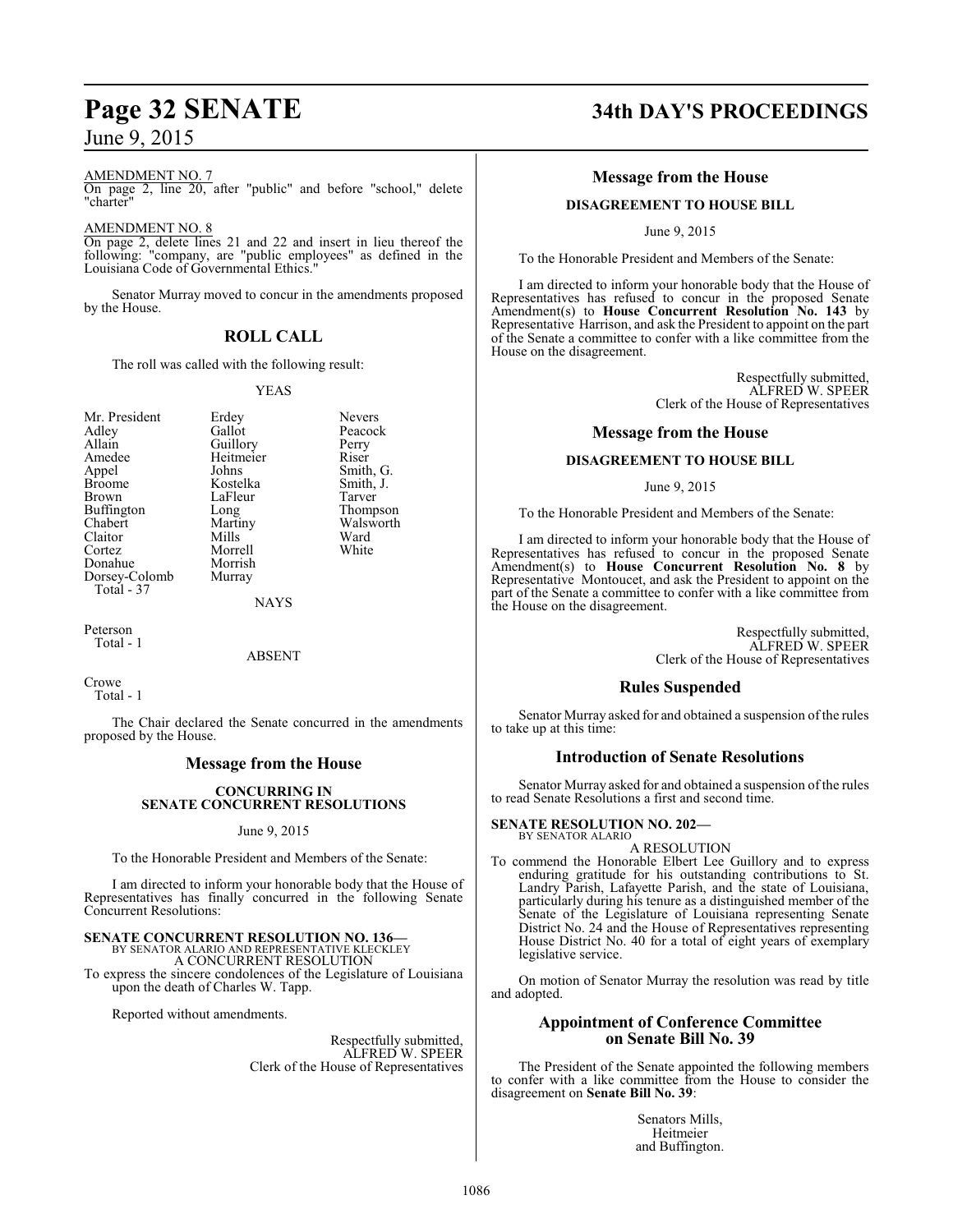AMENDMENT NO. 7

On page 2, line 20, after "public" and before "school," delete "charter"

AMENDMENT NO. 8

On page 2, delete lines 21 and 22 and insert in lieu thereof the following: "company, are "public employees" as defined in the Louisiana Code of Governmental Ethics."

Senator Murray moved to concur in the amendments proposed by the House.

## ROLL CALL

The roll was called with the following result:

YEAS

| | | |
|---|---|---|
| Mr. President | Erdey | Nevers |
| Adley | Gallot | Peacock |
| Allain | Guillory | Perry |
| Amedee | Heitmeier | Riser |
| Appel | Johns | Smith, G. |
| Broome | Kostelka | Smith, J. |
| Brown | LaFleur | Tarver |
| Buffington | Long | Thompson |
| Chabert | Martiny | Walsworth |
| Claitor | Mills | Ward |
| Cortez | Morrell | White |
| Donahue | Morrish | |
| Dorsey-Colomb | Murray | |

Total - 37

NAYS

Peterson
Total - 1

ABSENT

Crowe
Total - 1

The Chair declared the Senate concurred in the amendments proposed by the House.

## Message from the House

### CONCURRING IN SENATE CONCURRENT RESOLUTIONS

June 9, 2015

To the Honorable President and Members of the Senate:

I am directed to inform your honorable body that the House of Representatives has finally concurred in the following Senate Concurrent Resolutions:

**SENATE CONCURRENT RESOLUTION NO. 136—**
BY SENATOR ALARIO AND REPRESENTATIVE KLECKLEY
A CONCURRENT RESOLUTION
To express the sincere condolences of the Legislature of Louisiana upon the death of Charles W. Tapp.

Reported without amendments.

Respectfully submitted,
ALFRED W. SPEER
Clerk of the House of Representatives

## Message from the House

### DISAGREEMENT TO HOUSE BILL

June 9, 2015

To the Honorable President and Members of the Senate:

I am directed to inform your honorable body that the House of Representatives has refused to concur in the proposed Senate Amendment(s) to **House Concurrent Resolution No. 143** by Representative Harrison, and ask the President to appoint on the part of the Senate a committee to confer with a like committee from the House on the disagreement.

Respectfully submitted,
ALFRED W. SPEER
Clerk of the House of Representatives

## Message from the House

### DISAGREEMENT TO HOUSE BILL

June 9, 2015

To the Honorable President and Members of the Senate:

I am directed to inform your honorable body that the House of Representatives has refused to concur in the proposed Senate Amendment(s) to **House Concurrent Resolution No. 8** by Representative Montoucet, and ask the President to appoint on the part of the Senate a committee to confer with a like committee from the House on the disagreement.

Respectfully submitted,
ALFRED W. SPEER
Clerk of the House of Representatives

## Rules Suspended

Senator Murray asked for and obtained a suspension of the rules to take up at this time:

## Introduction of Senate Resolutions

Senator Murray asked for and obtained a suspension of the rules to read Senate Resolutions a first and second time.

**SENATE RESOLUTION NO. 202—**
BY SENATOR ALARIO
A RESOLUTION
To commend the Honorable Elbert Lee Guillory and to express enduring gratitude for his outstanding contributions to St. Landry Parish, Lafayette Parish, and the state of Louisiana, particularly during his tenure as a distinguished member of the Senate of the Legislature of Louisiana representing Senate District No. 24 and the House of Representatives representing House District No. 40 for a total of eight years of exemplary legislative service.

On motion of Senator Murray the resolution was read by title and adopted.

## Appointment of Conference Committee on Senate Bill No. 39

The President of the Senate appointed the following members to confer with a like committee from the House to consider the disagreement on **Senate Bill No. 39**:

Senators Mills,
Heitmeier
and Buffington.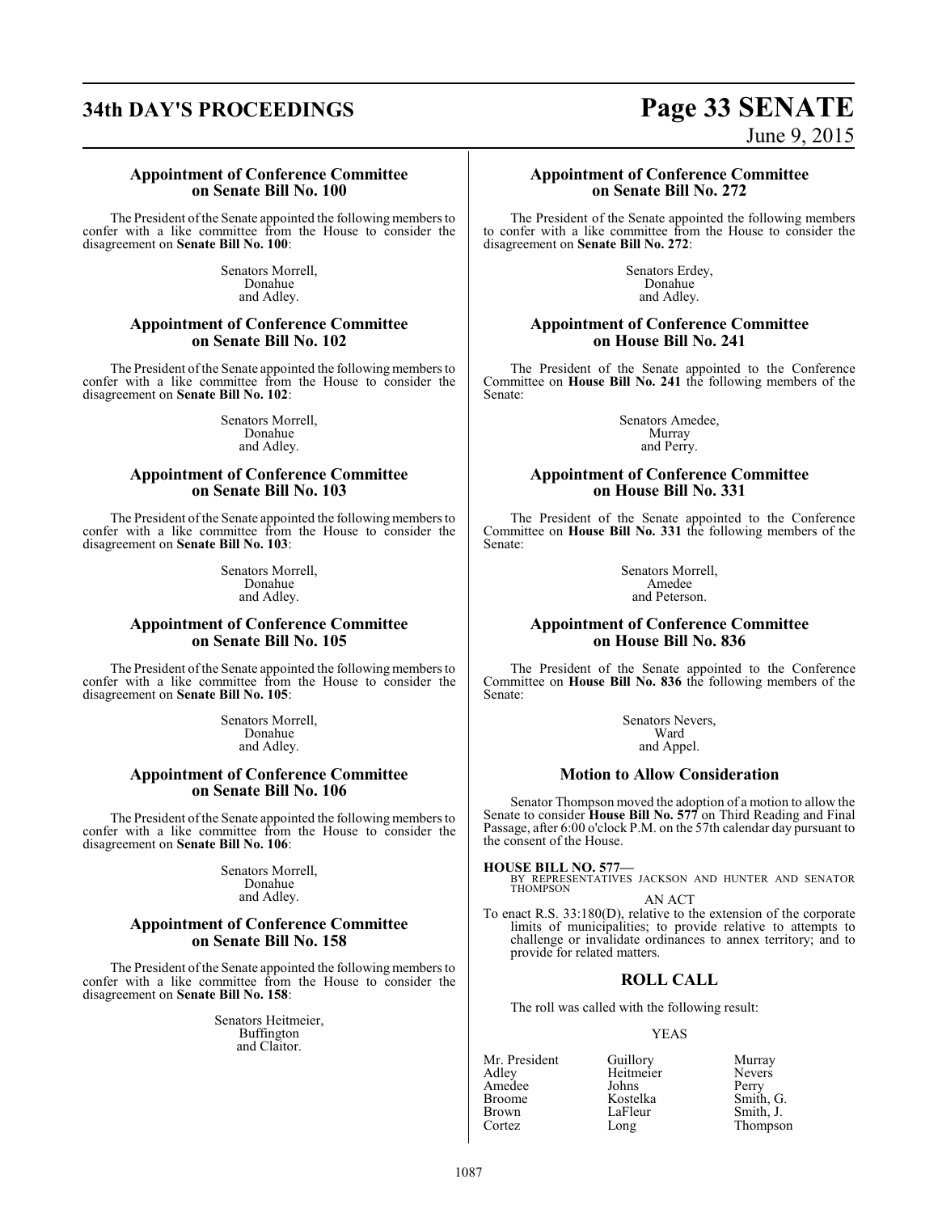**Appointment of Conference Committee on Senate Bill No. 100**

The President of the Senate appointed the following members to confer with a like committee from the House to consider the disagreement on **Senate Bill No. 100**:

Senators Morrell,
Donahue
and Adley.

**Appointment of Conference Committee on Senate Bill No. 102**

The President of the Senate appointed the following members to confer with a like committee from the House to consider the disagreement on **Senate Bill No. 102**:

Senators Morrell,
Donahue
and Adley.

**Appointment of Conference Committee on Senate Bill No. 103**

The President of the Senate appointed the following members to confer with a like committee from the House to consider the disagreement on **Senate Bill No. 103**:

Senators Morrell,
Donahue
and Adley.

**Appointment of Conference Committee on Senate Bill No. 105**

The President of the Senate appointed the following members to confer with a like committee from the House to consider the disagreement on **Senate Bill No. 105**:

Senators Morrell,
Donahue
and Adley.

**Appointment of Conference Committee on Senate Bill No. 106**

The President of the Senate appointed the following members to confer with a like committee from the House to consider the disagreement on **Senate Bill No. 106**:

Senators Morrell,
Donahue
and Adley.

**Appointment of Conference Committee on Senate Bill No. 158**

The President of the Senate appointed the following members to confer with a like committee from the House to consider the disagreement on **Senate Bill No. 158**:

Senators Heitmeier,
Buffington
and Claitor.

**Appointment of Conference Committee on Senate Bill No. 272**

The President of the Senate appointed the following members to confer with a like committee from the House to consider the disagreement on **Senate Bill No. 272**:

Senators Erdey,
Donahue
and Adley.

**Appointment of Conference Committee on House Bill No. 241**

The President of the Senate appointed to the Conference Committee on **House Bill No. 241** the following members of the Senate:

Senators Amedee,
Murray
and Perry.

**Appointment of Conference Committee on House Bill No. 331**

The President of the Senate appointed to the Conference Committee on **House Bill No. 331** the following members of the Senate:

Senators Morrell,
Amedee
and Peterson.

**Appointment of Conference Committee on House Bill No. 836**

The President of the Senate appointed to the Conference Committee on **House Bill No. 836** the following members of the Senate:

Senators Nevers,
Ward
and Appel.

## Motion to Allow Consideration

Senator Thompson moved the adoption of a motion to allow the Senate to consider **House Bill No. 577** on Third Reading and Final Passage, after 6:00 o'clock P.M. on the 57th calendar day pursuant to the consent of the House.

**HOUSE BILL NO. 577—**
BY REPRESENTATIVES JACKSON AND HUNTER AND SENATOR THOMPSON

AN ACT

To enact R.S. 33:180(D), relative to the extension of the corporate limits of municipalities; to provide relative to attempts to challenge or invalidate ordinances to annex territory; and to provide for related matters.

## ROLL CALL

The roll was called with the following result:

YEAS

| | | |
|---|---|---|
| Mr. President | Guillory | Murray |
| Adley | Heitmeier | Nevers |
| Amedee | Johns | Perry |
| Broome | Kostelka | Smith, G. |
| Brown | LaFleur | Smith, J. |
| Cortez | Long | Thompson |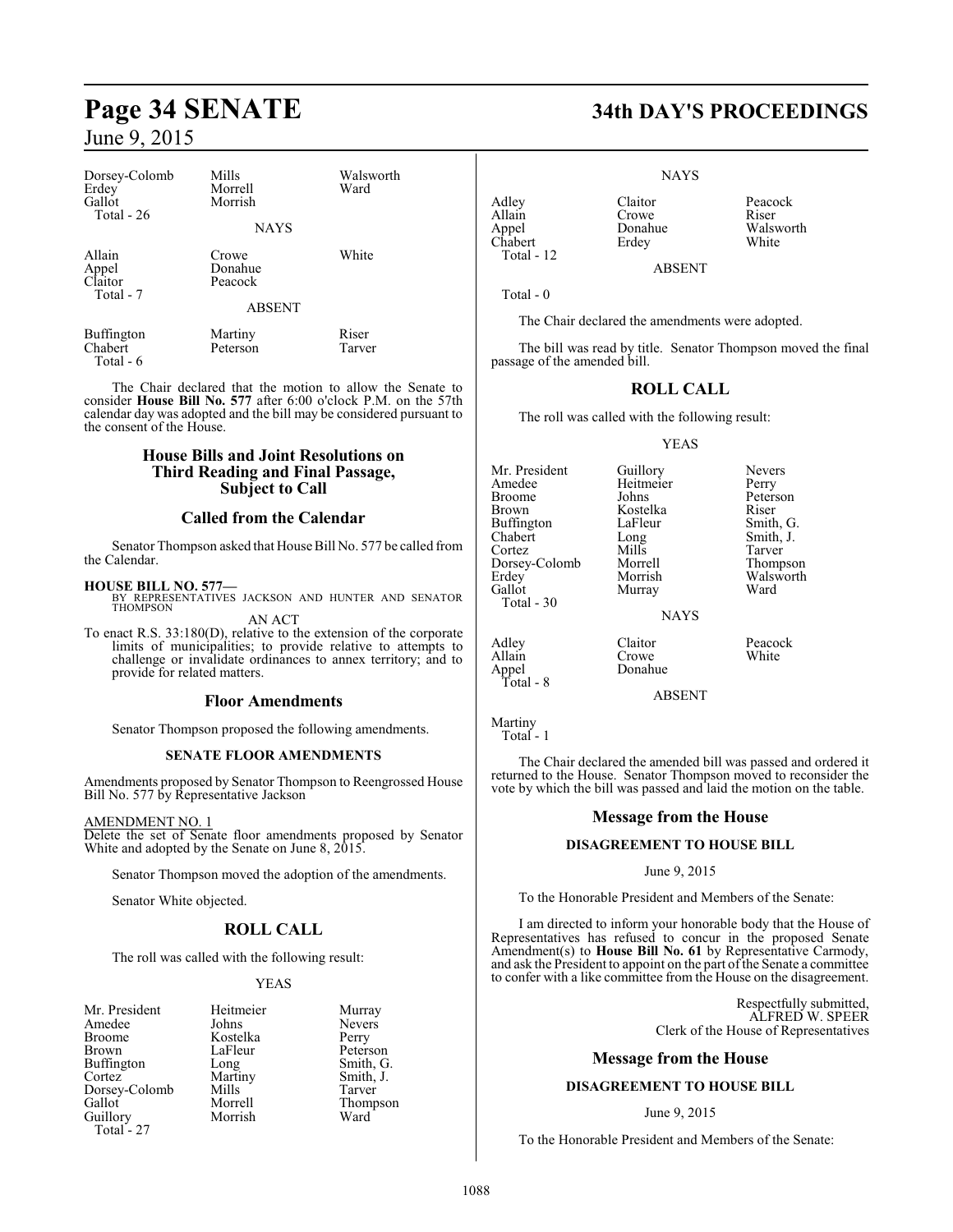| | | |
|---|---|---|
| Dorsey-Colomb | Mills | Walsworth |
| Erdey | Morrell | Ward |
| Gallot | Morrish | |
| Total - 26 | | |

NAYS

| | | |
|---|---|---|
| Allain | Crowe | White |
| Appel | Donahue | |
| Claitor | Peacock | |
| Total - 7 | | |

ABSENT

| | | |
|---|---|---|
| Buffington | Martiny | Riser |
| Chabert | Peterson | Tarver |
| Total - 6 | | |

The Chair declared that the motion to allow the Senate to consider **House Bill No. 577** after 6:00 o'clock P.M. on the 57th calendar day was adopted and the bill may be considered pursuant to the consent of the House.

## House Bills and Joint Resolutions on Third Reading and Final Passage, Subject to Call

## Called from the Calendar

Senator Thompson asked that House Bill No. 577 be called from the Calendar.

**HOUSE BILL NO. 577—**
BY REPRESENTATIVES JACKSON AND HUNTER AND SENATOR THOMPSON

AN ACT

To enact R.S. 33:180(D), relative to the extension of the corporate limits of municipalities; to provide relative to attempts to challenge or invalidate ordinances to annex territory; and to provide for related matters.

## Floor Amendments

Senator Thompson proposed the following amendments.

### SENATE FLOOR AMENDMENTS

Amendments proposed by Senator Thompson to Reengrossed House Bill No. 577 by Representative Jackson

AMENDMENT NO. 1
Delete the set of Senate floor amendments proposed by Senator White and adopted by the Senate on June 8, 2015.

Senator Thompson moved the adoption of the amendments.

Senator White objected.

## ROLL CALL

The roll was called with the following result:

YEAS

| | | |
|---|---|---|
| Mr. President | Heitmeier | Murray |
| Amedee | Johns | Nevers |
| Broome | Kostelka | Perry |
| Brown | LaFleur | Peterson |
| Buffington | Long | Smith, G. |
| Cortez | Martiny | Smith, J. |
| Dorsey-Colomb | Mills | Tarver |
| Gallot | Morrell | Thompson |
| Guillory | Morrish | Ward |
| Total - 27 | | |

NAYS

| | | |
|---|---|---|
| Adley | Claitor | Peacock |
| Allain | Crowe | Riser |
| Appel | Donahue | Walsworth |
| Chabert | Erdey | White |
| Total - 12 | | |

ABSENT

Total - 0

The Chair declared the amendments were adopted.

The bill was read by title. Senator Thompson moved the final passage of the amended bill.

## ROLL CALL

The roll was called with the following result:

YEAS

| | | |
|---|---|---|
| Mr. President | Guillory | Nevers |
| Amedee | Heitmeier | Perry |
| Broome | Johns | Peterson |
| Brown | Kostelka | Riser |
| Buffington | LaFleur | Smith, G. |
| Chabert | Long | Smith, J. |
| Cortez | Mills | Tarver |
| Dorsey-Colomb | Morrell | Thompson |
| Erdey | Morrish | Walsworth |
| Gallot | Murray | Ward |
| Total - 30 | | |

NAYS

| | | |
|---|---|---|
| Adley | Claitor | Peacock |
| Allain | Crowe | White |
| Appel | Donahue | |
| Total - 8 | | |

ABSENT

Martiny
Total - 1

The Chair declared the amended bill was passed and ordered it returned to the House. Senator Thompson moved to reconsider the vote by which the bill was passed and laid the motion on the table.

## Message from the House

### DISAGREEMENT TO HOUSE BILL

June 9, 2015

To the Honorable President and Members of the Senate:

I am directed to inform your honorable body that the House of Representatives has refused to concur in the proposed Senate Amendment(s) to **House Bill No. 61** by Representative Carmody, and ask the President to appoint on the part of the Senate a committee to confer with a like committee from the House on the disagreement.

Respectfully submitted,
ALFRED W. SPEER
Clerk of the House of Representatives

## Message from the House

### DISAGREEMENT TO HOUSE BILL

June 9, 2015

To the Honorable President and Members of the Senate: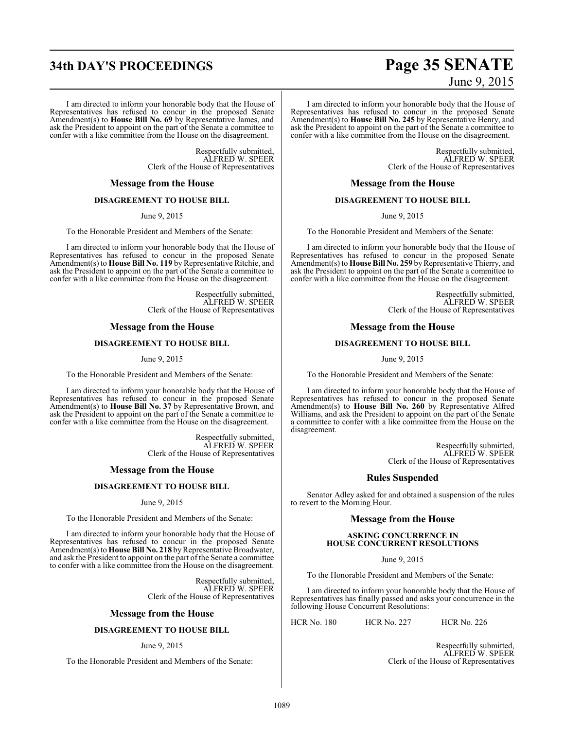I am directed to inform your honorable body that the House of Representatives has refused to concur in the proposed Senate Amendment(s) to **House Bill No. 69** by Representative James, and ask the President to appoint on the part of the Senate a committee to confer with a like committee from the House on the disagreement.

Respectfully submitted,
ALFRED W. SPEER
Clerk of the House of Representatives

## Message from the House

### DISAGREEMENT TO HOUSE BILL

June 9, 2015

To the Honorable President and Members of the Senate:

I am directed to inform your honorable body that the House of Representatives has refused to concur in the proposed Senate Amendment(s) to **House Bill No. 119** by Representative Ritchie, and ask the President to appoint on the part of the Senate a committee to confer with a like committee from the House on the disagreement.

Respectfully submitted,
ALFRED W. SPEER
Clerk of the House of Representatives

## Message from the House

### DISAGREEMENT TO HOUSE BILL

June 9, 2015

To the Honorable President and Members of the Senate:

I am directed to inform your honorable body that the House of Representatives has refused to concur in the proposed Senate Amendment(s) to **House Bill No. 37** by Representative Brown, and ask the President to appoint on the part of the Senate a committee to confer with a like committee from the House on the disagreement.

Respectfully submitted,
ALFRED W. SPEER
Clerk of the House of Representatives

## Message from the House

### DISAGREEMENT TO HOUSE BILL

June 9, 2015

To the Honorable President and Members of the Senate:

I am directed to inform your honorable body that the House of Representatives has refused to concur in the proposed Senate Amendment(s) to **House Bill No. 218** by Representative Broadwater, and ask the President to appoint on the part of the Senate a committee to confer with a like committee from the House on the disagreement.

Respectfully submitted,
ALFRED W. SPEER
Clerk of the House of Representatives

## Message from the House

### DISAGREEMENT TO HOUSE BILL

June 9, 2015

To the Honorable President and Members of the Senate:

I am directed to inform your honorable body that the House of Representatives has refused to concur in the proposed Senate Amendment(s) to **House Bill No. 245** by Representative Henry, and ask the President to appoint on the part of the Senate a committee to confer with a like committee from the House on the disagreement.

Respectfully submitted,
ALFRED W. SPEER
Clerk of the House of Representatives

## Message from the House

### DISAGREEMENT TO HOUSE BILL

June 9, 2015

To the Honorable President and Members of the Senate:

I am directed to inform your honorable body that the House of Representatives has refused to concur in the proposed Senate Amendment(s) to **House Bill No. 259** by Representative Thierry, and ask the President to appoint on the part of the Senate a committee to confer with a like committee from the House on the disagreement.

Respectfully submitted,
ALFRED W. SPEER
Clerk of the House of Representatives

## Message from the House

### DISAGREEMENT TO HOUSE BILL

June 9, 2015

To the Honorable President and Members of the Senate:

I am directed to inform your honorable body that the House of Representatives has refused to concur in the proposed Senate Amendment(s) to **House Bill No. 260** by Representative Alfred Williams, and ask the President to appoint on the part of the Senate a committee to confer with a like committee from the House on the disagreement.

Respectfully submitted,
ALFRED W. SPEER
Clerk of the House of Representatives

## Rules Suspended

Senator Adley asked for and obtained a suspension of the rules to revert to the Morning Hour.

## Message from the House

### ASKING CONCURRENCE IN HOUSE CONCURRENT RESOLUTIONS

June 9, 2015

To the Honorable President and Members of the Senate:

I am directed to inform your honorable body that the House of Representatives has finally passed and asks your concurrence in the following House Concurrent Resolutions:

HCR No. 180 HCR No. 227 HCR No. 226

Respectfully submitted,
ALFRED W. SPEER
Clerk of the House of Representatives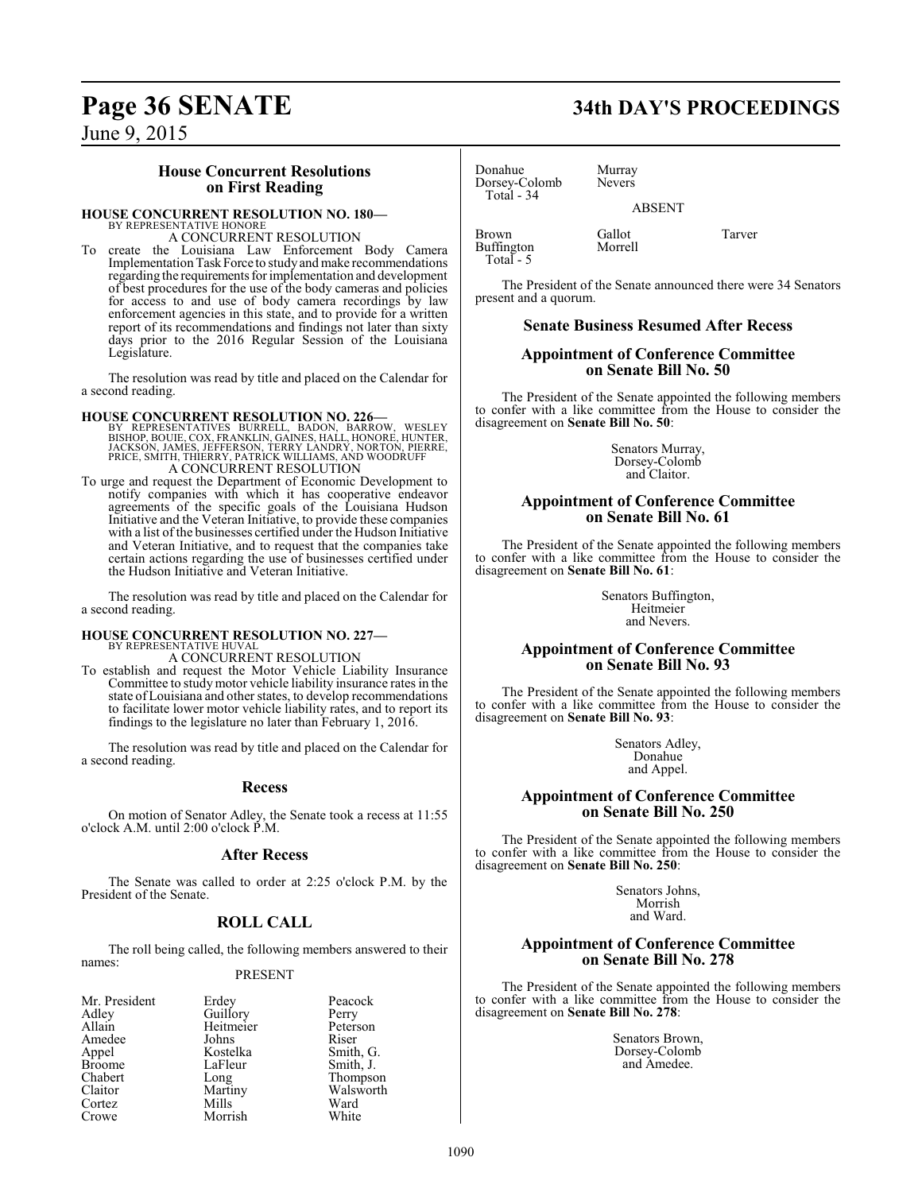## House Concurrent Resolutions on First Reading

**HOUSE CONCURRENT RESOLUTION NO. 180—**
BY REPRESENTATIVE HONORE
A CONCURRENT RESOLUTION

To create the Louisiana Law Enforcement Body Camera Implementation Task Force to study and make recommendations regarding the requirements for implementation and development of best procedures for the use of the body cameras and policies for access to and use of body camera recordings by law enforcement agencies in this state, and to provide for a written report of its recommendations and findings not later than sixty days prior to the 2016 Regular Session of the Louisiana Legislature.

The resolution was read by title and placed on the Calendar for a second reading.

**HOUSE CONCURRENT RESOLUTION NO. 226—**
BY REPRESENTATIVES BURRELL, BADON, BARROW, WESLEY BISHOP, BOUIE, COX, FRANKLIN, GAINES, HALL, HONORE, HUNTER, JACKSON, JAMES, JEFFERSON, TERRY LANDRY, NORTON, PIERRE, PRICE, SMITH, THIERRY, PATRICK WILLIAMS, AND WOODRUFF
A CONCURRENT RESOLUTION

To urge and request the Department of Economic Development to notify companies with which it has cooperative endeavor agreements of the specific goals of the Louisiana Hudson Initiative and the Veteran Initiative, to provide these companies with a list of the businesses certified under the Hudson Initiative and Veteran Initiative, and to request that the companies take certain actions regarding the use of businesses certified under the Hudson Initiative and Veteran Initiative.

The resolution was read by title and placed on the Calendar for a second reading.

**HOUSE CONCURRENT RESOLUTION NO. 227—**
BY REPRESENTATIVE HUVAL
A CONCURRENT RESOLUTION

To establish and request the Motor Vehicle Liability Insurance Committee to study motor vehicle liability insurance rates in the state of Louisiana and other states, to develop recommendations to facilitate lower motor vehicle liability rates, and to report its findings to the legislature no later than February 1, 2016.

The resolution was read by title and placed on the Calendar for a second reading.

## Recess

On motion of Senator Adley, the Senate took a recess at 11:55 o'clock A.M. until 2:00 o'clock P.M.

## After Recess

The Senate was called to order at 2:25 o'clock P.M. by the President of the Senate.

## ROLL CALL

The roll being called, the following members answered to their names:

PRESENT

| | | |
|---|---|---|
| Mr. President | Erdey | Peacock |
| Adley | Guillory | Perry |
| Allain | Heitmeier | Peterson |
| Amedee | Johns | Riser |
| Appel | Kostelka | Smith, G. |
| Broome | LaFleur | Smith, J. |
| Chabert | Long | Thompson |
| Claitor | Martiny | Walsworth |
| Cortez | Mills | Ward |
| Crowe | Morrish | White |
| Donahue | Murray | |
| Dorsey-Colomb | Nevers | |
| Total - 34 | | |

ABSENT

| | | |
|---|---|---|
| Brown | Gallot | Tarver |
| Buffington | Morrell | |
| Total - 5 | | |

The President of the Senate announced there were 34 Senators present and a quorum.

## Senate Business Resumed After Recess

## Appointment of Conference Committee on Senate Bill No. 50

The President of the Senate appointed the following members to confer with a like committee from the House to consider the disagreement on **Senate Bill No. 50**:

Senators Murray,
Dorsey-Colomb
and Claitor.

## Appointment of Conference Committee on Senate Bill No. 61

The President of the Senate appointed the following members to confer with a like committee from the House to consider the disagreement on **Senate Bill No. 61**:

Senators Buffington,
Heitmeier
and Nevers.

## Appointment of Conference Committee on Senate Bill No. 93

The President of the Senate appointed the following members to confer with a like committee from the House to consider the disagreement on **Senate Bill No. 93**:

Senators Adley,
Donahue
and Appel.

## Appointment of Conference Committee on Senate Bill No. 250

The President of the Senate appointed the following members to confer with a like committee from the House to consider the disagreement on **Senate Bill No. 250**:

Senators Johns,
Morrish
and Ward.

## Appointment of Conference Committee on Senate Bill No. 278

The President of the Senate appointed the following members to confer with a like committee from the House to consider the disagreement on **Senate Bill No. 278**:

Senators Brown,
Dorsey-Colomb
and Amedee.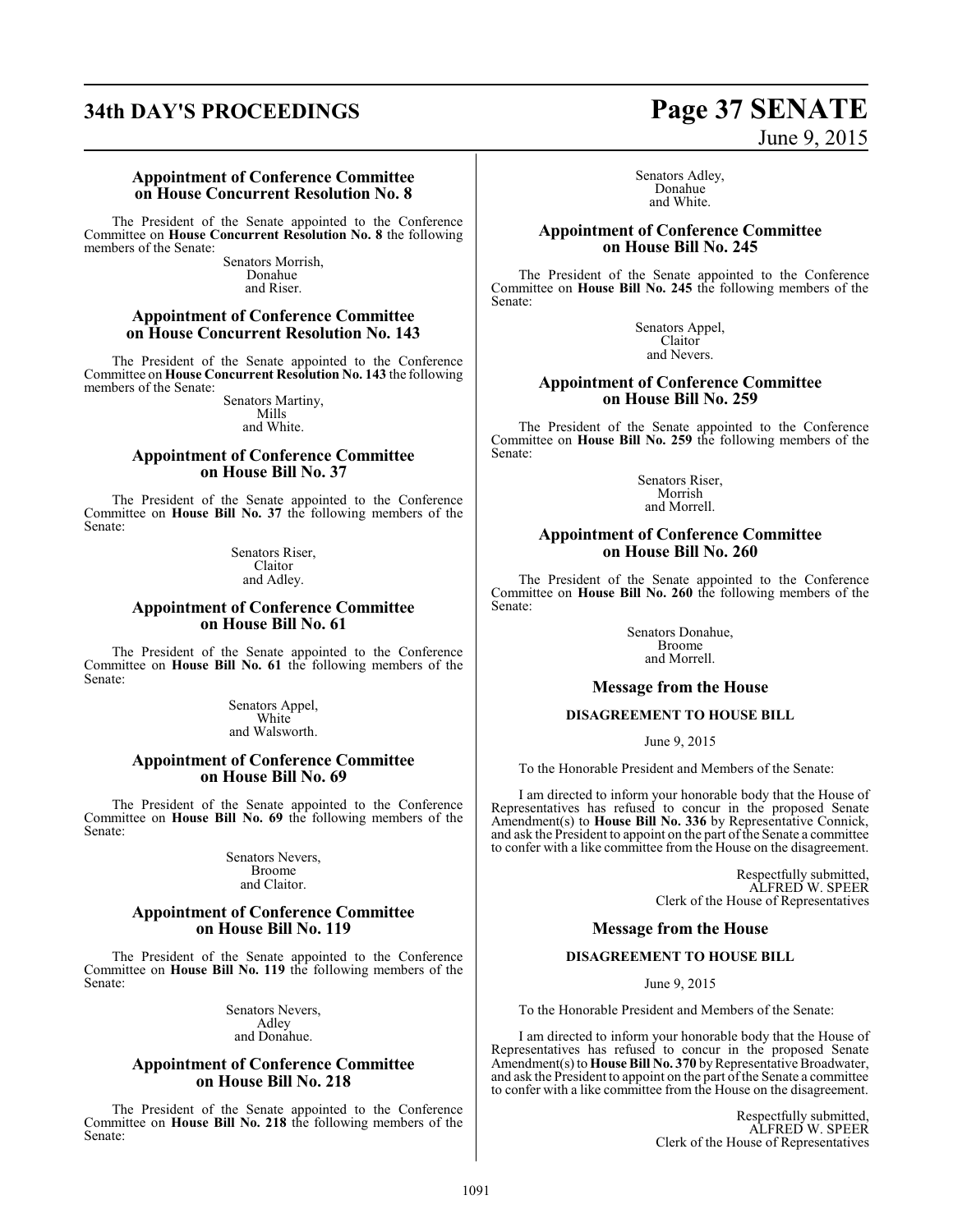### Appointment of Conference Committee on House Concurrent Resolution No. 8

The President of the Senate appointed to the Conference Committee on **House Concurrent Resolution No. 8** the following members of the Senate:

Senators Morrish,
Donahue
and Riser.

### Appointment of Conference Committee on House Concurrent Resolution No. 143

The President of the Senate appointed to the Conference Committee on **House Concurrent Resolution No. 143** the following members of the Senate:

Senators Martiny,
Mills
and White.

### Appointment of Conference Committee on House Bill No. 37

The President of the Senate appointed to the Conference Committee on **House Bill No. 37** the following members of the Senate:

Senators Riser,
Claitor
and Adley.

### Appointment of Conference Committee on House Bill No. 61

The President of the Senate appointed to the Conference Committee on **House Bill No. 61** the following members of the Senate:

Senators Appel,
White
and Walsworth.

### Appointment of Conference Committee on House Bill No. 69

The President of the Senate appointed to the Conference Committee on **House Bill No. 69** the following members of the Senate:

Senators Nevers,
Broome
and Claitor.

### Appointment of Conference Committee on House Bill No. 119

The President of the Senate appointed to the Conference Committee on **House Bill No. 119** the following members of the Senate:

Senators Nevers,
Adley
and Donahue.

### Appointment of Conference Committee on House Bill No. 218

The President of the Senate appointed to the Conference Committee on **House Bill No. 218** the following members of the Senate:

Senators Adley,
Donahue
and White.

### Appointment of Conference Committee on House Bill No. 245

The President of the Senate appointed to the Conference Committee on **House Bill No. 245** the following members of the Senate:

Senators Appel,
Claitor
and Nevers.

### Appointment of Conference Committee on House Bill No. 259

The President of the Senate appointed to the Conference Committee on **House Bill No. 259** the following members of the Senate:

Senators Riser,
Morrish
and Morrell.

### Appointment of Conference Committee on House Bill No. 260

The President of the Senate appointed to the Conference Committee on **House Bill No. 260** the following members of the Senate:

Senators Donahue,
Broome
and Morrell.

## Message from the House

**DISAGREEMENT TO HOUSE BILL**

June 9, 2015

To the Honorable President and Members of the Senate:

I am directed to inform your honorable body that the House of Representatives has refused to concur in the proposed Senate Amendment(s) to **House Bill No. 336** by Representative Connick, and ask the President to appoint on the part of the Senate a committee to confer with a like committee from the House on the disagreement.

Respectfully submitted,
ALFRED W. SPEER
Clerk of the House of Representatives

## Message from the House

**DISAGREEMENT TO HOUSE BILL**

June 9, 2015

To the Honorable President and Members of the Senate:

I am directed to inform your honorable body that the House of Representatives has refused to concur in the proposed Senate Amendment(s) to **House Bill No. 370** by Representative Broadwater, and ask the President to appoint on the part of the Senate a committee to confer with a like committee from the House on the disagreement.

Respectfully submitted,
ALFRED W. SPEER
Clerk of the House of Representatives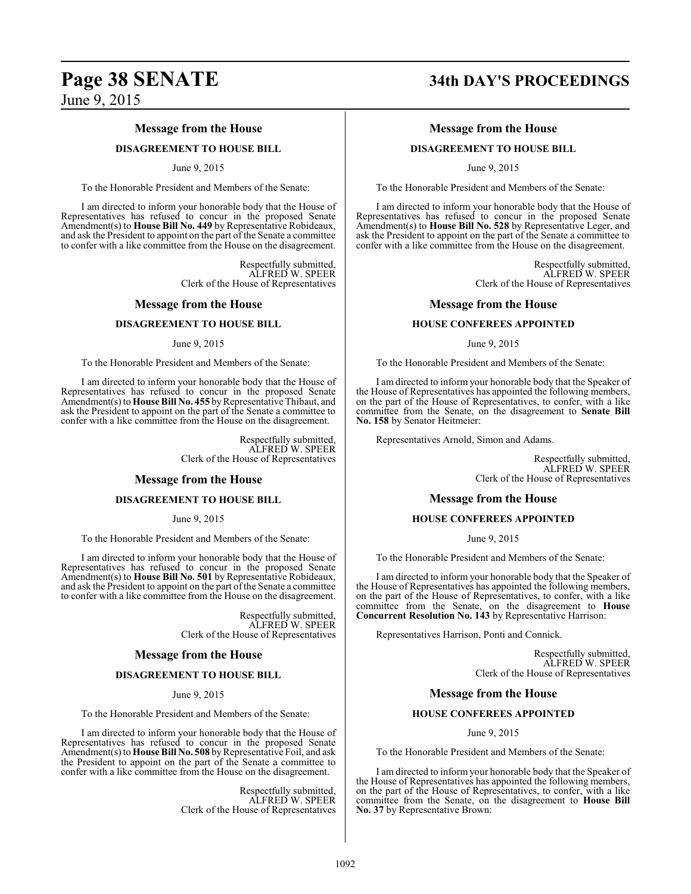## Message from the House

### DISAGREEMENT TO HOUSE BILL

June 9, 2015

To the Honorable President and Members of the Senate:

I am directed to inform your honorable body that the House of Representatives has refused to concur in the proposed Senate Amendment(s) to **House Bill No. 449** by Representative Robideaux, and ask the President to appoint on the part of the Senate a committee to confer with a like committee from the House on the disagreement.

Respectfully submitted,
ALFRED W. SPEER
Clerk of the House of Representatives

## Message from the House

### DISAGREEMENT TO HOUSE BILL

June 9, 2015

To the Honorable President and Members of the Senate:

I am directed to inform your honorable body that the House of Representatives has refused to concur in the proposed Senate Amendment(s) to **House Bill No. 455** by Representative Thibaut, and ask the President to appoint on the part of the Senate a committee to confer with a like committee from the House on the disagreement.

Respectfully submitted,
ALFRED W. SPEER
Clerk of the House of Representatives

## Message from the House

### DISAGREEMENT TO HOUSE BILL

June 9, 2015

To the Honorable President and Members of the Senate:

I am directed to inform your honorable body that the House of Representatives has refused to concur in the proposed Senate Amendment(s) to **House Bill No. 501** by Representative Robideaux, and ask the President to appoint on the part of the Senate a committee to confer with a like committee from the House on the disagreement.

Respectfully submitted,
ALFRED W. SPEER
Clerk of the House of Representatives

## Message from the House

### DISAGREEMENT TO HOUSE BILL

June 9, 2015

To the Honorable President and Members of the Senate:

I am directed to inform your honorable body that the House of Representatives has refused to concur in the proposed Senate Amendment(s) to **House Bill No. 508** by Representative Foil, and ask the President to appoint on the part of the Senate a committee to confer with a like committee from the House on the disagreement.

Respectfully submitted,
ALFRED W. SPEER
Clerk of the House of Representatives

## Message from the House

### DISAGREEMENT TO HOUSE BILL

June 9, 2015

To the Honorable President and Members of the Senate:

I am directed to inform your honorable body that the House of Representatives has refused to concur in the proposed Senate Amendment(s) to **House Bill No. 528** by Representative Leger, and ask the President to appoint on the part of the Senate a committee to confer with a like committee from the House on the disagreement.

Respectfully submitted,
ALFRED W. SPEER
Clerk of the House of Representatives

## Message from the House

### HOUSE CONFEREES APPOINTED

June 9, 2015

To the Honorable President and Members of the Senate:

I am directed to inform your honorable body that the Speaker of the House of Representatives has appointed the following members, on the part of the House of Representatives, to confer, with a like committee from the Senate, on the disagreement to **Senate Bill No. 158** by Senator Heitmeier:

Representatives Arnold, Simon and Adams.

Respectfully submitted,
ALFRED W. SPEER
Clerk of the House of Representatives

## Message from the House

### HOUSE CONFEREES APPOINTED

June 9, 2015

To the Honorable President and Members of the Senate:

I am directed to inform your honorable body that the Speaker of the House of Representatives has appointed the following members, on the part of the House of Representatives, to confer, with a like committee from the Senate, on the disagreement to **House Concurrent Resolution No. 143** by Representative Harrison:

Representatives Harrison, Ponti and Connick.

Respectfully submitted,
ALFRED W. SPEER
Clerk of the House of Representatives

## Message from the House

### HOUSE CONFEREES APPOINTED

June 9, 2015

To the Honorable President and Members of the Senate:

I am directed to inform your honorable body that the Speaker of the House of Representatives has appointed the following members, on the part of the House of Representatives, to confer, with a like committee from the Senate, on the disagreement to **House Bill No. 37** by Representative Brown: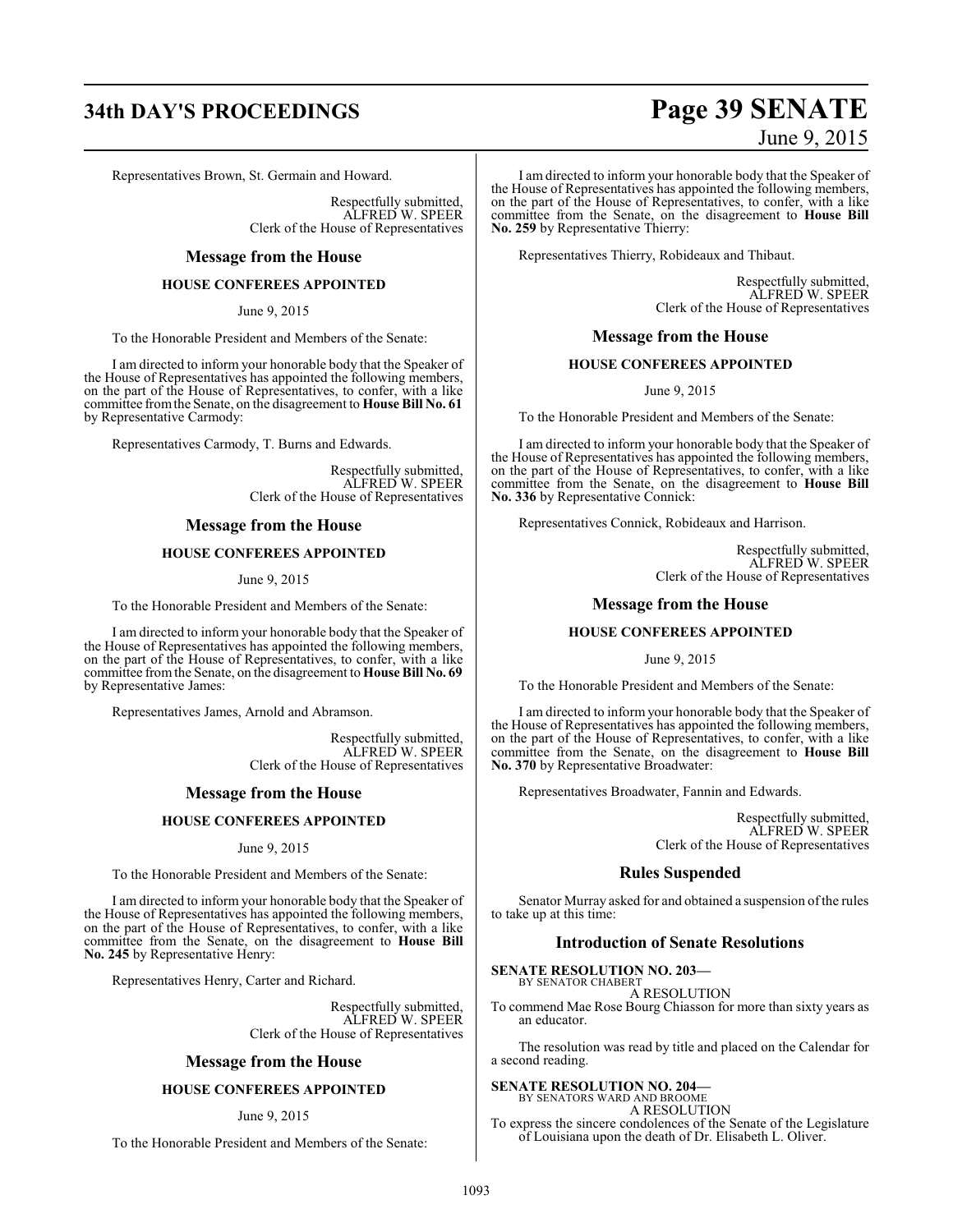Representatives Brown, St. Germain and Howard.

Respectfully submitted,
ALFRED W. SPEER
Clerk of the House of Representatives

## Message from the House

### HOUSE CONFEREES APPOINTED

June 9, 2015

To the Honorable President and Members of the Senate:

I am directed to inform your honorable body that the Speaker of the House of Representatives has appointed the following members, on the part of the House of Representatives, to confer, with a like committee from the Senate, on the disagreement to **House Bill No. 61** by Representative Carmody:

Representatives Carmody, T. Burns and Edwards.

Respectfully submitted,
ALFRED W. SPEER
Clerk of the House of Representatives

## Message from the House

### HOUSE CONFEREES APPOINTED

June 9, 2015

To the Honorable President and Members of the Senate:

I am directed to inform your honorable body that the Speaker of the House of Representatives has appointed the following members, on the part of the House of Representatives, to confer, with a like committee from the Senate, on the disagreement to **House Bill No. 69** by Representative James:

Representatives James, Arnold and Abramson.

Respectfully submitted,
ALFRED W. SPEER
Clerk of the House of Representatives

## Message from the House

### HOUSE CONFEREES APPOINTED

June 9, 2015

To the Honorable President and Members of the Senate:

I am directed to inform your honorable body that the Speaker of the House of Representatives has appointed the following members, on the part of the House of Representatives, to confer, with a like committee from the Senate, on the disagreement to **House Bill No. 245** by Representative Henry:

Representatives Henry, Carter and Richard.

Respectfully submitted,
ALFRED W. SPEER
Clerk of the House of Representatives

## Message from the House

### HOUSE CONFEREES APPOINTED

June 9, 2015

To the Honorable President and Members of the Senate:

I am directed to inform your honorable body that the Speaker of the House of Representatives has appointed the following members, on the part of the House of Representatives, to confer, with a like committee from the Senate, on the disagreement to **House Bill No. 259** by Representative Thierry:

Representatives Thierry, Robideaux and Thibaut.

Respectfully submitted,
ALFRED W. SPEER
Clerk of the House of Representatives

## Message from the House

### HOUSE CONFEREES APPOINTED

June 9, 2015

To the Honorable President and Members of the Senate:

I am directed to inform your honorable body that the Speaker of the House of Representatives has appointed the following members, on the part of the House of Representatives, to confer, with a like committee from the Senate, on the disagreement to **House Bill No. 336** by Representative Connick:

Representatives Connick, Robideaux and Harrison.

Respectfully submitted,
ALFRED W. SPEER
Clerk of the House of Representatives

## Message from the House

### HOUSE CONFEREES APPOINTED

June 9, 2015

To the Honorable President and Members of the Senate:

I am directed to inform your honorable body that the Speaker of the House of Representatives has appointed the following members, on the part of the House of Representatives, to confer, with a like committee from the Senate, on the disagreement to **House Bill No. 370** by Representative Broadwater:

Representatives Broadwater, Fannin and Edwards.

Respectfully submitted,
ALFRED W. SPEER
Clerk of the House of Representatives

## Rules Suspended

Senator Murray asked for and obtained a suspension of the rules to take up at this time:

## Introduction of Senate Resolutions

**SENATE RESOLUTION NO. 203—**
BY SENATOR CHABERT
A RESOLUTION
To commend Mae Rose Bourg Chiasson for more than sixty years as an educator.

The resolution was read by title and placed on the Calendar for a second reading.

**SENATE RESOLUTION NO. 204—**
BY SENATORS WARD AND BROOME
A RESOLUTION
To express the sincere condolences of the Senate of the Legislature of Louisiana upon the death of Dr. Elisabeth L. Oliver.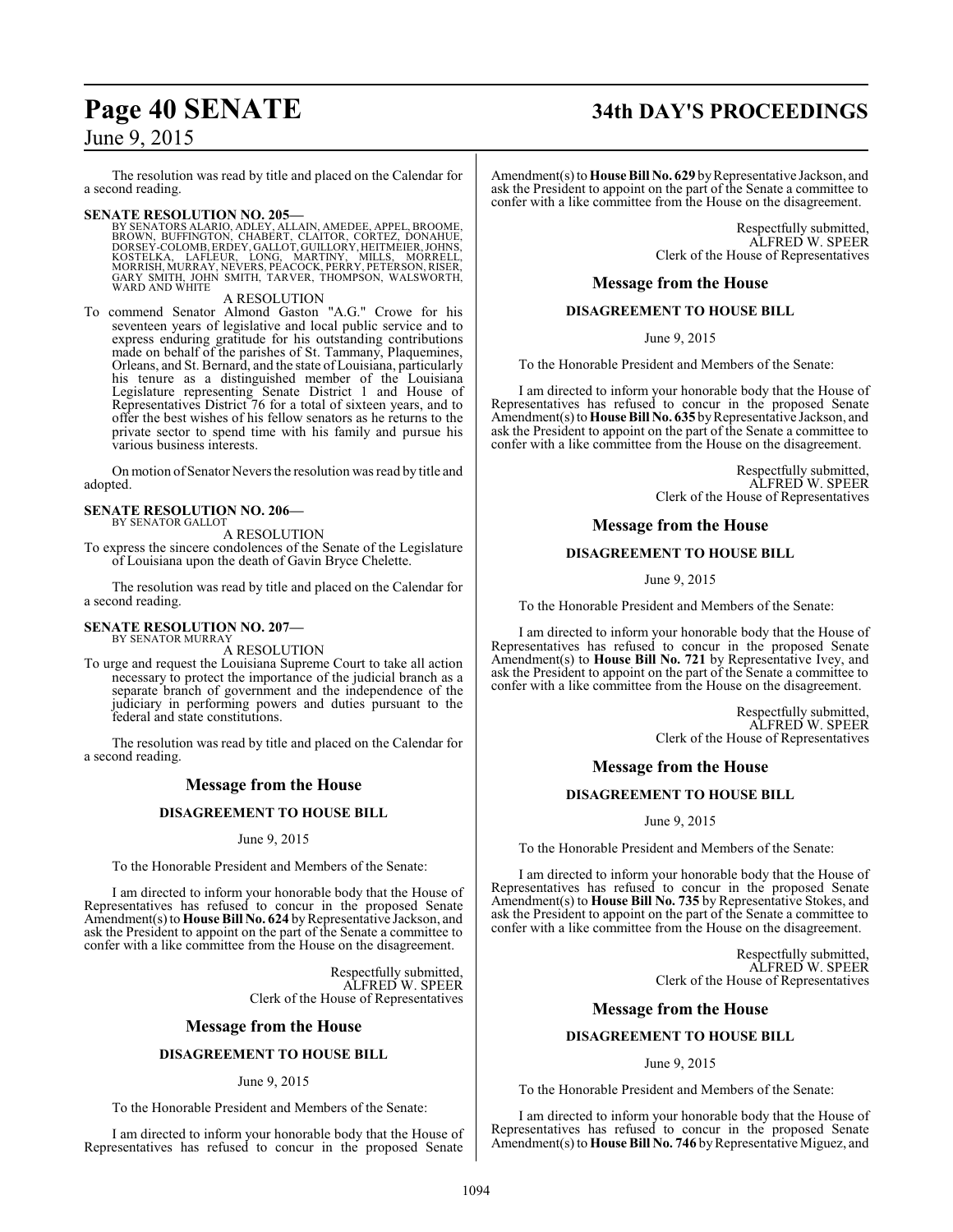The resolution was read by title and placed on the Calendar for a second reading.

**SENATE RESOLUTION NO. 205—**
BY SENATORS ALARIO, ADLEY, ALLAIN, AMEDEE, APPEL, BROOME, BROWN, BUFFINGTON, CHABERT, CLAITOR, CORTEZ, DONAHUE, DORSEY-COLOMB, ERDEY, GALLOT, GUILLORY, HEITMEIER, JOHNS, KOSTELKA, LAFLEUR, LONG, MARTINY, MILLS, MORRELL, MORRISH, MURRAY, NEVERS, PEACOCK, PERRY, PETERSON, RISER, GARY SMITH, JOHN SMITH, TARVER, THOMPSON, WALSWORTH, WARD AND WHITE

A RESOLUTION

To commend Senator Almond Gaston "A.G." Crowe for his seventeen years of legislative and local public service and to express enduring gratitude for his outstanding contributions made on behalf of the parishes of St. Tammany, Plaquemines, Orleans, and St. Bernard, and the state of Louisiana, particularly his tenure as a distinguished member of the Louisiana Legislature representing Senate District 1 and House of Representatives District 76 for a total of sixteen years, and to offer the best wishes of his fellow senators as he returns to the private sector to spend time with his family and pursue his various business interests.

On motion of Senator Nevers the resolution was read by title and adopted.

**SENATE RESOLUTION NO. 206—**
BY SENATOR GALLOT

A RESOLUTION

To express the sincere condolences of the Senate of the Legislature of Louisiana upon the death of Gavin Bryce Chelette.

The resolution was read by title and placed on the Calendar for a second reading.

**SENATE RESOLUTION NO. 207—**
BY SENATOR MURRAY

A RESOLUTION

To urge and request the Louisiana Supreme Court to take all action necessary to protect the importance of the judicial branch as a separate branch of government and the independence of the judiciary in performing powers and duties pursuant to the federal and state constitutions.

The resolution was read by title and placed on the Calendar for a second reading.

## Message from the House

### DISAGREEMENT TO HOUSE BILL

June 9, 2015

To the Honorable President and Members of the Senate:

I am directed to inform your honorable body that the House of Representatives has refused to concur in the proposed Senate Amendment(s) to **House Bill No. 624** by Representative Jackson, and ask the President to appoint on the part of the Senate a committee to confer with a like committee from the House on the disagreement.

Respectfully submitted,
ALFRED W. SPEER
Clerk of the House of Representatives

## Message from the House

### DISAGREEMENT TO HOUSE BILL

June 9, 2015

To the Honorable President and Members of the Senate:

I am directed to inform your honorable body that the House of Representatives has refused to concur in the proposed Senate Amendment(s) to **House Bill No. 629** by Representative Jackson, and ask the President to appoint on the part of the Senate a committee to confer with a like committee from the House on the disagreement.

Respectfully submitted,
ALFRED W. SPEER
Clerk of the House of Representatives

## Message from the House

### DISAGREEMENT TO HOUSE BILL

June 9, 2015

To the Honorable President and Members of the Senate:

I am directed to inform your honorable body that the House of Representatives has refused to concur in the proposed Senate Amendment(s) to **House Bill No. 635** by Representative Jackson, and ask the President to appoint on the part of the Senate a committee to confer with a like committee from the House on the disagreement.

Respectfully submitted,
ALFRED W. SPEER
Clerk of the House of Representatives

## Message from the House

### DISAGREEMENT TO HOUSE BILL

June 9, 2015

To the Honorable President and Members of the Senate:

I am directed to inform your honorable body that the House of Representatives has refused to concur in the proposed Senate Amendment(s) to **House Bill No. 721** by Representative Ivey, and ask the President to appoint on the part of the Senate a committee to confer with a like committee from the House on the disagreement.

Respectfully submitted,
ALFRED W. SPEER
Clerk of the House of Representatives

## Message from the House

### DISAGREEMENT TO HOUSE BILL

June 9, 2015

To the Honorable President and Members of the Senate:

I am directed to inform your honorable body that the House of Representatives has refused to concur in the proposed Senate Amendment(s) to **House Bill No. 735** by Representative Stokes, and ask the President to appoint on the part of the Senate a committee to confer with a like committee from the House on the disagreement.

Respectfully submitted,
ALFRED W. SPEER
Clerk of the House of Representatives

## Message from the House

### DISAGREEMENT TO HOUSE BILL

June 9, 2015

To the Honorable President and Members of the Senate:

I am directed to inform your honorable body that the House of Representatives has refused to concur in the proposed Senate Amendment(s) to **House Bill No. 746** by Representative Miguez, and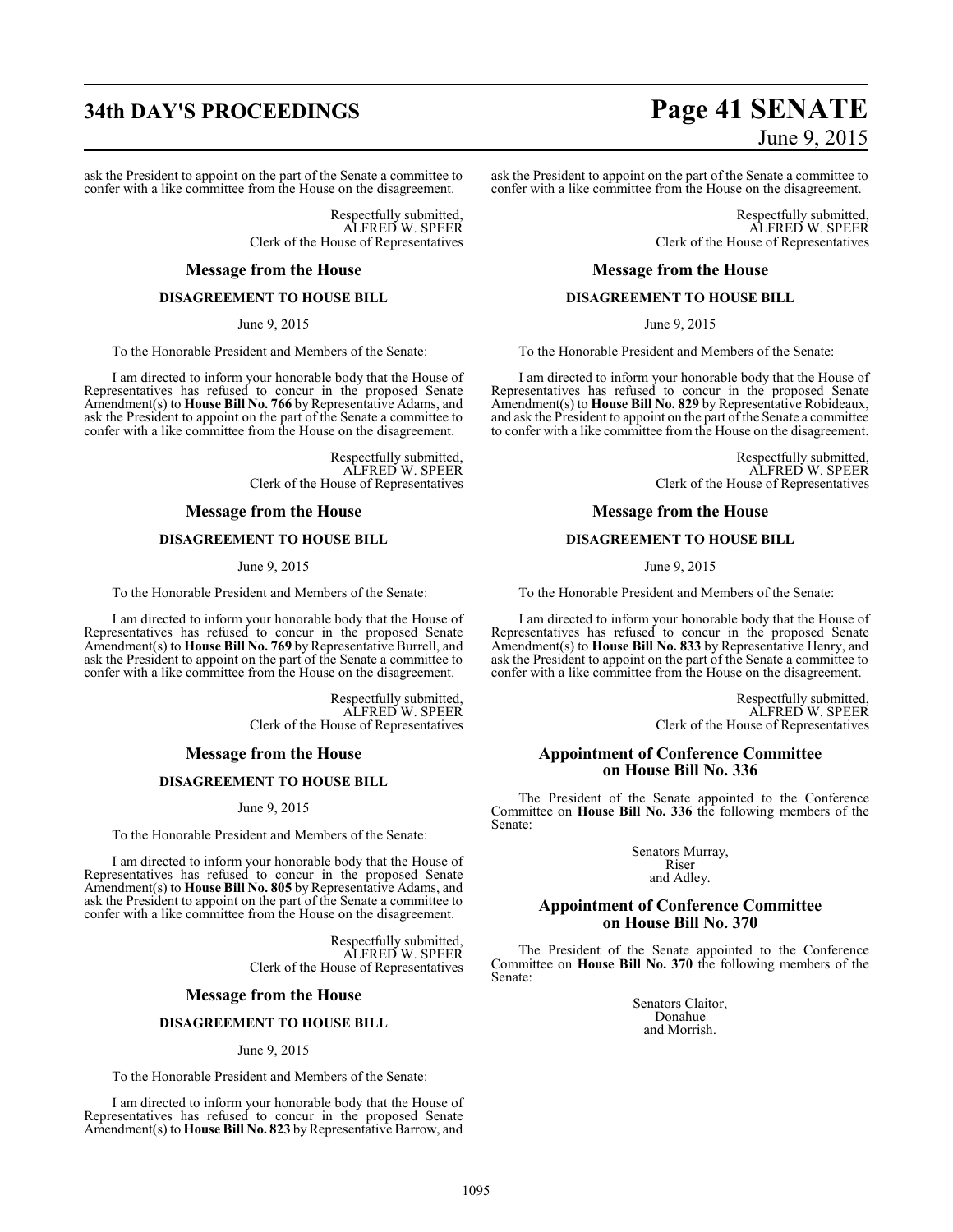ask the President to appoint on the part of the Senate a committee to confer with a like committee from the House on the disagreement.

Respectfully submitted,
ALFRED W. SPEER
Clerk of the House of Representatives

## Message from the House

### DISAGREEMENT TO HOUSE BILL

June 9, 2015

To the Honorable President and Members of the Senate:

I am directed to inform your honorable body that the House of Representatives has refused to concur in the proposed Senate Amendment(s) to **House Bill No. 766** by Representative Adams, and ask the President to appoint on the part of the Senate a committee to confer with a like committee from the House on the disagreement.

Respectfully submitted,
ALFRED W. SPEER
Clerk of the House of Representatives

## Message from the House

### DISAGREEMENT TO HOUSE BILL

June 9, 2015

To the Honorable President and Members of the Senate:

I am directed to inform your honorable body that the House of Representatives has refused to concur in the proposed Senate Amendment(s) to **House Bill No. 769** by Representative Burrell, and ask the President to appoint on the part of the Senate a committee to confer with a like committee from the House on the disagreement.

Respectfully submitted,
ALFRED W. SPEER
Clerk of the House of Representatives

## Message from the House

### DISAGREEMENT TO HOUSE BILL

June 9, 2015

To the Honorable President and Members of the Senate:

I am directed to inform your honorable body that the House of Representatives has refused to concur in the proposed Senate Amendment(s) to **House Bill No. 805** by Representative Adams, and ask the President to appoint on the part of the Senate a committee to confer with a like committee from the House on the disagreement.

Respectfully submitted,
ALFRED W. SPEER
Clerk of the House of Representatives

## Message from the House

### DISAGREEMENT TO HOUSE BILL

June 9, 2015

To the Honorable President and Members of the Senate:

I am directed to inform your honorable body that the House of Representatives has refused to concur in the proposed Senate Amendment(s) to **House Bill No. 823** by Representative Barrow, and ask the President to appoint on the part of the Senate a committee to confer with a like committee from the House on the disagreement.

Respectfully submitted,
ALFRED W. SPEER
Clerk of the House of Representatives

## Message from the House

### DISAGREEMENT TO HOUSE BILL

June 9, 2015

To the Honorable President and Members of the Senate:

I am directed to inform your honorable body that the House of Representatives has refused to concur in the proposed Senate Amendment(s) to **House Bill No. 829** by Representative Robideaux, and ask the President to appoint on the part of the Senate a committee to confer with a like committee from the House on the disagreement.

Respectfully submitted,
ALFRED W. SPEER
Clerk of the House of Representatives

## Message from the House

### DISAGREEMENT TO HOUSE BILL

June 9, 2015

To the Honorable President and Members of the Senate:

I am directed to inform your honorable body that the House of Representatives has refused to concur in the proposed Senate Amendment(s) to **House Bill No. 833** by Representative Henry, and ask the President to appoint on the part of the Senate a committee to confer with a like committee from the House on the disagreement.

Respectfully submitted,
ALFRED W. SPEER
Clerk of the House of Representatives

## Appointment of Conference Committee on House Bill No. 336

The President of the Senate appointed to the Conference Committee on **House Bill No. 336** the following members of the Senate:

Senators Murray,
Riser
and Adley.

## Appointment of Conference Committee on House Bill No. 370

The President of the Senate appointed to the Conference Committee on **House Bill No. 370** the following members of the Senate:

Senators Claitor,
Donahue
and Morrish.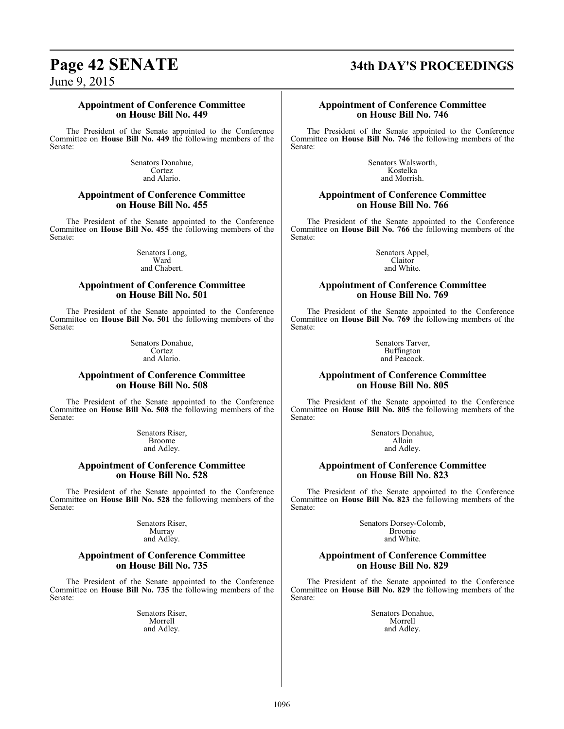### Appointment of Conference Committee on House Bill No. 449

The President of the Senate appointed to the Conference Committee on **House Bill No. 449** the following members of the Senate:

Senators Donahue,
Cortez
and Alario.

### Appointment of Conference Committee on House Bill No. 455

The President of the Senate appointed to the Conference Committee on **House Bill No. 455** the following members of the Senate:

Senators Long,
Ward
and Chabert.

### Appointment of Conference Committee on House Bill No. 501

The President of the Senate appointed to the Conference Committee on **House Bill No. 501** the following members of the Senate:

Senators Donahue,
Cortez
and Alario.

### Appointment of Conference Committee on House Bill No. 508

The President of the Senate appointed to the Conference Committee on **House Bill No. 508** the following members of the Senate:

Senators Riser,
Broome
and Adley.

### Appointment of Conference Committee on House Bill No. 528

The President of the Senate appointed to the Conference Committee on **House Bill No. 528** the following members of the Senate:

Senators Riser,
Murray
and Adley.

### Appointment of Conference Committee on House Bill No. 735

The President of the Senate appointed to the Conference Committee on **House Bill No. 735** the following members of the Senate:

Senators Riser,
Morrell
and Adley.

### Appointment of Conference Committee on House Bill No. 746

The President of the Senate appointed to the Conference Committee on **House Bill No. 746** the following members of the Senate:

Senators Walsworth,
Kostelka
and Morrish.

### Appointment of Conference Committee on House Bill No. 766

The President of the Senate appointed to the Conference Committee on **House Bill No. 766** the following members of the Senate:

Senators Appel,
Claitor
and White.

### Appointment of Conference Committee on House Bill No. 769

The President of the Senate appointed to the Conference Committee on **House Bill No. 769** the following members of the Senate:

Senators Tarver,
Buffington
and Peacock.

### Appointment of Conference Committee on House Bill No. 805

The President of the Senate appointed to the Conference Committee on **House Bill No. 805** the following members of the Senate:

Senators Donahue,
Allain
and Adley.

### Appointment of Conference Committee on House Bill No. 823

The President of the Senate appointed to the Conference Committee on **House Bill No. 823** the following members of the Senate:

Senators Dorsey-Colomb,
Broome
and White.

### Appointment of Conference Committee on House Bill No. 829

The President of the Senate appointed to the Conference Committee on **House Bill No. 829** the following members of the Senate:

Senators Donahue,
Morrell
and Adley.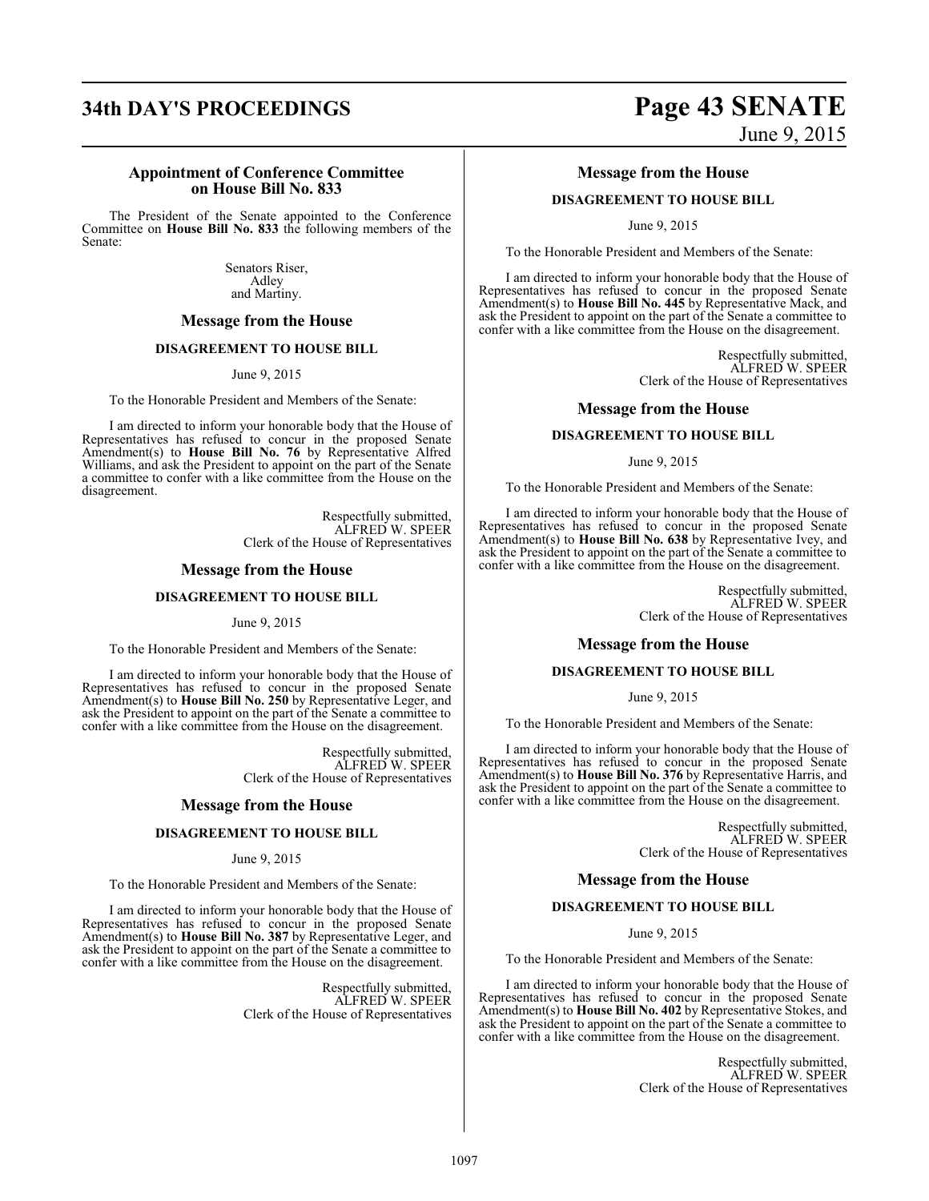### Appointment of Conference Committee on House Bill No. 833

The President of the Senate appointed to the Conference Committee on **House Bill No. 833** the following members of the Senate:

Senators Riser,
Adley
and Martiny.

## Message from the House

### DISAGREEMENT TO HOUSE BILL

June 9, 2015

To the Honorable President and Members of the Senate:

I am directed to inform your honorable body that the House of Representatives has refused to concur in the proposed Senate Amendment(s) to **House Bill No. 76** by Representative Alfred Williams, and ask the President to appoint on the part of the Senate a committee to confer with a like committee from the House on the disagreement.

Respectfully submitted,
ALFRED W. SPEER
Clerk of the House of Representatives

## Message from the House

### DISAGREEMENT TO HOUSE BILL

June 9, 2015

To the Honorable President and Members of the Senate:

I am directed to inform your honorable body that the House of Representatives has refused to concur in the proposed Senate Amendment(s) to **House Bill No. 250** by Representative Leger, and ask the President to appoint on the part of the Senate a committee to confer with a like committee from the House on the disagreement.

Respectfully submitted,
ALFRED W. SPEER
Clerk of the House of Representatives

## Message from the House

### DISAGREEMENT TO HOUSE BILL

June 9, 2015

To the Honorable President and Members of the Senate:

I am directed to inform your honorable body that the House of Representatives has refused to concur in the proposed Senate Amendment(s) to **House Bill No. 387** by Representative Leger, and ask the President to appoint on the part of the Senate a committee to confer with a like committee from the House on the disagreement.

Respectfully submitted,
ALFRED W. SPEER
Clerk of the House of Representatives

## Message from the House

### DISAGREEMENT TO HOUSE BILL

June 9, 2015

To the Honorable President and Members of the Senate:

I am directed to inform your honorable body that the House of Representatives has refused to concur in the proposed Senate Amendment(s) to **House Bill No. 445** by Representative Mack, and ask the President to appoint on the part of the Senate a committee to confer with a like committee from the House on the disagreement.

Respectfully submitted,
ALFRED W. SPEER
Clerk of the House of Representatives

## Message from the House

### DISAGREEMENT TO HOUSE BILL

June 9, 2015

To the Honorable President and Members of the Senate:

I am directed to inform your honorable body that the House of Representatives has refused to concur in the proposed Senate Amendment(s) to **House Bill No. 638** by Representative Ivey, and ask the President to appoint on the part of the Senate a committee to confer with a like committee from the House on the disagreement.

Respectfully submitted,
ALFRED W. SPEER
Clerk of the House of Representatives

## Message from the House

### DISAGREEMENT TO HOUSE BILL

June 9, 2015

To the Honorable President and Members of the Senate:

I am directed to inform your honorable body that the House of Representatives has refused to concur in the proposed Senate Amendment(s) to **House Bill No. 376** by Representative Harris, and ask the President to appoint on the part of the Senate a committee to confer with a like committee from the House on the disagreement.

Respectfully submitted,
ALFRED W. SPEER
Clerk of the House of Representatives

## Message from the House

### DISAGREEMENT TO HOUSE BILL

June 9, 2015

To the Honorable President and Members of the Senate:

I am directed to inform your honorable body that the House of Representatives has refused to concur in the proposed Senate Amendment(s) to **House Bill No. 402** by Representative Stokes, and ask the President to appoint on the part of the Senate a committee to confer with a like committee from the House on the disagreement.

Respectfully submitted,
ALFRED W. SPEER
Clerk of the House of Representatives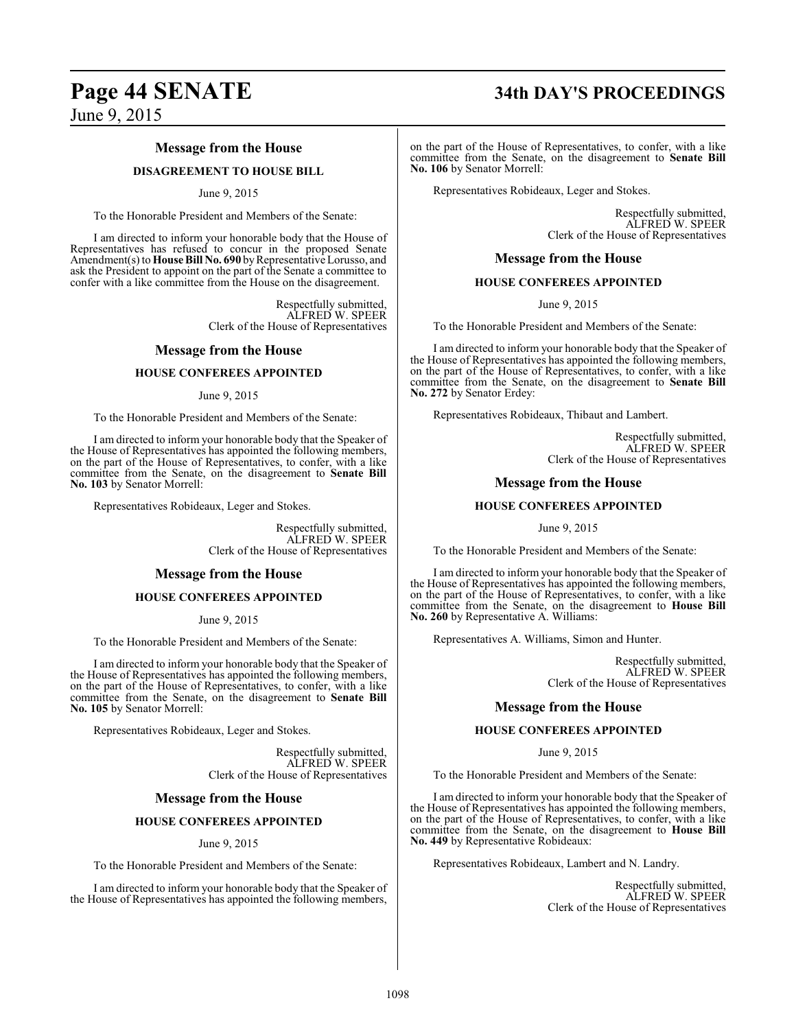## Message from the House

### DISAGREEMENT TO HOUSE BILL

June 9, 2015

To the Honorable President and Members of the Senate:

I am directed to inform your honorable body that the House of Representatives has refused to concur in the proposed Senate Amendment(s) to **House Bill No. 690** by Representative Lorusso, and ask the President to appoint on the part of the Senate a committee to confer with a like committee from the House on the disagreement.

Respectfully submitted,
ALFRED W. SPEER
Clerk of the House of Representatives

## Message from the House

### HOUSE CONFEREES APPOINTED

June 9, 2015

To the Honorable President and Members of the Senate:

I am directed to inform your honorable body that the Speaker of the House of Representatives has appointed the following members, on the part of the House of Representatives, to confer, with a like committee from the Senate, on the disagreement to **Senate Bill No. 103** by Senator Morrell:

Representatives Robideaux, Leger and Stokes.

Respectfully submitted,
ALFRED W. SPEER
Clerk of the House of Representatives

## Message from the House

### HOUSE CONFEREES APPOINTED

June 9, 2015

To the Honorable President and Members of the Senate:

I am directed to inform your honorable body that the Speaker of the House of Representatives has appointed the following members, on the part of the House of Representatives, to confer, with a like committee from the Senate, on the disagreement to **Senate Bill No. 105** by Senator Morrell:

Representatives Robideaux, Leger and Stokes.

Respectfully submitted,
ALFRED W. SPEER
Clerk of the House of Representatives

## Message from the House

### HOUSE CONFEREES APPOINTED

June 9, 2015

To the Honorable President and Members of the Senate:

I am directed to inform your honorable body that the Speaker of the House of Representatives has appointed the following members, on the part of the House of Representatives, to confer, with a like committee from the Senate, on the disagreement to **Senate Bill No. 106** by Senator Morrell:

Representatives Robideaux, Leger and Stokes.

Respectfully submitted,
ALFRED W. SPEER
Clerk of the House of Representatives

## Message from the House

### HOUSE CONFEREES APPOINTED

June 9, 2015

To the Honorable President and Members of the Senate:

I am directed to inform your honorable body that the Speaker of the House of Representatives has appointed the following members, on the part of the House of Representatives, to confer, with a like committee from the Senate, on the disagreement to **Senate Bill No. 272** by Senator Erdey:

Representatives Robideaux, Thibaut and Lambert.

Respectfully submitted,
ALFRED W. SPEER
Clerk of the House of Representatives

## Message from the House

### HOUSE CONFEREES APPOINTED

June 9, 2015

To the Honorable President and Members of the Senate:

I am directed to inform your honorable body that the Speaker of the House of Representatives has appointed the following members, on the part of the House of Representatives, to confer, with a like committee from the Senate, on the disagreement to **House Bill No. 260** by Representative A. Williams:

Representatives A. Williams, Simon and Hunter.

Respectfully submitted,
ALFRED W. SPEER
Clerk of the House of Representatives

## Message from the House

### HOUSE CONFEREES APPOINTED

June 9, 2015

To the Honorable President and Members of the Senate:

I am directed to inform your honorable body that the Speaker of the House of Representatives has appointed the following members, on the part of the House of Representatives, to confer, with a like committee from the Senate, on the disagreement to **House Bill No. 449** by Representative Robideaux:

Representatives Robideaux, Lambert and N. Landry.

Respectfully submitted,
ALFRED W. SPEER
Clerk of the House of Representatives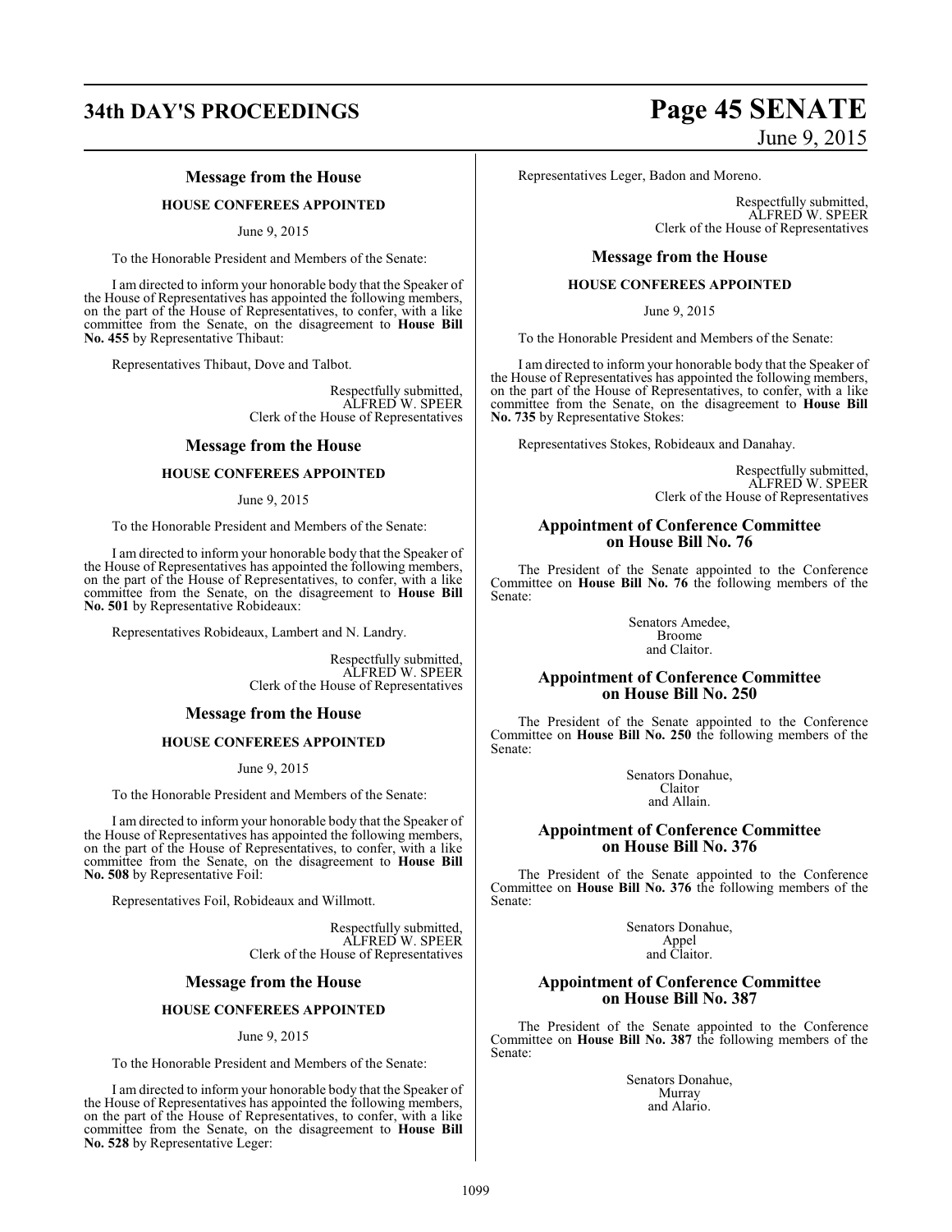## Message from the House

### HOUSE CONFEREES APPOINTED

June 9, 2015

To the Honorable President and Members of the Senate:

I am directed to inform your honorable body that the Speaker of the House of Representatives has appointed the following members, on the part of the House of Representatives, to confer, with a like committee from the Senate, on the disagreement to **House Bill No. 455** by Representative Thibaut:

Representatives Thibaut, Dove and Talbot.

Respectfully submitted,
ALFRED W. SPEER
Clerk of the House of Representatives

## Message from the House

### HOUSE CONFEREES APPOINTED

June 9, 2015

To the Honorable President and Members of the Senate:

I am directed to inform your honorable body that the Speaker of the House of Representatives has appointed the following members, on the part of the House of Representatives, to confer, with a like committee from the Senate, on the disagreement to **House Bill No. 501** by Representative Robideaux:

Representatives Robideaux, Lambert and N. Landry.

Respectfully submitted,
ALFRED W. SPEER
Clerk of the House of Representatives

## Message from the House

### HOUSE CONFEREES APPOINTED

June 9, 2015

To the Honorable President and Members of the Senate:

I am directed to inform your honorable body that the Speaker of the House of Representatives has appointed the following members, on the part of the House of Representatives, to confer, with a like committee from the Senate, on the disagreement to **House Bill No. 508** by Representative Foil:

Representatives Foil, Robideaux and Willmott.

Respectfully submitted,
ALFRED W. SPEER
Clerk of the House of Representatives

## Message from the House

### HOUSE CONFEREES APPOINTED

June 9, 2015

To the Honorable President and Members of the Senate:

I am directed to inform your honorable body that the Speaker of the House of Representatives has appointed the following members, on the part of the House of Representatives, to confer, with a like committee from the Senate, on the disagreement to **House Bill No. 528** by Representative Leger:

Representatives Leger, Badon and Moreno.

Respectfully submitted,
ALFRED W. SPEER
Clerk of the House of Representatives

## Message from the House

### HOUSE CONFEREES APPOINTED

June 9, 2015

To the Honorable President and Members of the Senate:

I am directed to inform your honorable body that the Speaker of the House of Representatives has appointed the following members, on the part of the House of Representatives, to confer, with a like committee from the Senate, on the disagreement to **House Bill No. 735** by Representative Stokes:

Representatives Stokes, Robideaux and Danahay.

Respectfully submitted,
ALFRED W. SPEER
Clerk of the House of Representatives

## Appointment of Conference Committee on House Bill No. 76

The President of the Senate appointed to the Conference Committee on **House Bill No. 76** the following members of the Senate:

Senators Amedee,
Broome
and Claitor.

## Appointment of Conference Committee on House Bill No. 250

The President of the Senate appointed to the Conference Committee on **House Bill No. 250** the following members of the Senate:

Senators Donahue,
Claitor
and Allain.

## Appointment of Conference Committee on House Bill No. 376

The President of the Senate appointed to the Conference Committee on **House Bill No. 376** the following members of the Senate:

Senators Donahue,
Appel
and Claitor.

## Appointment of Conference Committee on House Bill No. 387

The President of the Senate appointed to the Conference Committee on **House Bill No. 387** the following members of the Senate:

Senators Donahue,
Murray
and Alario.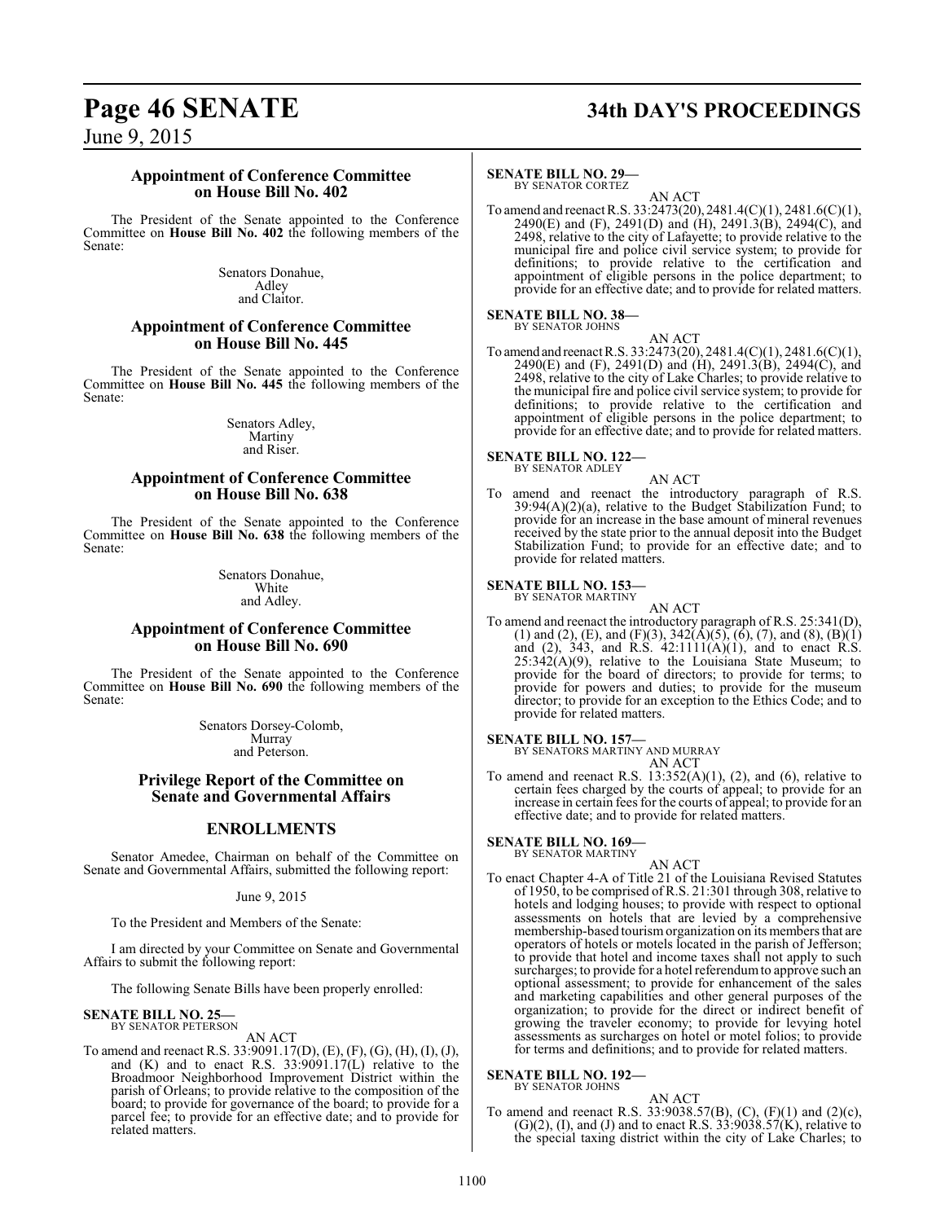## Appointment of Conference Committee on House Bill No. 402

The President of the Senate appointed to the Conference Committee on **House Bill No. 402** the following members of the Senate:

Senators Donahue,
Adley
and Claitor.

## Appointment of Conference Committee on House Bill No. 445

The President of the Senate appointed to the Conference Committee on **House Bill No. 445** the following members of the Senate:

Senators Adley,
Martiny
and Riser.

## Appointment of Conference Committee on House Bill No. 638

The President of the Senate appointed to the Conference Committee on **House Bill No. 638** the following members of the Senate:

Senators Donahue,
White
and Adley.

## Appointment of Conference Committee on House Bill No. 690

The President of the Senate appointed to the Conference Committee on **House Bill No. 690** the following members of the Senate:

Senators Dorsey-Colomb,
Murray
and Peterson.

## Privilege Report of the Committee on Senate and Governmental Affairs

## ENROLLMENTS

Senator Amedee, Chairman on behalf of the Committee on Senate and Governmental Affairs, submitted the following report:

June 9, 2015

To the President and Members of the Senate:

I am directed by your Committee on Senate and Governmental Affairs to submit the following report:

The following Senate Bills have been properly enrolled:

**SENATE BILL NO. 25—**
BY SENATOR PETERSON

AN ACT

To amend and reenact R.S. 33:9091.17(D), (E), (F), (G), (H), (I), (J), and (K) and to enact R.S. 33:9091.17(L) relative to the Broadmoor Neighborhood Improvement District within the parish of Orleans; to provide relative to the composition of the board; to provide for governance of the board; to provide for a parcel fee; to provide for an effective date; and to provide for related matters.

**SENATE BILL NO. 29—**
BY SENATOR CORTEZ

AN ACT

To amend and reenact R.S. 33:2473(20), 2481.4(C)(1), 2481.6(C)(1), 2490(E) and (F), 2491(D) and (H), 2491.3(B), 2494(C), and 2498, relative to the city of Lafayette; to provide relative to the municipal fire and police civil service system; to provide for definitions; to provide relative to the certification and appointment of eligible persons in the police department; to provide for an effective date; and to provide for related matters.

**SENATE BILL NO. 38—**
BY SENATOR JOHNS

AN ACT

To amend and reenact R.S. 33:2473(20), 2481.4(C)(1), 2481.6(C)(1), 2490(E) and (F), 2491(D) and (H), 2491.3(B), 2494(C), and 2498, relative to the city of Lake Charles; to provide relative to the municipal fire and police civil service system; to provide for definitions; to provide relative to the certification and appointment of eligible persons in the police department; to provide for an effective date; and to provide for related matters.

**SENATE BILL NO. 122—**
BY SENATOR ADLEY

AN ACT

To amend and reenact the introductory paragraph of R.S. 39:94(A)(2)(a), relative to the Budget Stabilization Fund; to provide for an increase in the base amount of mineral revenues received by the state prior to the annual deposit into the Budget Stabilization Fund; to provide for an effective date; and to provide for related matters.

**SENATE BILL NO. 153—**
BY SENATOR MARTINY

AN ACT

To amend and reenact the introductory paragraph of R.S. 25:341(D), (1) and (2), (E), and (F)(3), 342(A)(5), (6), (7), and (8), (B)(1) and (2), 343, and R.S. 42:1111(A)(1), and to enact R.S. 25:342(A)(9), relative to the Louisiana State Museum; to provide for the board of directors; to provide for terms; to provide for powers and duties; to provide for the museum director; to provide for an exception to the Ethics Code; and to provide for related matters.

**SENATE BILL NO. 157—**
BY SENATORS MARTINY AND MURRAY

AN ACT

To amend and reenact R.S. 13:352(A)(1), (2), and (6), relative to certain fees charged by the courts of appeal; to provide for an increase in certain fees for the courts of appeal; to provide for an effective date; and to provide for related matters.

**SENATE BILL NO. 169—**
BY SENATOR MARTINY

AN ACT

To enact Chapter 4-A of Title 21 of the Louisiana Revised Statutes of 1950, to be comprised of R.S. 21:301 through 308, relative to hotels and lodging houses; to provide with respect to optional assessments on hotels that are levied by a comprehensive membership-based tourism organization on its members that are operators of hotels or motels located in the parish of Jefferson; to provide that hotel and income taxes shall not apply to such surcharges; to provide for a hotel referendum to approve such an optional assessment; to provide for enhancement of the sales and marketing capabilities and other general purposes of the organization; to provide for the direct or indirect benefit of growing the traveler economy; to provide for levying hotel assessments as surcharges on hotel or motel folios; to provide for terms and definitions; and to provide for related matters.

**SENATE BILL NO. 192—**
BY SENATOR JOHNS

AN ACT

To amend and reenact R.S. 33:9038.57(B), (C), (F)(1) and (2)(c), (G)(2), (I), and (J) and to enact R.S. 33:9038.57(K), relative to the special taxing district within the city of Lake Charles; to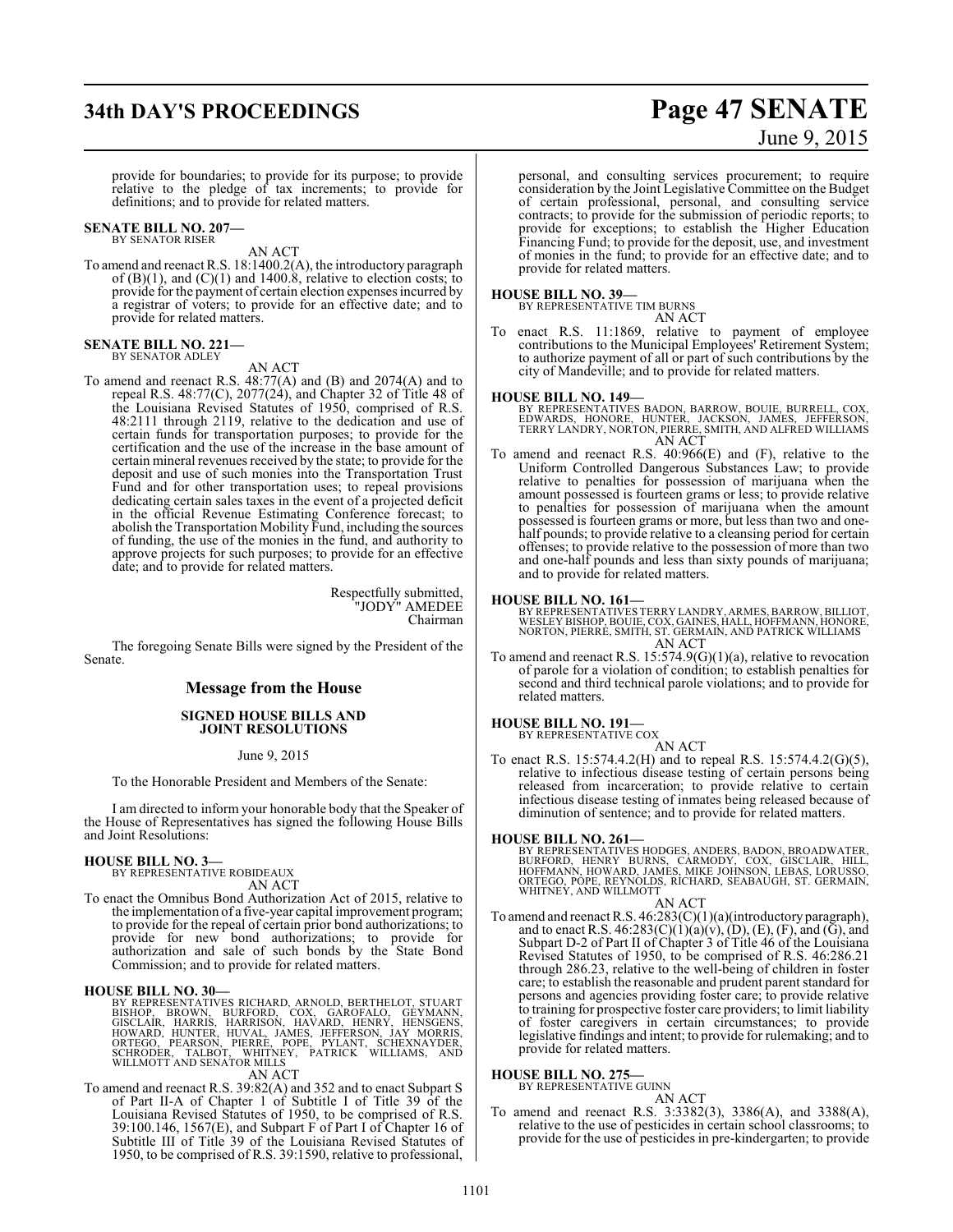provide for boundaries; to provide for its purpose; to provide relative to the pledge of tax increments; to provide for definitions; and to provide for related matters.

**SENATE BILL NO. 207—**
BY SENATOR RISER

AN ACT

To amend and reenact R.S. 18:1400.2(A), the introductory paragraph of (B)(1), and (C)(1) and 1400.8, relative to election costs; to provide for the payment of certain election expenses incurred by a registrar of voters; to provide for an effective date; and to provide for related matters.

**SENATE BILL NO. 221—**
BY SENATOR ADLEY

AN ACT

To amend and reenact R.S. 48:77(A) and (B) and 2074(A) and to repeal R.S. 48:77(C), 2077(24), and Chapter 32 of Title 48 of the Louisiana Revised Statutes of 1950, comprised of R.S. 48:2111 through 2119, relative to the dedication and use of certain funds for transportation purposes; to provide for the certification and the use of the increase in the base amount of certain mineral revenues received by the state; to provide for the deposit and use of such monies into the Transportation Trust Fund and for other transportation uses; to repeal provisions dedicating certain sales taxes in the event of a projected deficit in the official Revenue Estimating Conference forecast; to abolish the Transportation Mobility Fund, including the sources of funding, the use of the monies in the fund, and authority to approve projects for such purposes; to provide for an effective date; and to provide for related matters.

Respectfully submitted,
"JODY" AMEDEE
Chairman

The foregoing Senate Bills were signed by the President of the Senate.

## Message from the House

### SIGNED HOUSE BILLS AND JOINT RESOLUTIONS

June 9, 2015

To the Honorable President and Members of the Senate:

I am directed to inform your honorable body that the Speaker of the House of Representatives has signed the following House Bills and Joint Resolutions:

**HOUSE BILL NO. 3—**
BY REPRESENTATIVE ROBIDEAUX

AN ACT

To enact the Omnibus Bond Authorization Act of 2015, relative to the implementation of a five-year capital improvement program; to provide for the repeal of certain prior bond authorizations; to provide for new bond authorizations; to provide for authorization and sale of such bonds by the State Bond Commission; and to provide for related matters.

**HOUSE BILL NO. 30—**
BY REPRESENTATIVES RICHARD, ARNOLD, BERTHELOT, STUART BISHOP, BROWN, BURFORD, COX, GAROFALO, GEYMANN, GISCLAIR, HARRIS, HARRISON, HAVARD, HENRY, HENSGENS, HOWARD, HUNTER, HUVAL, JAMES, JEFFERSON, JAY MORRIS, ORTEGO, PEARSON, PIERRE, POPE, PYLANT, SCHEXNAYDER, SCHRODER, TALBOT, WHITNEY, PATRICK WILLIAMS, AND WILLMOTT AND SENATOR MILLS

AN ACT

To amend and reenact R.S. 39:82(A) and 352 and to enact Subpart S of Part II-A of Chapter 1 of Subtitle I of Title 39 of the Louisiana Revised Statutes of 1950, to be comprised of R.S. 39:100.146, 1567(E), and Subpart F of Part I of Chapter 16 of Subtitle III of Title 39 of the Louisiana Revised Statutes of 1950, to be comprised of R.S. 39:1590, relative to professional, personal, and consulting services procurement; to require consideration by the Joint Legislative Committee on the Budget of certain professional, personal, and consulting service contracts; to provide for the submission of periodic reports; to provide for exceptions; to establish the Higher Education Financing Fund; to provide for the deposit, use, and investment of monies in the fund; to provide for an effective date; and to provide for related matters.

**HOUSE BILL NO. 39—**
BY REPRESENTATIVE TIM BURNS

AN ACT

To enact R.S. 11:1869, relative to payment of employee contributions to the Municipal Employees' Retirement System; to authorize payment of all or part of such contributions by the city of Mandeville; and to provide for related matters.

**HOUSE BILL NO. 149—**
BY REPRESENTATIVES BADON, BARROW, BOUIE, BURRELL, COX, EDWARDS, HONORE, HUNTER, JACKSON, JAMES, JEFFERSON, TERRY LANDRY, NORTON, PIERRE, SMITH, AND ALFRED WILLIAMS

AN ACT

To amend and reenact R.S. 40:966(E) and (F), relative to the Uniform Controlled Dangerous Substances Law; to provide relative to penalties for possession of marijuana when the amount possessed is fourteen grams or less; to provide relative to penalties for possession of marijuana when the amount possessed is fourteen grams or more, but less than two and one-half pounds; to provide relative to a cleansing period for certain offenses; to provide relative to the possession of more than two and one-half pounds and less than sixty pounds of marijuana; and to provide for related matters.

**HOUSE BILL NO. 161—**
BY REPRESENTATIVES TERRY LANDRY, ARMES, BARROW, BILLIOT, WESLEY BISHOP, BOUIE, COX, GAINES, HALL, HOFFMANN, HONORE, NORTON, PIERRE, SMITH, ST. GERMAIN, AND PATRICK WILLIAMS

AN ACT

To amend and reenact R.S. 15:574.9(G)(1)(a), relative to revocation of parole for a violation of condition; to establish penalties for second and third technical parole violations; and to provide for related matters.

**HOUSE BILL NO. 191—**
BY REPRESENTATIVE COX

AN ACT

To enact R.S. 15:574.4.2(H) and to repeal R.S. 15:574.4.2(G)(5), relative to infectious disease testing of certain persons being released from incarceration; to provide relative to certain infectious disease testing of inmates being released because of diminution of sentence; and to provide for related matters.

**HOUSE BILL NO. 261—**
BY REPRESENTATIVES HODGES, ANDERS, BADON, BROADWATER, BURFORD, HENRY BURNS, CARMODY, COX, GISCLAIR, HILL, HOFFMANN, HOWARD, JAMES, MIKE JOHNSON, LEBAS, LORUSSO, ORTEGO, POPE, REYNOLDS, RICHARD, SEABAUGH, ST. GERMAIN, WHITNEY, AND WILLMOTT

AN ACT

To amend and reenact R.S. 46:283(C)(1)(a)(introductory paragraph), and to enact R.S. 46:283(C)(1)(a)(v), (D), (E), (F), and (G), and Subpart D-2 of Part II of Chapter 3 of Title 46 of the Louisiana Revised Statutes of 1950, to be comprised of R.S. 46:286.21 through 286.23, relative to the well-being of children in foster care; to establish the reasonable and prudent parent standard for persons and agencies providing foster care; to provide relative to training for prospective foster care providers; to limit liability of foster caregivers in certain circumstances; to provide legislative findings and intent; to provide for rulemaking; and to provide for related matters.

**HOUSE BILL NO. 275—**
BY REPRESENTATIVE GUINN

AN ACT

To amend and reenact R.S. 3:3382(3), 3386(A), and 3388(A), relative to the use of pesticides in certain school classrooms; to provide for the use of pesticides in pre-kindergarten; to provide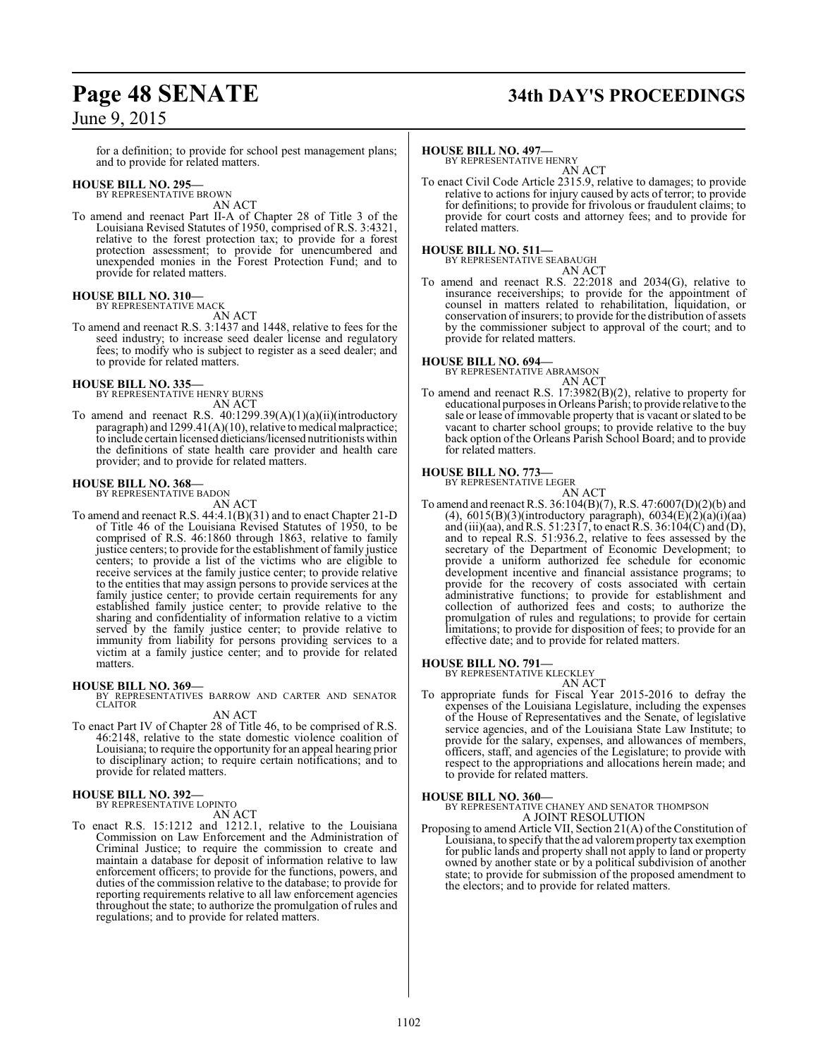for a definition; to provide for school pest management plans; and to provide for related matters.

**HOUSE BILL NO. 295—**
BY REPRESENTATIVE BROWN
AN ACT

To amend and reenact Part II-A of Chapter 28 of Title 3 of the Louisiana Revised Statutes of 1950, comprised of R.S. 3:4321, relative to the forest protection tax; to provide for a forest protection assessment; to provide for unencumbered and unexpended monies in the Forest Protection Fund; and to provide for related matters.

**HOUSE BILL NO. 310—**
BY REPRESENTATIVE MACK
AN ACT

To amend and reenact R.S. 3:1437 and 1448, relative to fees for the seed industry; to increase seed dealer license and regulatory fees; to modify who is subject to register as a seed dealer; and to provide for related matters.

**HOUSE BILL NO. 335—**
BY REPRESENTATIVE HENRY BURNS
AN ACT

To amend and reenact R.S. 40:1299.39(A)(1)(a)(ii)(introductory paragraph) and 1299.41(A)(10), relative to medical malpractice; to include certain licensed dieticians/licensed nutritionists within the definitions of state health care provider and health care provider; and to provide for related matters.

**HOUSE BILL NO. 368—**
BY REPRESENTATIVE BADON
AN ACT

To amend and reenact R.S. 44:4.1(B)(31) and to enact Chapter 21-D of Title 46 of the Louisiana Revised Statutes of 1950, to be comprised of R.S. 46:1860 through 1863, relative to family justice centers; to provide for the establishment of family justice centers; to provide a list of the victims who are eligible to receive services at the family justice center; to provide relative to the entities that may assign persons to provide services at the family justice center; to provide certain requirements for any established family justice center; to provide relative to the sharing and confidentiality of information relative to a victim served by the family justice center; to provide relative to immunity from liability for persons providing services to a victim at a family justice center; and to provide for related matters.

**HOUSE BILL NO. 369—**
BY REPRESENTATIVES BARROW AND CARTER AND SENATOR CLAITOR
AN ACT

To enact Part IV of Chapter 28 of Title 46, to be comprised of R.S. 46:2148, relative to the state domestic violence coalition of Louisiana; to require the opportunity for an appeal hearing prior to disciplinary action; to require certain notifications; and to provide for related matters.

**HOUSE BILL NO. 392—**
BY REPRESENTATIVE LOPINTO
AN ACT

To enact R.S. 15:1212 and 1212.1, relative to the Louisiana Commission on Law Enforcement and the Administration of Criminal Justice; to require the commission to create and maintain a database for deposit of information relative to law enforcement officers; to provide for the functions, powers, and duties of the commission relative to the database; to provide for reporting requirements relative to all law enforcement agencies throughout the state; to authorize the promulgation of rules and regulations; and to provide for related matters.

**HOUSE BILL NO. 497—**
BY REPRESENTATIVE HENRY
AN ACT

To enact Civil Code Article 2315.9, relative to damages; to provide relative to actions for injury caused by acts of terror; to provide for definitions; to provide for frivolous or fraudulent claims; to provide for court costs and attorney fees; and to provide for related matters.

**HOUSE BILL NO. 511—**
BY REPRESENTATIVE SEABAUGH
AN ACT

To amend and reenact R.S. 22:2018 and 2034(G), relative to insurance receiverships; to provide for the appointment of counsel in matters related to rehabilitation, liquidation, or conservation of insurers; to provide for the distribution of assets by the commissioner subject to approval of the court; and to provide for related matters.

**HOUSE BILL NO. 694—**
BY REPRESENTATIVE ABRAMSON
AN ACT

To amend and reenact R.S. 17:3982(B)(2), relative to property for educational purposes in Orleans Parish; to provide relative to the sale or lease of immovable property that is vacant or slated to be vacant to charter school groups; to provide relative to the buy back option of the Orleans Parish School Board; and to provide for related matters.

**HOUSE BILL NO. 773—**
BY REPRESENTATIVE LEGER
AN ACT

To amend and reenact R.S. 36:104(B)(7), R.S. 47:6007(D)(2)(b) and (4), 6015(B)(3)(introductory paragraph), 6034(E)(2)(a)(i)(aa) and (iii)(aa), and R.S. 51:2317, to enact R.S. 36:104(C) and (D), and to repeal R.S. 51:936.2, relative to fees assessed by the secretary of the Department of Economic Development; to provide a uniform authorized fee schedule for economic development incentive and financial assistance programs; to provide for the recovery of costs associated with certain administrative functions; to provide for establishment and collection of authorized fees and costs; to authorize the promulgation of rules and regulations; to provide for certain limitations; to provide for disposition of fees; to provide for an effective date; and to provide for related matters.

**HOUSE BILL NO. 791—**
BY REPRESENTATIVE KLECKLEY
AN ACT

To appropriate funds for Fiscal Year 2015-2016 to defray the expenses of the Louisiana Legislature, including the expenses of the House of Representatives and the Senate, of legislative service agencies, and of the Louisiana State Law Institute; to provide for the salary, expenses, and allowances of members, officers, staff, and agencies of the Legislature; to provide with respect to the appropriations and allocations herein made; and to provide for related matters.

**HOUSE BILL NO. 360—**
BY REPRESENTATIVE CHANEY AND SENATOR THOMPSON
A JOINT RESOLUTION

Proposing to amend Article VII, Section 21(A) of the Constitution of Louisiana, to specify that the ad valorem property tax exemption for public lands and property shall not apply to land or property owned by another state or by a political subdivision of another state; to provide for submission of the proposed amendment to the electors; and to provide for related matters.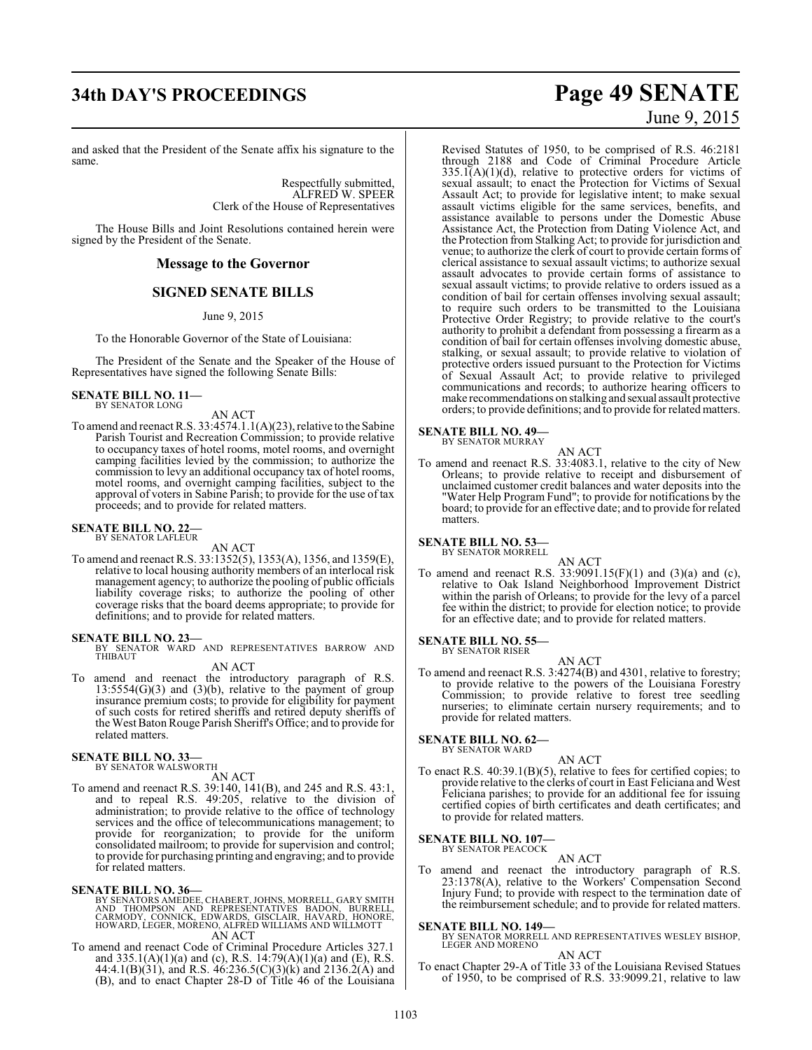and asked that the President of the Senate affix his signature to the same.

Respectfully submitted,
ALFRED W. SPEER
Clerk of the House of Representatives

The House Bills and Joint Resolutions contained herein were signed by the President of the Senate.

## Message to the Governor

## SIGNED SENATE BILLS

June 9, 2015

To the Honorable Governor of the State of Louisiana:

The President of the Senate and the Speaker of the House of Representatives have signed the following Senate Bills:

**SENATE BILL NO. 11—**
BY SENATOR LONG

AN ACT

To amend and reenact R.S. 33:4574.1.1(A)(23), relative to the Sabine Parish Tourist and Recreation Commission; to provide relative to occupancy taxes of hotel rooms, motel rooms, and overnight camping facilities levied by the commission; to authorize the commission to levy an additional occupancy tax of hotel rooms, motel rooms, and overnight camping facilities, subject to the approval of voters in Sabine Parish; to provide for the use of tax proceeds; and to provide for related matters.

**SENATE BILL NO. 22—**
BY SENATOR LAFLEUR

AN ACT

To amend and reenact R.S. 33:1352(5), 1353(A), 1356, and 1359(E), relative to local housing authority members of an interlocal risk management agency; to authorize the pooling of public officials liability coverage risks; to authorize the pooling of other coverage risks that the board deems appropriate; to provide for definitions; and to provide for related matters.

**SENATE BILL NO. 23—**
BY SENATOR WARD AND REPRESENTATIVES BARROW AND THIBAUT

AN ACT

To amend and reenact the introductory paragraph of R.S. 13:5554(G)(3) and (3)(b), relative to the payment of group insurance premium costs; to provide for eligibility for payment of such costs for retired sheriffs and retired deputy sheriffs of the West Baton Rouge Parish Sheriff's Office; and to provide for related matters.

**SENATE BILL NO. 33—**
BY SENATOR WALSWORTH

AN ACT

To amend and reenact R.S. 39:140, 141(B), and 245 and R.S. 43:1, and to repeal R.S. 49:205, relative to the division of administration; to provide relative to the office of technology services and the office of telecommunications management; to provide for reorganization; to provide for the uniform consolidated mailroom; to provide for supervision and control; to provide for purchasing printing and engraving; and to provide for related matters.

**SENATE BILL NO. 36—**
BY SENATORS AMEDEE, CHABERT, JOHNS, MORRELL, GARY SMITH AND THOMPSON AND REPRESENTATIVES BADON, BURRELL, CARMODY, CONNICK, EDWARDS, GISCLAIR, HAVARD, HONORE, HOWARD, LEGER, MORENO, ALFRED WILLIAMS AND WILLMOTT

AN ACT

To amend and reenact Code of Criminal Procedure Articles 327.1 and 335.1(A)(1)(a) and (c), R.S. 14:79(A)(1)(a) and (E), R.S. 44:4.1(B)(31), and R.S. 46:236.5(C)(3)(k) and 2136.2(A) and (B), and to enact Chapter 28-D of Title 46 of the Louisiana Revised Statutes of 1950, to be comprised of R.S. 46:2181 through 2188 and Code of Criminal Procedure Article 335.1(A)(1)(d), relative to protective orders for victims of sexual assault; to enact the Protection for Victims of Sexual Assault Act; to provide for legislative intent; to make sexual assault victims eligible for the same services, benefits, and assistance available to persons under the Domestic Abuse Assistance Act, the Protection from Dating Violence Act, and the Protection from Stalking Act; to provide for jurisdiction and venue; to authorize the clerk of court to provide certain forms of clerical assistance to sexual assault victims; to authorize sexual assault advocates to provide certain forms of assistance to sexual assault victims; to provide relative to orders issued as a condition of bail for certain offenses involving sexual assault; to require such orders to be transmitted to the Louisiana Protective Order Registry; to provide relative to the court's authority to prohibit a defendant from possessing a firearm as a condition of bail for certain offenses involving domestic abuse, stalking, or sexual assault; to provide relative to violation of protective orders issued pursuant to the Protection for Victims of Sexual Assault Act; to provide relative to privileged communications and records; to authorize hearing officers to make recommendations on stalking and sexual assault protective orders; to provide definitions; and to provide for related matters.

**SENATE BILL NO. 49—**
BY SENATOR MURRAY

AN ACT

To amend and reenact R.S. 33:4083.1, relative to the city of New Orleans; to provide relative to receipt and disbursement of unclaimed customer credit balances and water deposits into the "Water Help Program Fund"; to provide for notifications by the board; to provide for an effective date; and to provide for related matters.

**SENATE BILL NO. 53—**
BY SENATOR MORRELL

AN ACT

To amend and reenact R.S. 33:9091.15(F)(1) and (3)(a) and (c), relative to Oak Island Neighborhood Improvement District within the parish of Orleans; to provide for the levy of a parcel fee within the district; to provide for election notice; to provide for an effective date; and to provide for related matters.

**SENATE BILL NO. 55—**
BY SENATOR RISER

AN ACT

To amend and reenact R.S. 3:4274(B) and 4301, relative to forestry; to provide relative to the powers of the Louisiana Forestry Commission; to provide relative to forest tree seedling nurseries; to eliminate certain nursery requirements; and to provide for related matters.

**SENATE BILL NO. 62—**
BY SENATOR WARD

AN ACT

To enact R.S. 40:39.1(B)(5), relative to fees for certified copies; to provide relative to the clerks of court in East Feliciana and West Feliciana parishes; to provide for an additional fee for issuing certified copies of birth certificates and death certificates; and to provide for related matters.

**SENATE BILL NO. 107—**
BY SENATOR PEACOCK

AN ACT

To amend and reenact the introductory paragraph of R.S. 23:1378(A), relative to the Workers' Compensation Second Injury Fund; to provide with respect to the termination date of the reimbursement schedule; and to provide for related matters.

**SENATE BILL NO. 149—**
BY SENATOR MORRELL AND REPRESENTATIVES WESLEY BISHOP, LEGER AND MORENO

AN ACT

To enact Chapter 29-A of Title 33 of the Louisiana Revised Statues of 1950, to be comprised of R.S. 33:9099.21, relative to law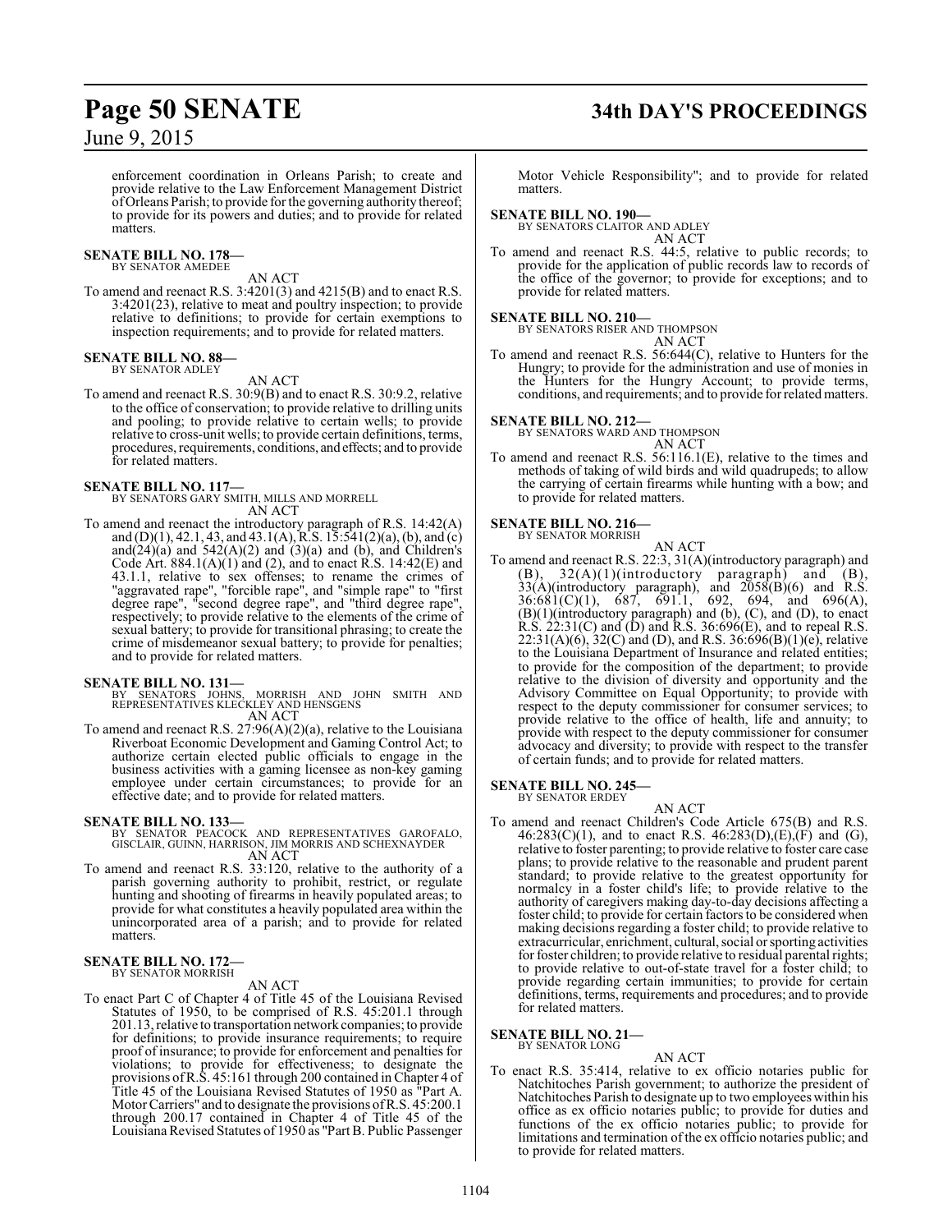enforcement coordination in Orleans Parish; to create and provide relative to the Law Enforcement Management District of Orleans Parish; to provide for the governing authority thereof; to provide for its powers and duties; and to provide for related matters.

**SENATE BILL NO. 178—**
BY SENATOR AMEDEE

AN ACT

To amend and reenact R.S. 3:4201(3) and 4215(B) and to enact R.S. 3:4201(23), relative to meat and poultry inspection; to provide relative to definitions; to provide for certain exemptions to inspection requirements; and to provide for related matters.

**SENATE BILL NO. 88—**
BY SENATOR ADLEY

AN ACT

To amend and reenact R.S. 30:9(B) and to enact R.S. 30:9.2, relative to the office of conservation; to provide relative to drilling units and pooling; to provide relative to certain wells; to provide relative to cross-unit wells; to provide certain definitions, terms, procedures, requirements, conditions, and effects; and to provide for related matters.

**SENATE BILL NO. 117—**
BY SENATORS GARY SMITH, MILLS AND MORRELL

AN ACT

To amend and reenact the introductory paragraph of R.S. 14:42(A) and (D)(1), 42.1, 43, and 43.1(A), R.S. 15:541(2)(a), (b), and (c) and(24)(a) and 542(A)(2) and (3)(a) and (b), and Children's Code Art. 884.1(A)(1) and (2), and to enact R.S. 14:42(E) and 43.1.1, relative to sex offenses; to rename the crimes of "aggravated rape", "forcible rape", and "simple rape" to "first degree rape", "second degree rape", and "third degree rape", respectively; to provide relative to the elements of the crime of sexual battery; to provide for transitional phrasing; to create the crime of misdemeanor sexual battery; to provide for penalties; and to provide for related matters.

**SENATE BILL NO. 131—**
BY SENATORS JOHNS, MORRISH AND JOHN SMITH AND REPRESENTATIVES KLECKLEY AND HENSGENS

AN ACT

To amend and reenact R.S. 27:96(A)(2)(a), relative to the Louisiana Riverboat Economic Development and Gaming Control Act; to authorize certain elected public officials to engage in the business activities with a gaming licensee as non-key gaming employee under certain circumstances; to provide for an effective date; and to provide for related matters.

**SENATE BILL NO. 133—**
BY SENATOR PEACOCK AND REPRESENTATIVES GAROFALO, GISCLAIR, GUINN, HARRISON, JIM MORRIS AND SCHEXNAYDER

AN ACT

To amend and reenact R.S. 33:120, relative to the authority of a parish governing authority to prohibit, restrict, or regulate hunting and shooting of firearms in heavily populated areas; to provide for what constitutes a heavily populated area within the unincorporated area of a parish; and to provide for related matters.

**SENATE BILL NO. 172—**
BY SENATOR MORRISH

AN ACT

To enact Part C of Chapter 4 of Title 45 of the Louisiana Revised Statutes of 1950, to be comprised of R.S. 45:201.1 through 201.13, relative to transportation network companies; to provide for definitions; to provide insurance requirements; to require proof of insurance; to provide for enforcement and penalties for violations; to provide for effectiveness; to designate the provisions of R.S. 45:161 through 200 contained in Chapter 4 of Title 45 of the Louisiana Revised Statutes of 1950 as "Part A. Motor Carriers" and to designate the provisions of R.S. 45:200.1 through 200.17 contained in Chapter 4 of Title 45 of the Louisiana Revised Statutes of 1950 as "Part B. Public Passenger Motor Vehicle Responsibility"; and to provide for related matters.

**SENATE BILL NO. 190—**
BY SENATORS CLAITOR AND ADLEY

AN ACT

To amend and reenact R.S. 44:5, relative to public records; to provide for the application of public records law to records of the office of the governor; to provide for exceptions; and to provide for related matters.

**SENATE BILL NO. 210—**
BY SENATORS RISER AND THOMPSON

AN ACT

To amend and reenact R.S. 56:644(C), relative to Hunters for the Hungry; to provide for the administration and use of monies in the Hunters for the Hungry Account; to provide terms, conditions, and requirements; and to provide for related matters.

**SENATE BILL NO. 212—**
BY SENATORS WARD AND THOMPSON

AN ACT

To amend and reenact R.S. 56:116.1(E), relative to the times and methods of taking of wild birds and wild quadrupeds; to allow the carrying of certain firearms while hunting with a bow; and to provide for related matters.

**SENATE BILL NO. 216—**
BY SENATOR MORRISH

AN ACT

To amend and reenact R.S. 22:3, 31(A)(introductory paragraph) and (B), 32(A)(1)(introductory paragraph) and (B), 33(A)(introductory paragraph), and 2058(B)(6) and R.S. 36:681(C)(1), 687, 691.1, 692, 694, and 696(A), (B)(1)(introductory paragraph) and (b), (C), and (D), to enact R.S. 22:31(C) and (D) and R.S. 36:696(E), and to repeal R.S. 22:31(A)(6), 32(C) and (D), and R.S. 36:696(B)(1)(e), relative to the Louisiana Department of Insurance and related entities; to provide for the composition of the department; to provide relative to the division of diversity and opportunity and the Advisory Committee on Equal Opportunity; to provide with respect to the deputy commissioner for consumer services; to provide relative to the office of health, life and annuity; to provide with respect to the deputy commissioner for consumer advocacy and diversity; to provide with respect to the transfer of certain funds; and to provide for related matters.

**SENATE BILL NO. 245—**
BY SENATOR ERDEY

AN ACT

To amend and reenact Children's Code Article 675(B) and R.S. 46:283(C)(1), and to enact R.S. 46:283(D),(E),(F) and (G), relative to foster parenting; to provide relative to foster care case plans; to provide relative to the reasonable and prudent parent standard; to provide relative to the greatest opportunity for normalcy in a foster child's life; to provide relative to the authority of caregivers making day-to-day decisions affecting a foster child; to provide for certain factors to be considered when making decisions regarding a foster child; to provide relative to extracurricular, enrichment, cultural, social or sporting activities for foster children; to provide relative to residual parental rights; to provide relative to out-of-state travel for a foster child; to provide regarding certain immunities; to provide for certain definitions, terms, requirements and procedures; and to provide for related matters.

**SENATE BILL NO. 21—**
BY SENATOR LONG

AN ACT

To enact R.S. 35:414, relative to ex officio notaries public for Natchitoches Parish government; to authorize the president of Natchitoches Parish to designate up to two employees within his office as ex officio notaries public; to provide for duties and functions of the ex officio notaries public; to provide for limitations and termination of the ex officio notaries public; and to provide for related matters.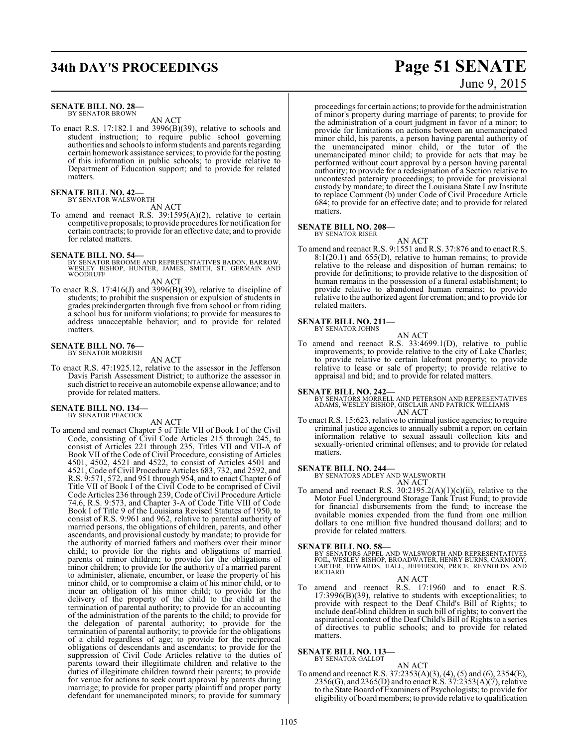**SENATE BILL NO. 28—**
BY SENATOR BROWN

AN ACT

To enact R.S. 17:182.1 and 3996(B)(39), relative to schools and student instruction; to require public school governing authorities and schools to inform students and parents regarding certain homework assistance services; to provide for the posting of this information in public schools; to provide relative to Department of Education support; and to provide for related matters.

**SENATE BILL NO. 42—**
BY SENATOR WALSWORTH

AN ACT

To amend and reenact R.S. 39:1595(A)(2), relative to certain competitive proposals; to provide procedures for notification for certain contracts; to provide for an effective date; and to provide for related matters.

**SENATE BILL NO. 54—**
BY SENATOR BROOME AND REPRESENTATIVES BADON, BARROW, WESLEY BISHOP, HUNTER, JAMES, SMITH, ST. GERMAIN AND WOODRUFF

AN ACT

To enact R.S. 17:416(J) and 3996(B)(39), relative to discipline of students; to prohibit the suspension or expulsion of students in grades prekindergarten through five from school or from riding a school bus for uniform violations; to provide for measures to address unacceptable behavior; and to provide for related matters.

**SENATE BILL NO. 76—**
BY SENATOR MORRISH

AN ACT

To enact R.S. 47:1925.12, relative to the assessor in the Jefferson Davis Parish Assessment District; to authorize the assessor in such district to receive an automobile expense allowance; and to provide for related matters.

**SENATE BILL NO. 134—**
BY SENATOR PEACOCK

AN ACT

To amend and reenact Chapter 5 of Title VII of Book I of the Civil Code, consisting of Civil Code Articles 215 through 245, to consist of Articles 221 through 235, Titles VII and VII-A of Book VII of the Code of Civil Procedure, consisting of Articles 4501, 4502, 4521 and 4522, to consist of Articles 4501 and 4521, Code of Civil Procedure Articles 683, 732, and 2592, and R.S. 9:571, 572, and 951 through 954, and to enact Chapter 6 of Title VII of Book I of the Civil Code to be comprised of Civil Code Articles 236 through 239, Code of Civil Procedure Article 74.6, R.S. 9:573, and Chapter 3-A of Code Title VIII of Code Book I of Title 9 of the Louisiana Revised Statutes of 1950, to consist of R.S. 9:961 and 962, relative to parental authority of married persons, the obligations of children, parents, and other ascendants, and provisional custody by mandate; to provide for the authority of married fathers and mothers over their minor child; to provide for the rights and obligations of married parents of minor children; to provide for the obligations of minor children; to provide for the authority of a married parent to administer, alienate, encumber, or lease the property of his minor child, or to compromise a claim of his minor child, or to incur an obligation of his minor child; to provide for the delivery of the property of the child to the child at the termination of parental authority; to provide for an accounting of the administration of the parents to the child; to provide for the delegation of parental authority; to provide for the termination of parental authority; to provide for the obligations of a child regardless of age; to provide for the reciprocal obligations of descendants and ascendants; to provide for the suppression of Civil Code Articles relative to the duties of parents toward their illegitimate children and relative to the duties of illegitimate children toward their parents; to provide for venue for actions to seek court approval by parents during marriage; to provide for proper party plaintiff and proper party defendant for unemancipated minors; to provide for summary proceedings for certain actions; to provide for the administration of minor's property during marriage of parents; to provide for the administration of a court judgment in favor of a minor; to provide for limitations on actions between an unemancipated minor child, his parents, a person having parental authority of the unemancipated minor child, or the tutor of the unemancipated minor child; to provide for acts that may be performed without court approval by a person having parental authority; to provide for a redesignation of a Section relative to uncontested paternity proceedings; to provide for provisional custody by mandate; to direct the Louisiana State Law Institute to replace Comment (b) under Code of Civil Procedure Article 684; to provide for an effective date; and to provide for related matters.

**SENATE BILL NO. 208—**
BY SENATOR RISER

AN ACT

To amend and reenact R.S. 9:1551 and R.S. 37:876 and to enact R.S. 8:1(20.1) and 655(D), relative to human remains; to provide relative to the release and disposition of human remains; to provide for definitions; to provide relative to the disposition of human remains in the possession of a funeral establishment; to provide relative to abandoned human remains; to provide relative to the authorized agent for cremation; and to provide for related matters.

**SENATE BILL NO. 211—**
BY SENATOR JOHNS

AN ACT

To amend and reenact R.S. 33:4699.1(D), relative to public improvements; to provide relative to the city of Lake Charles; to provide relative to certain lakefront property; to provide relative to lease or sale of property; to provide relative to appraisal and bid; and to provide for related matters.

**SENATE BILL NO. 242—**
BY SENATORS MORRELL AND PETERSON AND REPRESENTATIVES ADAMS, WESLEY BISHOP, GISCLAIR AND PATRICK WILLIAMS

AN ACT

To enact R.S. 15:623, relative to criminal justice agencies; to require criminal justice agencies to annually submit a report on certain information relative to sexual assault collection kits and sexually-oriented criminal offenses; and to provide for related matters.

**SENATE BILL NO. 244—**
BY SENATORS ADLEY AND WALSWORTH

AN ACT

To amend and reenact R.S. 30:2195.2(A)(1)(c)(ii), relative to the Motor Fuel Underground Storage Tank Trust Fund; to provide for financial disbursements from the fund; to increase the available monies expended from the fund from one million dollars to one million five hundred thousand dollars; and to provide for related matters.

**SENATE BILL NO. 58—**
BY SENATORS APPEL AND WALSWORTH AND REPRESENTATIVES FOIL, WESLEY BISHOP, BROADWATER, HENRY BURNS, CARMODY, CARTER, EDWARDS, HALL, JEFFERSON, PRICE, REYNOLDS AND RICHARD

AN ACT

To amend and reenact R.S. 17:1960 and to enact R.S. 17:3996(B)(39), relative to students with exceptionalities; to provide with respect to the Deaf Child's Bill of Rights; to include deaf-blind children in such bill of rights; to convert the aspirational context of the Deaf Child's Bill of Rights to a series of directives to public schools; and to provide for related matters.

**SENATE BILL NO. 113—**
BY SENATOR GALLOT

AN ACT

To amend and reenact R.S. 37:2353(A)(3), (4), (5) and (6), 2354(E), 2356(G), and 2365(D) and to enact R.S. 37:2353(A)(7), relative to the State Board of Examiners of Psychologists; to provide for eligibility of board members; to provide relative to qualification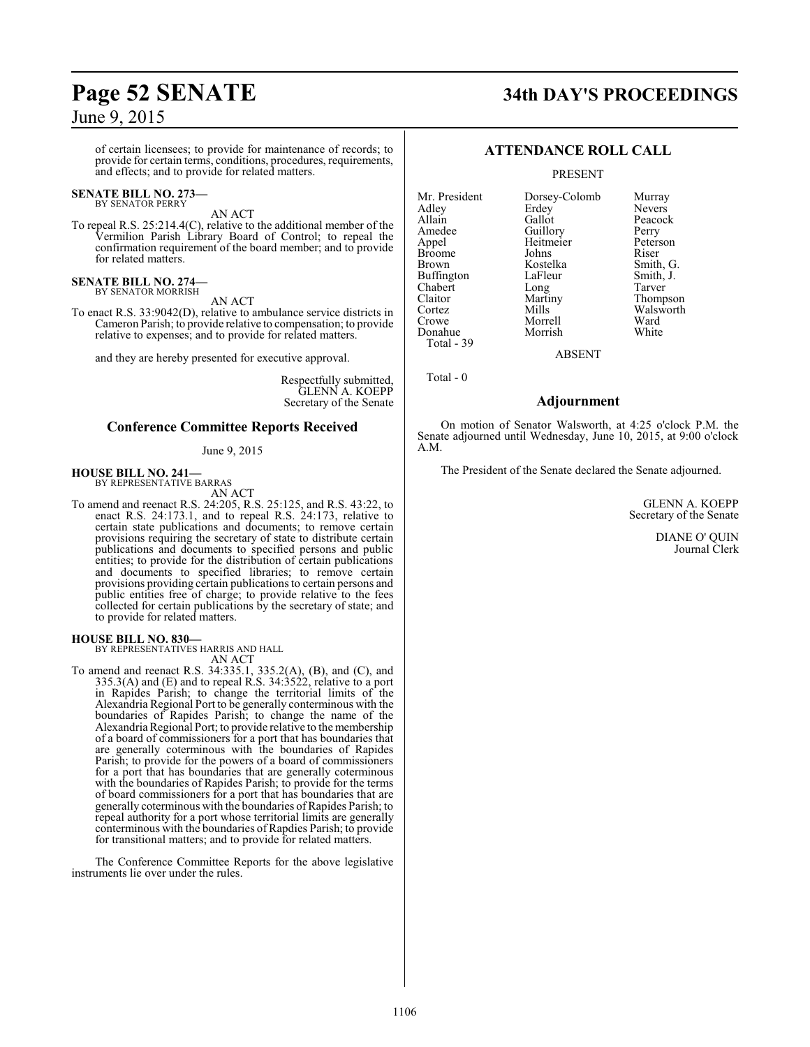of certain licensees; to provide for maintenance of records; to provide for certain terms, conditions, procedures, requirements, and effects; and to provide for related matters.

**SENATE BILL NO. 273—**
BY SENATOR PERRY

AN ACT

To repeal R.S. 25:214.4(C), relative to the additional member of the Vermilion Parish Library Board of Control; to repeal the confirmation requirement of the board member; and to provide for related matters.

**SENATE BILL NO. 274—**
BY SENATOR MORRISH

AN ACT

To enact R.S. 33:9042(D), relative to ambulance service districts in Cameron Parish; to provide relative to compensation; to provide relative to expenses; and to provide for related matters.

and they are hereby presented for executive approval.

Respectfully submitted,
GLENN A. KOEPP
Secretary of the Senate

## Conference Committee Reports Received

June 9, 2015

**HOUSE BILL NO. 241—**
BY REPRESENTATIVE BARRAS

AN ACT

To amend and reenact R.S. 24:205, R.S. 25:125, and R.S. 43:22, to enact R.S. 24:173.1, and to repeal R.S. 24:173, relative to certain state publications and documents; to remove certain provisions requiring the secretary of state to distribute certain publications and documents to specified persons and public entities; to provide for the distribution of certain publications and documents to specified libraries; to remove certain provisions providing certain publications to certain persons and public entities free of charge; to provide relative to the fees collected for certain publications by the secretary of state; and to provide for related matters.

**HOUSE BILL NO. 830—**
BY REPRESENTATIVES HARRIS AND HALL

AN ACT

To amend and reenact R.S. 34:335.1, 335.2(A), (B), and (C), and 335.3(A) and (E) and to repeal R.S. 34:3522, relative to a port in Rapides Parish; to change the territorial limits of the Alexandria Regional Port to be generally conterminous with the boundaries of Rapides Parish; to change the name of the Alexandria Regional Port; to provide relative to the membership of a board of commissioners for a port that has boundaries that are generally coterminous with the boundaries of Rapides Parish; to provide for the powers of a board of commissioners for a port that has boundaries that are generally coterminous with the boundaries of Rapides Parish; to provide for the terms of board commissioners for a port that has boundaries that are generally coterminous with the boundaries of Rapides Parish; to repeal authority for a port whose territorial limits are generally conterminous with the boundaries of Rapdies Parish; to provide for transitional matters; and to provide for related matters.

The Conference Committee Reports for the above legislative instruments lie over under the rules.

## ATTENDANCE ROLL CALL

PRESENT

| | | |
|---|---|---|
| Mr. President | Dorsey-Colomb | Murray |
| Adley | Erdey | Nevers |
| Allain | Gallot | Peacock |
| Amedee | Guillory | Perry |
| Appel | Heitmeier | Peterson |
| Broome | Johns | Riser |
| Brown | Kostelka | Smith, G. |
| Buffington | LaFleur | Smith, J. |
| Chabert | Long | Tarver |
| Claitor | Martiny | Thompson |
| Cortez | Mills | Walsworth |
| Crowe | Morrell | Ward |
| Donahue | Morrish | White |
| Total - 39 | | |

ABSENT

Total - 0

## Adjournment

On motion of Senator Walsworth, at 4:25 o'clock P.M. the Senate adjourned until Wednesday, June 10, 2015, at 9:00 o'clock A.M.

The President of the Senate declared the Senate adjourned.

GLENN A. KOEPP
Secretary of the Senate

DIANE O' QUIN
Journal Clerk